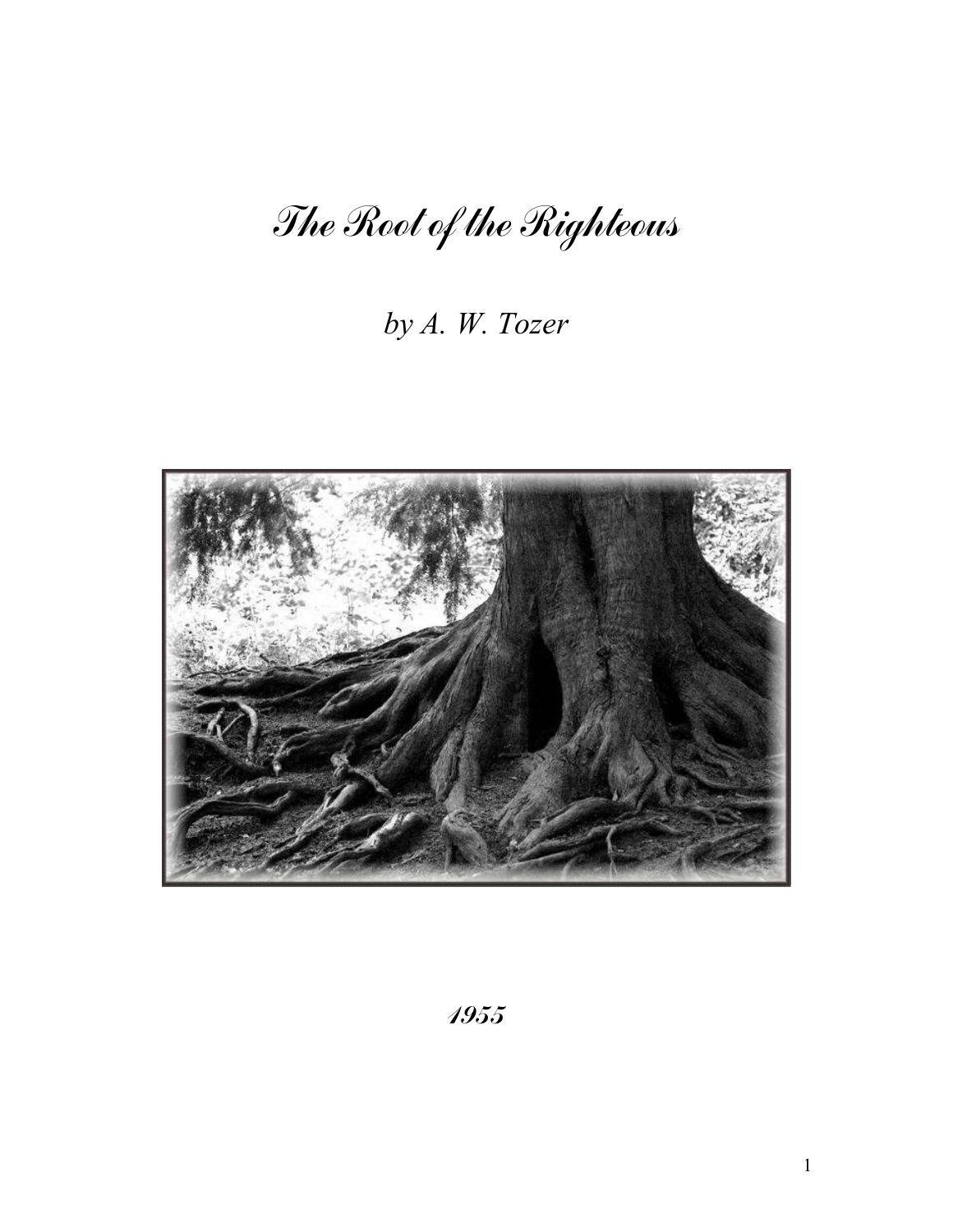# *The Root of the Righteous*

*by A. W. Tozer*

***1955***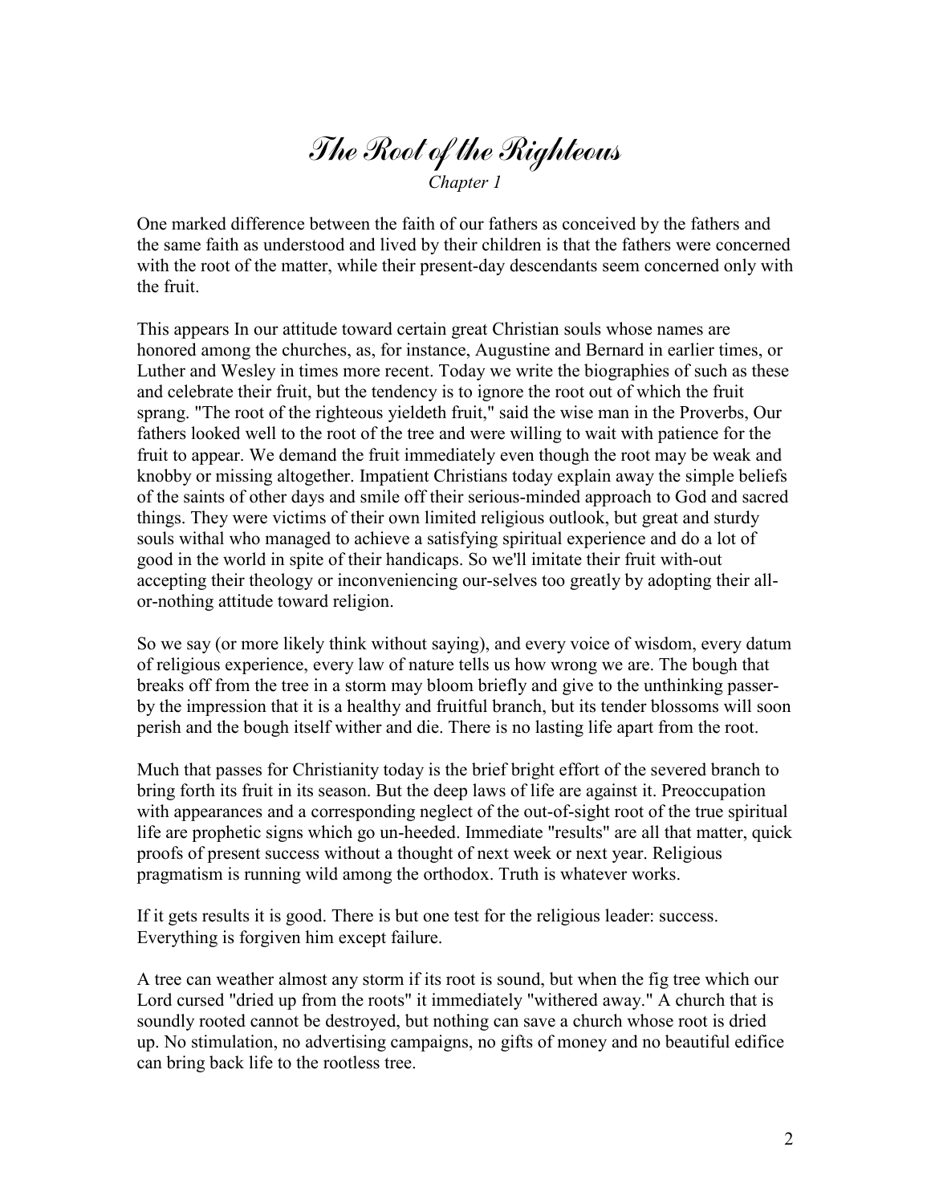# The Root of the Righteous

*Chapter 1*

One marked difference between the faith of our fathers as conceived by the fathers and the same faith as understood and lived by their children is that the fathers were concerned with the root of the matter, while their present-day descendants seem concerned only with the fruit.

This appears In our attitude toward certain great Christian souls whose names are honored among the churches, as, for instance, Augustine and Bernard in earlier times, or Luther and Wesley in times more recent. Today we write the biographies of such as these and celebrate their fruit, but the tendency is to ignore the root out of which the fruit sprang. "The root of the righteous yieldeth fruit," said the wise man in the Proverbs, Our fathers looked well to the root of the tree and were willing to wait with patience for the fruit to appear. We demand the fruit immediately even though the root may be weak and knobby or missing altogether. Impatient Christians today explain away the simple beliefs of the saints of other days and smile off their serious-minded approach to God and sacred things. They were victims of their own limited religious outlook, but great and sturdy souls withal who managed to achieve a satisfying spiritual experience and do a lot of good in the world in spite of their handicaps. So we'll imitate their fruit with-out accepting their theology or inconveniencing our-selves too greatly by adopting their all-or-nothing attitude toward religion.

So we say (or more likely think without saying), and every voice of wisdom, every datum of religious experience, every law of nature tells us how wrong we are. The bough that breaks off from the tree in a storm may bloom briefly and give to the unthinking passer-by the impression that it is a healthy and fruitful branch, but its tender blossoms will soon perish and the bough itself wither and die. There is no lasting life apart from the root.

Much that passes for Christianity today is the brief bright effort of the severed branch to bring forth its fruit in its season. But the deep laws of life are against it. Preoccupation with appearances and a corresponding neglect of the out-of-sight root of the true spiritual life are prophetic signs which go un-heeded. Immediate "results" are all that matter, quick proofs of present success without a thought of next week or next year. Religious pragmatism is running wild among the orthodox. Truth is whatever works.

If it gets results it is good. There is but one test for the religious leader: success. Everything is forgiven him except failure.

A tree can weather almost any storm if its root is sound, but when the fig tree which our Lord cursed "dried up from the roots" it immediately "withered away." A church that is soundly rooted cannot be destroyed, but nothing can save a church whose root is dried up. No stimulation, no advertising campaigns, no gifts of money and no beautiful edifice can bring back life to the rootless tree.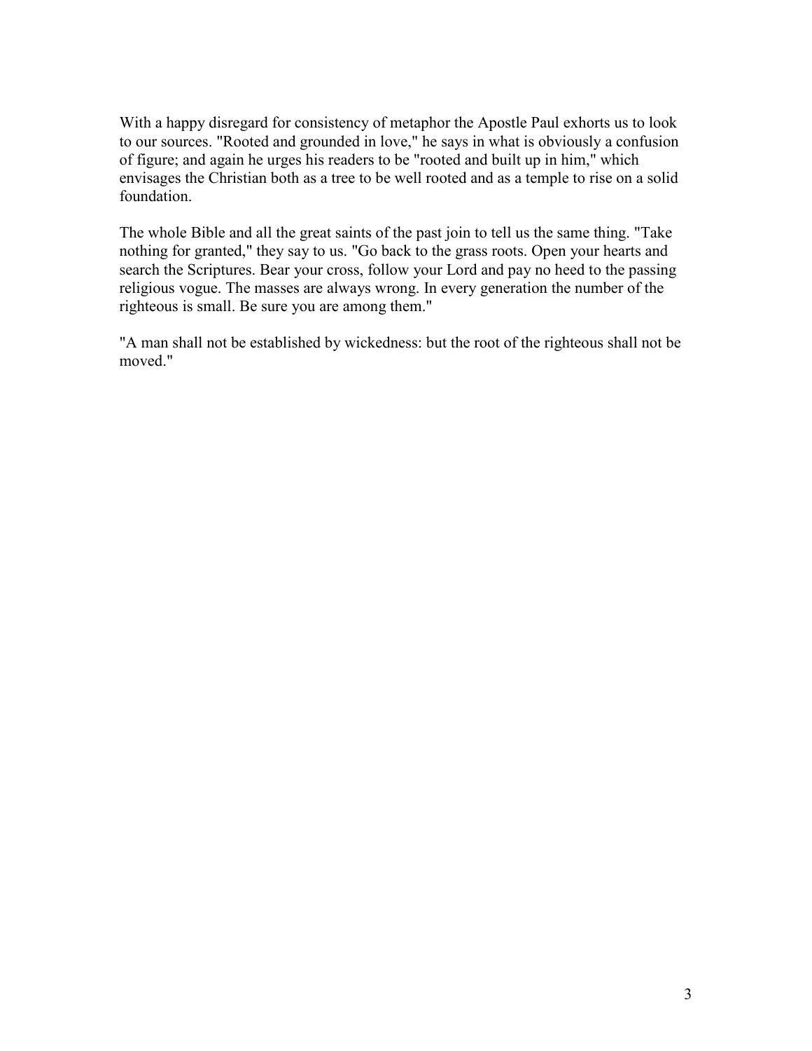With a happy disregard for consistency of metaphor the Apostle Paul exhorts us to look to our sources. "Rooted and grounded in love," he says in what is obviously a confusion of figure; and again he urges his readers to be "rooted and built up in him," which envisages the Christian both as a tree to be well rooted and as a temple to rise on a solid foundation.

The whole Bible and all the great saints of the past join to tell us the same thing. "Take nothing for granted," they say to us. "Go back to the grass roots. Open your hearts and search the Scriptures. Bear your cross, follow your Lord and pay no heed to the passing religious vogue. The masses are always wrong. In every generation the number of the righteous is small. Be sure you are among them."

"A man shall not be established by wickedness: but the root of the righteous shall not be moved."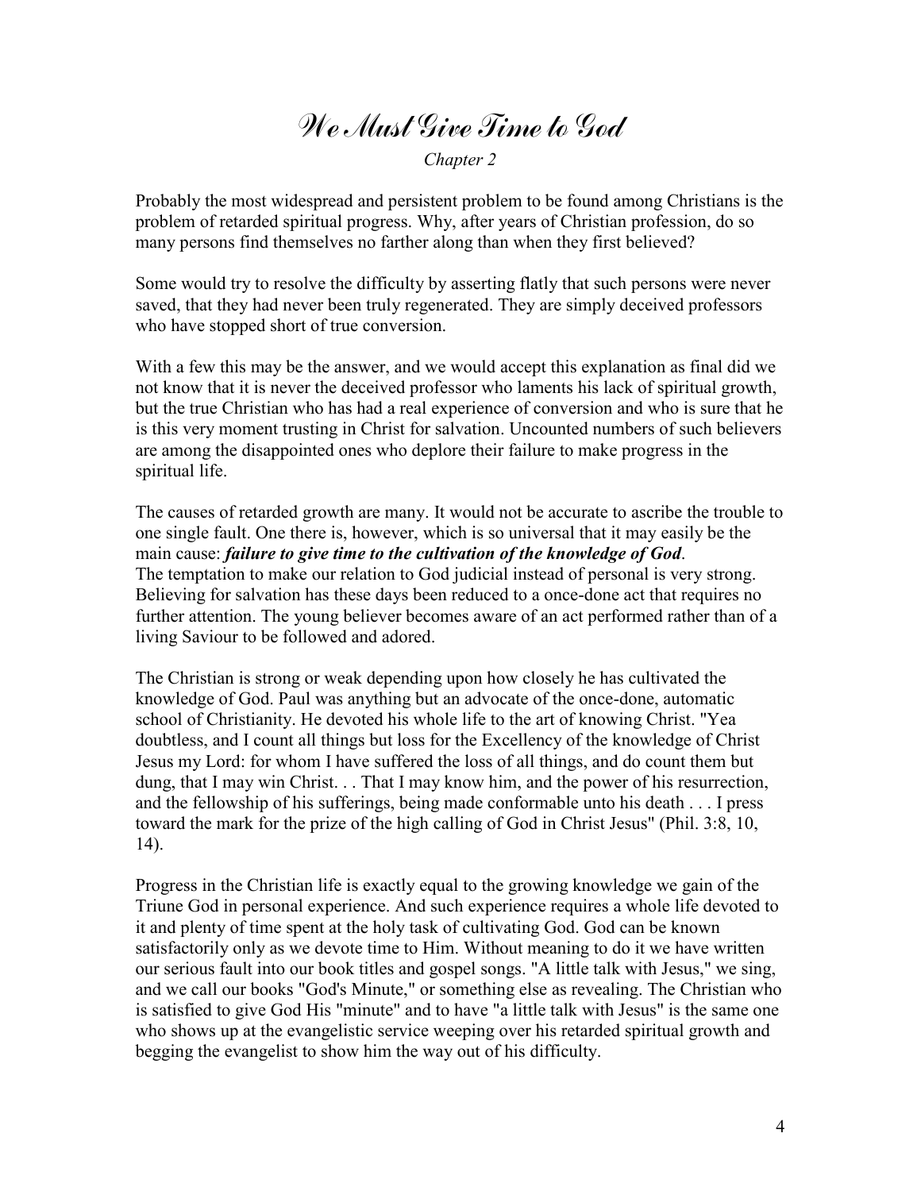# We Must Give Time to God

*Chapter 2*

Probably the most widespread and persistent problem to be found among Christians is the problem of retarded spiritual progress. Why, after years of Christian profession, do so many persons find themselves no farther along than when they first believed?

Some would try to resolve the difficulty by asserting flatly that such persons were never saved, that they had never been truly regenerated. They are simply deceived professors who have stopped short of true conversion.

With a few this may be the answer, and we would accept this explanation as final did we not know that it is never the deceived professor who laments his lack of spiritual growth, but the true Christian who has had a real experience of conversion and who is sure that he is this very moment trusting in Christ for salvation. Uncounted numbers of such believers are among the disappointed ones who deplore their failure to make progress in the spiritual life.

The causes of retarded growth are many. It would not be accurate to ascribe the trouble to one single fault. One there is, however, which is so universal that it may easily be the main cause: ***failure to give time to the cultivation of the knowledge of God***.
The temptation to make our relation to God judicial instead of personal is very strong. Believing for salvation has these days been reduced to a once-done act that requires no further attention. The young believer becomes aware of an act performed rather than of a living Saviour to be followed and adored.

The Christian is strong or weak depending upon how closely he has cultivated the knowledge of God. Paul was anything but an advocate of the once-done, automatic school of Christianity. He devoted his whole life to the art of knowing Christ. "Yea doubtless, and I count all things but loss for the Excellency of the knowledge of Christ Jesus my Lord: for whom I have suffered the loss of all things, and do count them but dung, that I may win Christ. . . That I may know him, and the power of his resurrection, and the fellowship of his sufferings, being made conformable unto his death . . . I press toward the mark for the prize of the high calling of God in Christ Jesus" (Phil. 3:8, 10, 14).

Progress in the Christian life is exactly equal to the growing knowledge we gain of the Triune God in personal experience. And such experience requires a whole life devoted to it and plenty of time spent at the holy task of cultivating God. God can be known satisfactorily only as we devote time to Him. Without meaning to do it we have written our serious fault into our book titles and gospel songs. "A little talk with Jesus," we sing, and we call our books "God's Minute," or something else as revealing. The Christian who is satisfied to give God His "minute" and to have "a little talk with Jesus" is the same one who shows up at the evangelistic service weeping over his retarded spiritual growth and begging the evangelist to show him the way out of his difficulty.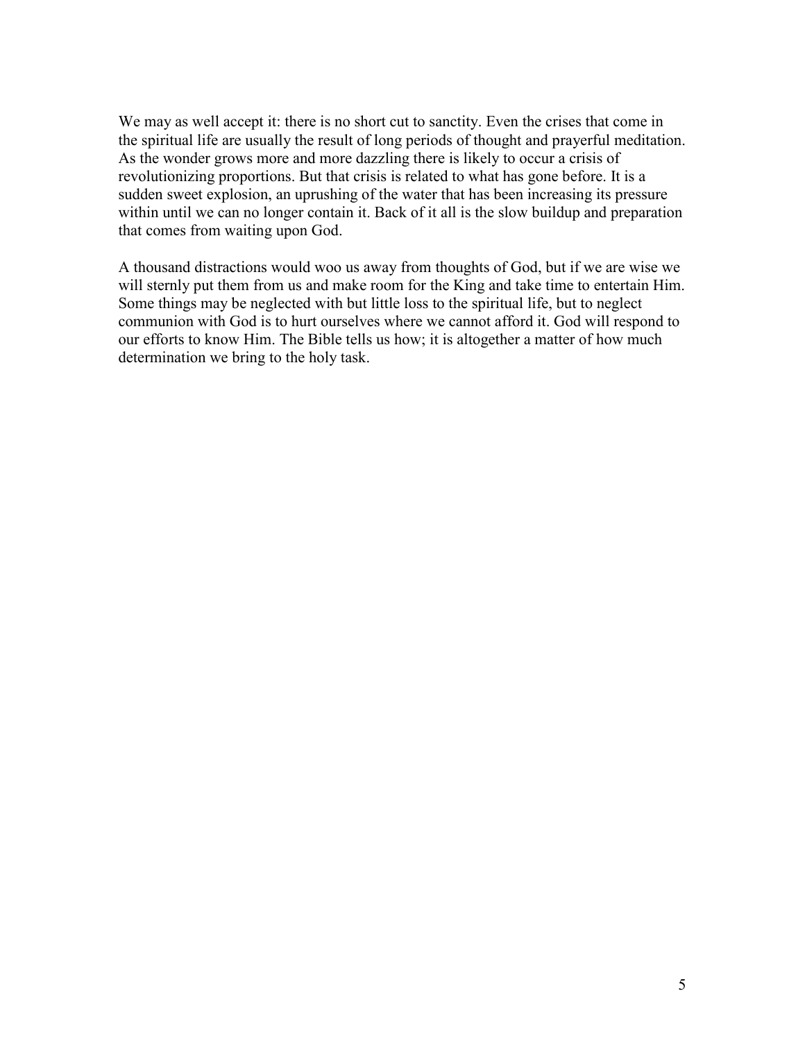We may as well accept it: there is no short cut to sanctity. Even the crises that come in the spiritual life are usually the result of long periods of thought and prayerful meditation. As the wonder grows more and more dazzling there is likely to occur a crisis of revolutionizing proportions. But that crisis is related to what has gone before. It is a sudden sweet explosion, an uprushing of the water that has been increasing its pressure within until we can no longer contain it. Back of it all is the slow buildup and preparation that comes from waiting upon God.

A thousand distractions would woo us away from thoughts of God, but if we are wise we will sternly put them from us and make room for the King and take time to entertain Him. Some things may be neglected with but little loss to the spiritual life, but to neglect communion with God is to hurt ourselves where we cannot afford it. God will respond to our efforts to know Him. The Bible tells us how; it is altogether a matter of how much determination we bring to the holy task.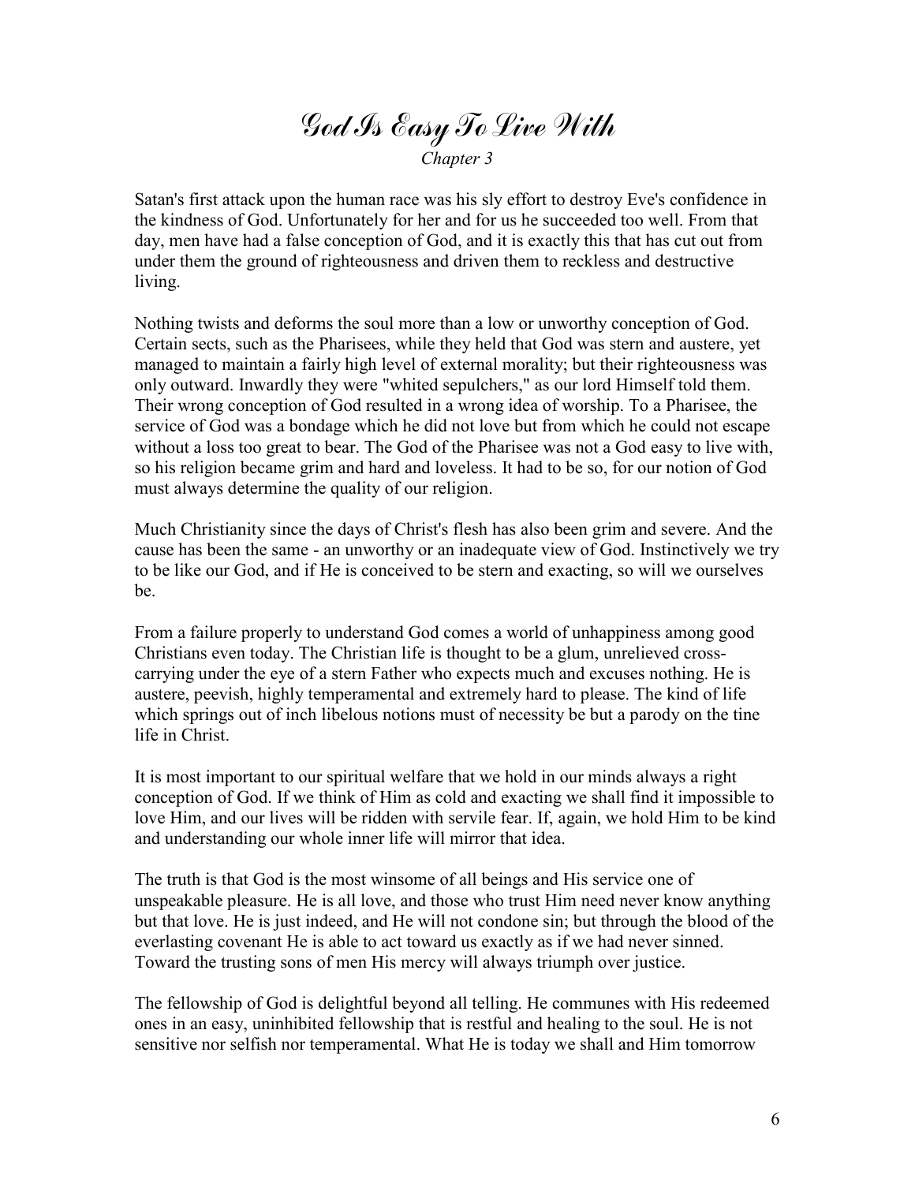# God Is Easy To Live With

*Chapter 3*

Satan's first attack upon the human race was his sly effort to destroy Eve's confidence in the kindness of God. Unfortunately for her and for us he succeeded too well. From that day, men have had a false conception of God, and it is exactly this that has cut out from under them the ground of righteousness and driven them to reckless and destructive living.

Nothing twists and deforms the soul more than a low or unworthy conception of God. Certain sects, such as the Pharisees, while they held that God was stern and austere, yet managed to maintain a fairly high level of external morality; but their righteousness was only outward. Inwardly they were "whited sepulchers," as our lord Himself told them. Their wrong conception of God resulted in a wrong idea of worship. To a Pharisee, the service of God was a bondage which he did not love but from which he could not escape without a loss too great to bear. The God of the Pharisee was not a God easy to live with, so his religion became grim and hard and loveless. It had to be so, for our notion of God must always determine the quality of our religion.

Much Christianity since the days of Christ's flesh has also been grim and severe. And the cause has been the same - an unworthy or an inadequate view of God. Instinctively we try to be like our God, and if He is conceived to be stern and exacting, so will we ourselves be.

From a failure properly to understand God comes a world of unhappiness among good Christians even today. The Christian life is thought to be a glum, unrelieved cross-carrying under the eye of a stern Father who expects much and excuses nothing. He is austere, peevish, highly temperamental and extremely hard to please. The kind of life which springs out of inch libelous notions must of necessity be but a parody on the tine life in Christ.

It is most important to our spiritual welfare that we hold in our minds always a right conception of God. If we think of Him as cold and exacting we shall find it impossible to love Him, and our lives will be ridden with servile fear. If, again, we hold Him to be kind and understanding our whole inner life will mirror that idea.

The truth is that God is the most winsome of all beings and His service one of unspeakable pleasure. He is all love, and those who trust Him need never know anything but that love. He is just indeed, and He will not condone sin; but through the blood of the everlasting covenant He is able to act toward us exactly as if we had never sinned. Toward the trusting sons of men His mercy will always triumph over justice.

The fellowship of God is delightful beyond all telling. He communes with His redeemed ones in an easy, uninhibited fellowship that is restful and healing to the soul. He is not sensitive nor selfish nor temperamental. What He is today we shall and Him tomorrow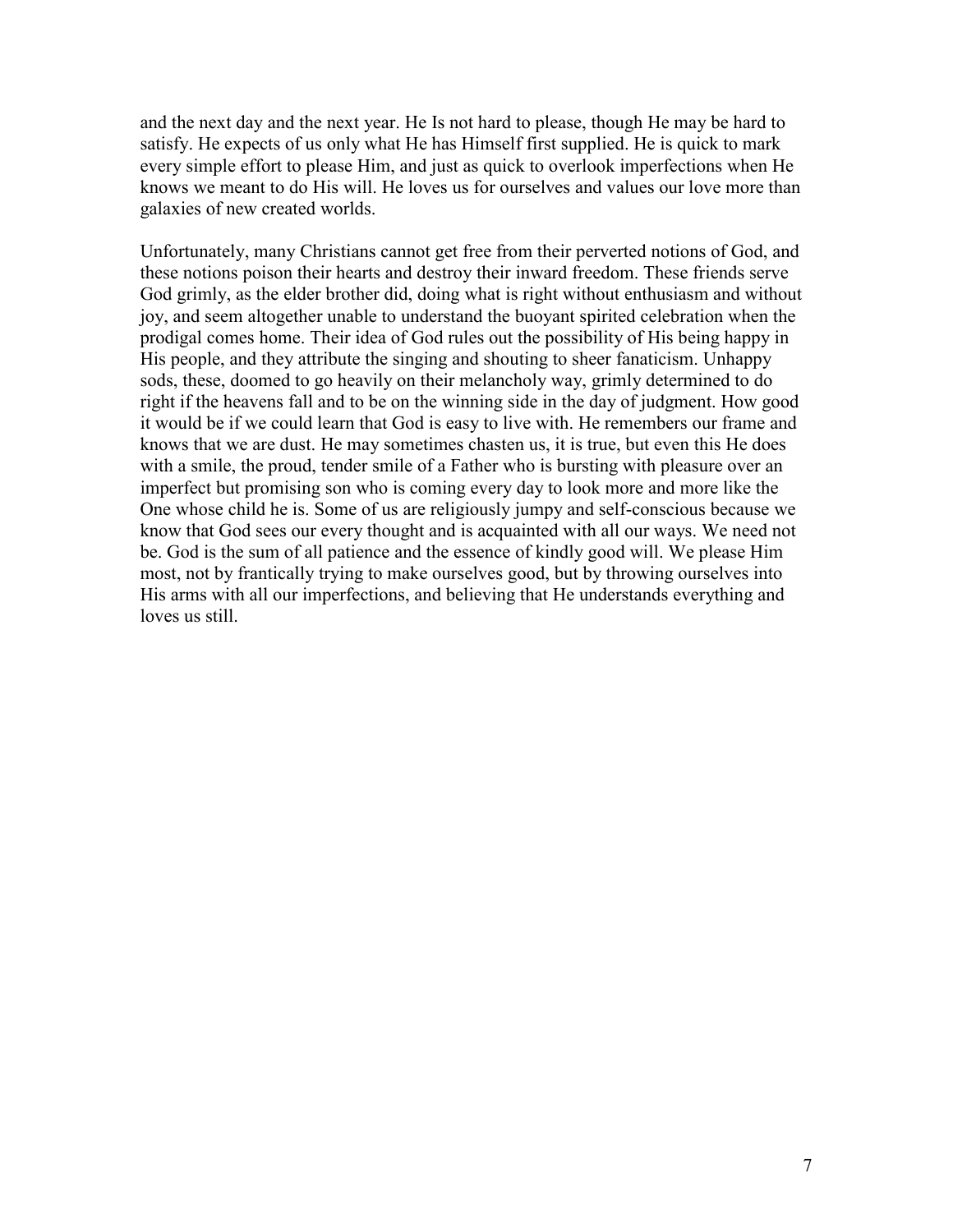and the next day and the next year. He Is not hard to please, though He may be hard to satisfy. He expects of us only what He has Himself first supplied. He is quick to mark every simple effort to please Him, and just as quick to overlook imperfections when He knows we meant to do His will. He loves us for ourselves and values our love more than galaxies of new created worlds.

Unfortunately, many Christians cannot get free from their perverted notions of God, and these notions poison their hearts and destroy their inward freedom. These friends serve God grimly, as the elder brother did, doing what is right without enthusiasm and without joy, and seem altogether unable to understand the buoyant spirited celebration when the prodigal comes home. Their idea of God rules out the possibility of His being happy in His people, and they attribute the singing and shouting to sheer fanaticism. Unhappy sods, these, doomed to go heavily on their melancholy way, grimly determined to do right if the heavens fall and to be on the winning side in the day of judgment. How good it would be if we could learn that God is easy to live with. He remembers our frame and knows that we are dust. He may sometimes chasten us, it is true, but even this He does with a smile, the proud, tender smile of a Father who is bursting with pleasure over an imperfect but promising son who is coming every day to look more and more like the One whose child he is. Some of us are religiously jumpy and self-conscious because we know that God sees our every thought and is acquainted with all our ways. We need not be. God is the sum of all patience and the essence of kindly good will. We please Him most, not by frantically trying to make ourselves good, but by throwing ourselves into His arms with all our imperfections, and believing that He understands everything and loves us still.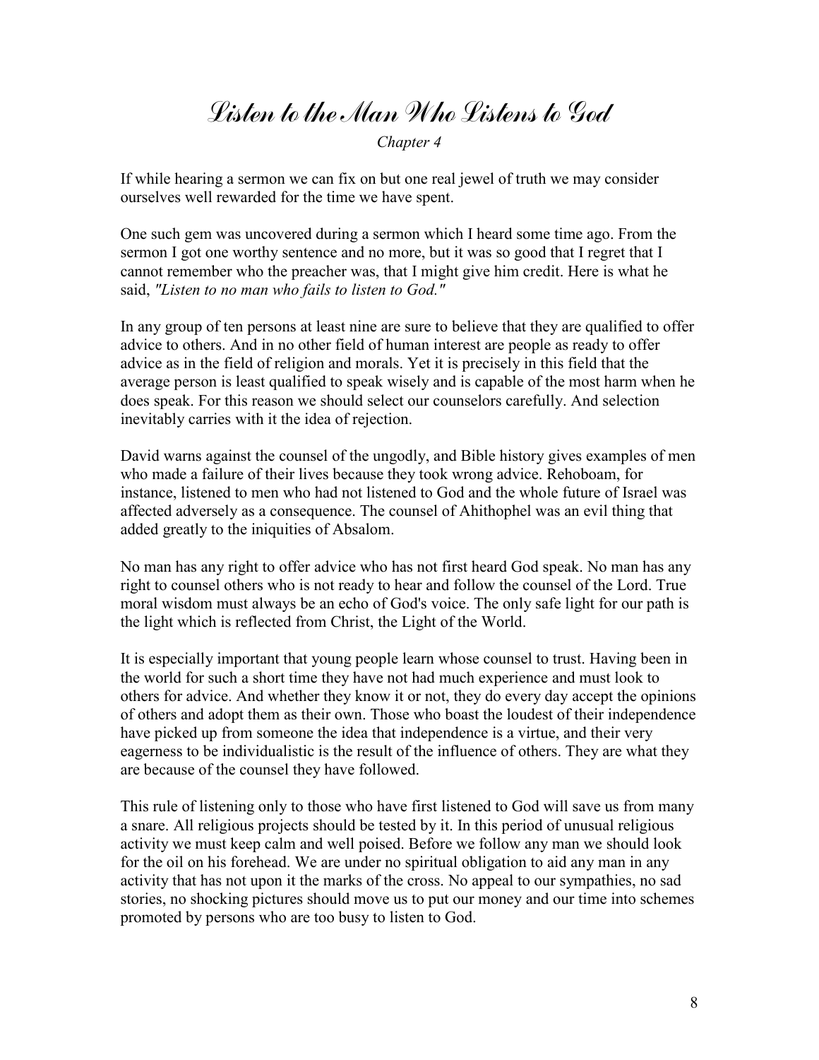# Listen to the Man Who Listens to God

*Chapter 4*

If while hearing a sermon we can fix on but one real jewel of truth we may consider ourselves well rewarded for the time we have spent.

One such gem was uncovered during a sermon which I heard some time ago. From the sermon I got one worthy sentence and no more, but it was so good that I regret that I cannot remember who the preacher was, that I might give him credit. Here is what he said, *"Listen to no man who fails to listen to God."*

In any group of ten persons at least nine are sure to believe that they are qualified to offer advice to others. And in no other field of human interest are people as ready to offer advice as in the field of religion and morals. Yet it is precisely in this field that the average person is least qualified to speak wisely and is capable of the most harm when he does speak. For this reason we should select our counselors carefully. And selection inevitably carries with it the idea of rejection.

David warns against the counsel of the ungodly, and Bible history gives examples of men who made a failure of their lives because they took wrong advice. Rehoboam, for instance, listened to men who had not listened to God and the whole future of Israel was affected adversely as a consequence. The counsel of Ahithophel was an evil thing that added greatly to the iniquities of Absalom.

No man has any right to offer advice who has not first heard God speak. No man has any right to counsel others who is not ready to hear and follow the counsel of the Lord. True moral wisdom must always be an echo of God's voice. The only safe light for our path is the light which is reflected from Christ, the Light of the World.

It is especially important that young people learn whose counsel to trust. Having been in the world for such a short time they have not had much experience and must look to others for advice. And whether they know it or not, they do every day accept the opinions of others and adopt them as their own. Those who boast the loudest of their independence have picked up from someone the idea that independence is a virtue, and their very eagerness to be individualistic is the result of the influence of others. They are what they are because of the counsel they have followed.

This rule of listening only to those who have first listened to God will save us from many a snare. All religious projects should be tested by it. In this period of unusual religious activity we must keep calm and well poised. Before we follow any man we should look for the oil on his forehead. We are under no spiritual obligation to aid any man in any activity that has not upon it the marks of the cross. No appeal to our sympathies, no sad stories, no shocking pictures should move us to put our money and our time into schemes promoted by persons who are too busy to listen to God.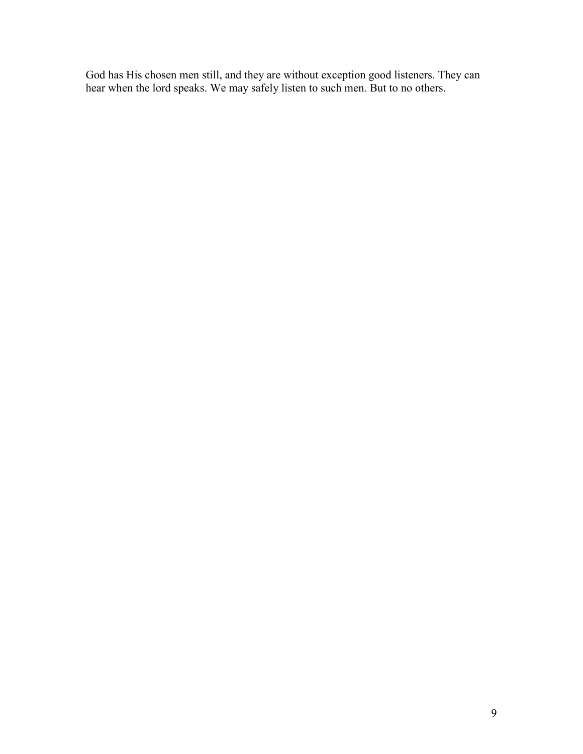God has His chosen men still, and they are without exception good listeners. They can hear when the lord speaks. We may safely listen to such men. But to no others.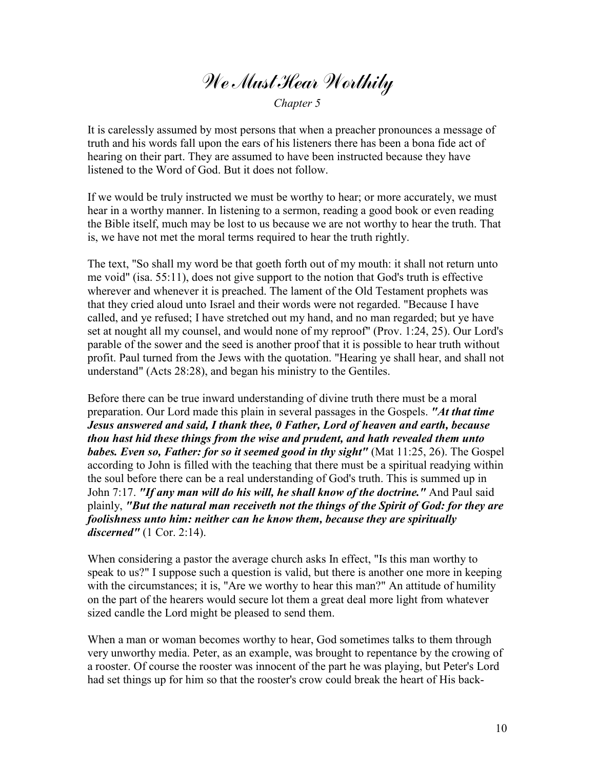# We Must Hear Worthily

*Chapter 5*

It is carelessly assumed by most persons that when a preacher pronounces a message of truth and his words fall upon the ears of his listeners there has been a bona fide act of hearing on their part. They are assumed to have been instructed because they have listened to the Word of God. But it does not follow.

If we would be truly instructed we must be worthy to hear; or more accurately, we must hear in a worthy manner. In listening to a sermon, reading a good book or even reading the Bible itself, much may be lost to us because we are not worthy to hear the truth. That is, we have not met the moral terms required to hear the truth rightly.

The text, "So shall my word be that goeth forth out of my mouth: it shall not return unto me void" (isa. 55:11), does not give support to the notion that God's truth is effective wherever and whenever it is preached. The lament of the Old Testament prophets was that they cried aloud unto Israel and their words were not regarded. "Because I have called, and ye refused; I have stretched out my hand, and no man regarded; but ye have set at nought all my counsel, and would none of my reproof" (Prov. 1:24, 25). Our Lord's parable of the sower and the seed is another proof that it is possible to hear truth without profit. Paul turned from the Jews with the quotation. "Hearing ye shall hear, and shall not understand" (Acts 28:28), and began his ministry to the Gentiles.

Before there can be true inward understanding of divine truth there must be a moral preparation. Our Lord made this plain in several passages in the Gospels. ***"At that time Jesus answered and said, I thank thee, 0 Father, Lord of heaven and earth, because thou hast hid these things from the wise and prudent, and hath revealed them unto babes. Even so, Father: for so it seemed good in thy sight"*** (Mat 11:25, 26). The Gospel according to John is filled with the teaching that there must be a spiritual readying within the soul before there can be a real understanding of God's truth. This is summed up in John 7:17. ***"If any man will do his will, he shall know of the doctrine."*** And Paul said plainly, ***"But the natural man receiveth not the things of the Spirit of God: for they are foolishness unto him: neither can he know them, because they are spiritually discerned"*** (1 Cor. 2:14).

When considering a pastor the average church asks In effect, "Is this man worthy to speak to us?" I suppose such a question is valid, but there is another one more in keeping with the circumstances; it is, "Are we worthy to hear this man?" An attitude of humility on the part of the hearers would secure lot them a great deal more light from whatever sized candle the Lord might be pleased to send them.

When a man or woman becomes worthy to hear, God sometimes talks to them through very unworthy media. Peter, as an example, was brought to repentance by the crowing of a rooster. Of course the rooster was innocent of the part he was playing, but Peter's Lord had set things up for him so that the rooster's crow could break the heart of His back-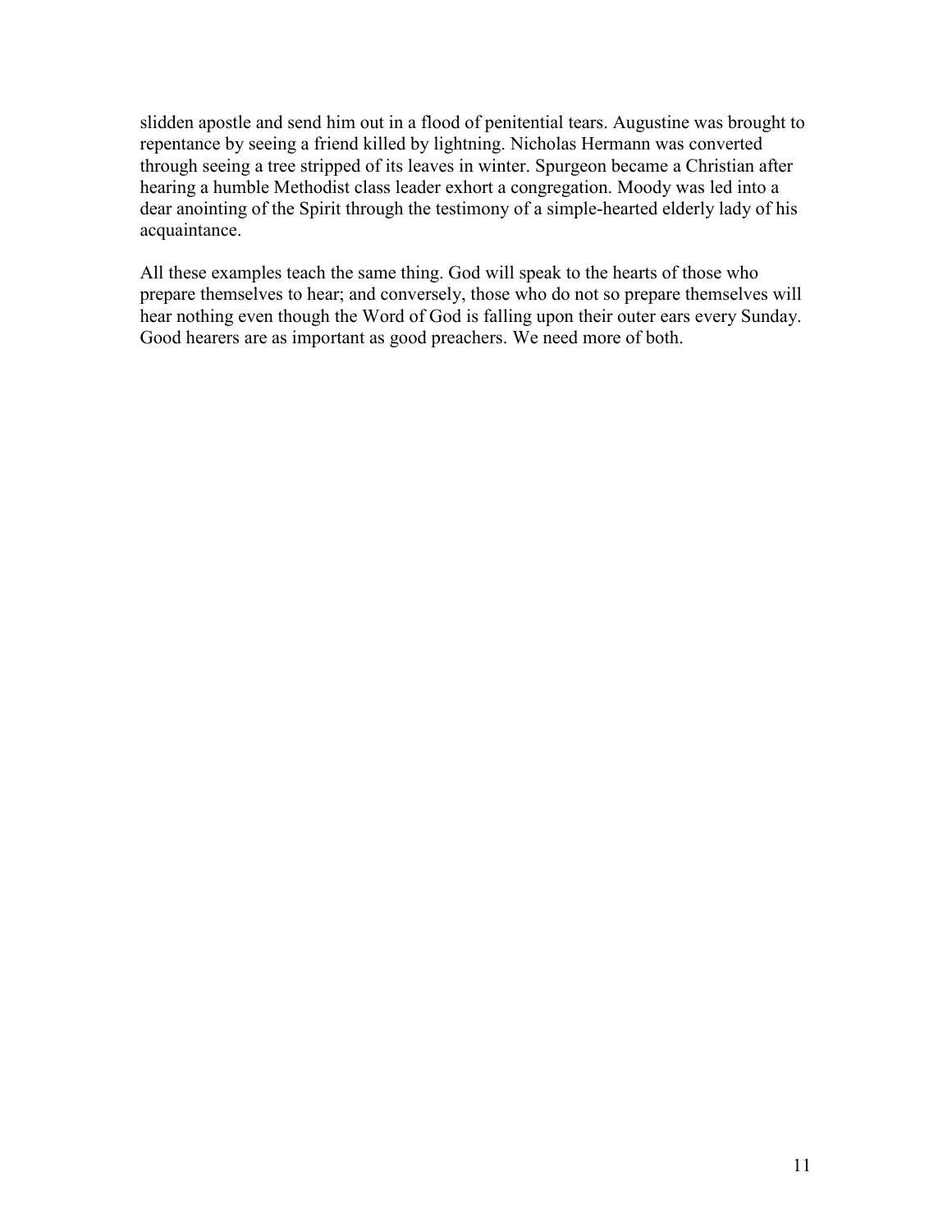slidden apostle and send him out in a flood of penitential tears. Augustine was brought to repentance by seeing a friend killed by lightning. Nicholas Hermann was converted through seeing a tree stripped of its leaves in winter. Spurgeon became a Christian after hearing a humble Methodist class leader exhort a congregation. Moody was led into a dear anointing of the Spirit through the testimony of a simple-hearted elderly lady of his acquaintance.

All these examples teach the same thing. God will speak to the hearts of those who prepare themselves to hear; and conversely, those who do not so prepare themselves will hear nothing even though the Word of God is falling upon their outer ears every Sunday. Good hearers are as important as good preachers. We need more of both.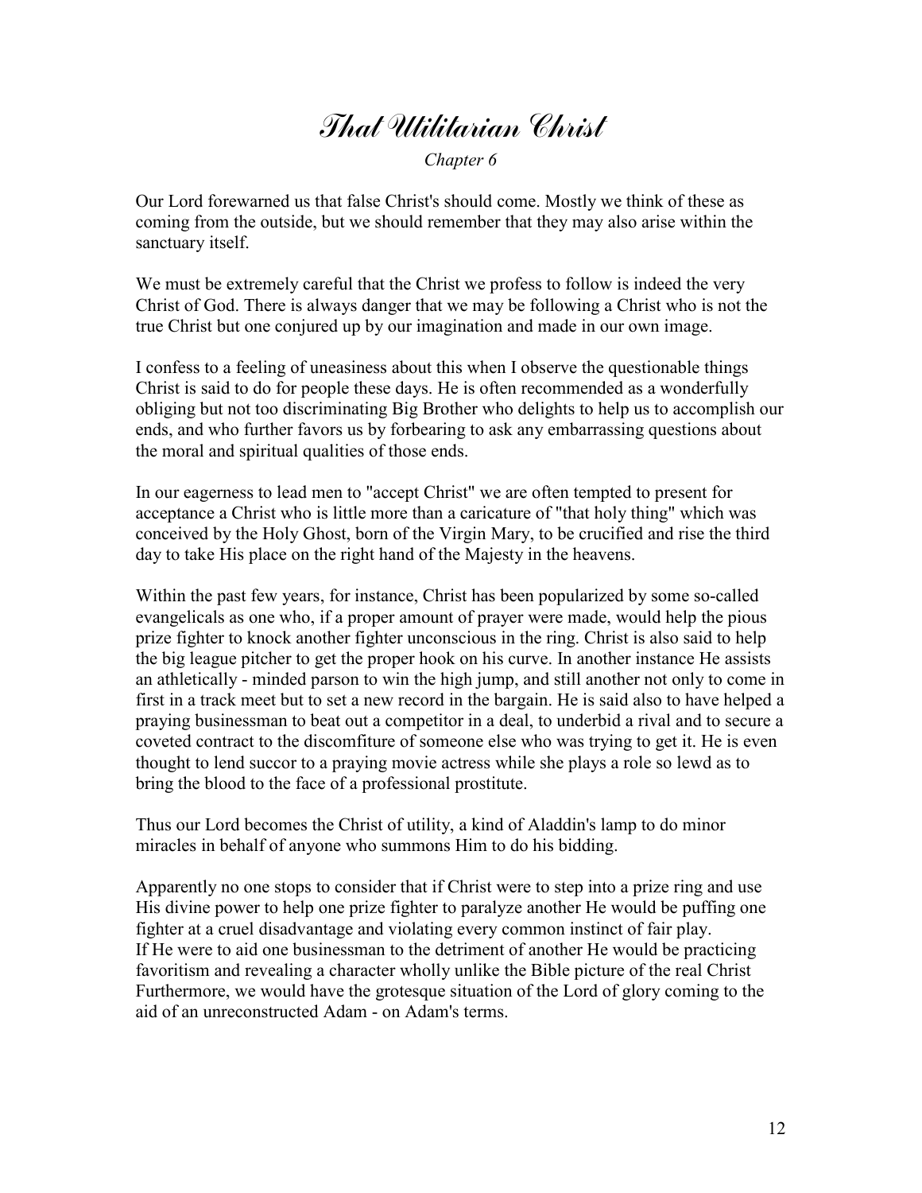# That Utilitarian Christ

*Chapter 6*

Our Lord forewarned us that false Christ's should come. Mostly we think of these as coming from the outside, but we should remember that they may also arise within the sanctuary itself.

We must be extremely careful that the Christ we profess to follow is indeed the very Christ of God. There is always danger that we may be following a Christ who is not the true Christ but one conjured up by our imagination and made in our own image.

I confess to a feeling of uneasiness about this when I observe the questionable things Christ is said to do for people these days. He is often recommended as a wonderfully obliging but not too discriminating Big Brother who delights to help us to accomplish our ends, and who further favors us by forbearing to ask any embarrassing questions about the moral and spiritual qualities of those ends.

In our eagerness to lead men to "accept Christ" we are often tempted to present for acceptance a Christ who is little more than a caricature of "that holy thing" which was conceived by the Holy Ghost, born of the Virgin Mary, to be crucified and rise the third day to take His place on the right hand of the Majesty in the heavens.

Within the past few years, for instance, Christ has been popularized by some so-called evangelicals as one who, if a proper amount of prayer were made, would help the pious prize fighter to knock another fighter unconscious in the ring. Christ is also said to help the big league pitcher to get the proper hook on his curve. In another instance He assists an athletically - minded parson to win the high jump, and still another not only to come in first in a track meet but to set a new record in the bargain. He is said also to have helped a praying businessman to beat out a competitor in a deal, to underbid a rival and to secure a coveted contract to the discomfiture of someone else who was trying to get it. He is even thought to lend succor to a praying movie actress while she plays a role so lewd as to bring the blood to the face of a professional prostitute.

Thus our Lord becomes the Christ of utility, a kind of Aladdin's lamp to do minor miracles in behalf of anyone who summons Him to do his bidding.

Apparently no one stops to consider that if Christ were to step into a prize ring and use His divine power to help one prize fighter to paralyze another He would be puffing one fighter at a cruel disadvantage and violating every common instinct of fair play. If He were to aid one businessman to the detriment of another He would be practicing favoritism and revealing a character wholly unlike the Bible picture of the real Christ Furthermore, we would have the grotesque situation of the Lord of glory coming to the aid of an unreconstructed Adam - on Adam's terms.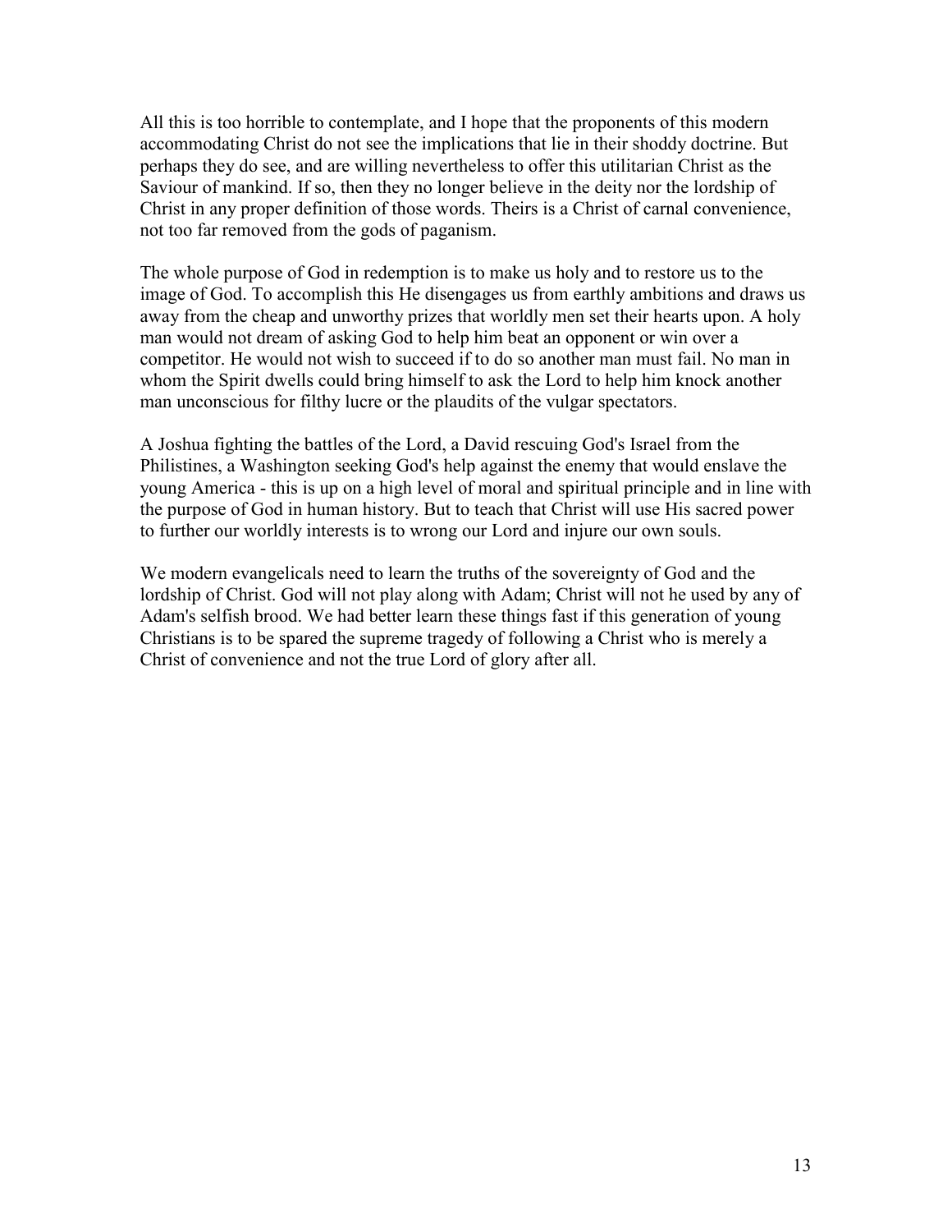All this is too horrible to contemplate, and I hope that the proponents of this modern accommodating Christ do not see the implications that lie in their shoddy doctrine. But perhaps they do see, and are willing nevertheless to offer this utilitarian Christ as the Saviour of mankind. If so, then they no longer believe in the deity nor the lordship of Christ in any proper definition of those words. Theirs is a Christ of carnal convenience, not too far removed from the gods of paganism.

The whole purpose of God in redemption is to make us holy and to restore us to the image of God. To accomplish this He disengages us from earthly ambitions and draws us away from the cheap and unworthy prizes that worldly men set their hearts upon. A holy man would not dream of asking God to help him beat an opponent or win over a competitor. He would not wish to succeed if to do so another man must fail. No man in whom the Spirit dwells could bring himself to ask the Lord to help him knock another man unconscious for filthy lucre or the plaudits of the vulgar spectators.

A Joshua fighting the battles of the Lord, a David rescuing God's Israel from the Philistines, a Washington seeking God's help against the enemy that would enslave the young America - this is up on a high level of moral and spiritual principle and in line with the purpose of God in human history. But to teach that Christ will use His sacred power to further our worldly interests is to wrong our Lord and injure our own souls.

We modern evangelicals need to learn the truths of the sovereignty of God and the lordship of Christ. God will not play along with Adam; Christ will not he used by any of Adam's selfish brood. We had better learn these things fast if this generation of young Christians is to be spared the supreme tragedy of following a Christ who is merely a Christ of convenience and not the true Lord of glory after all.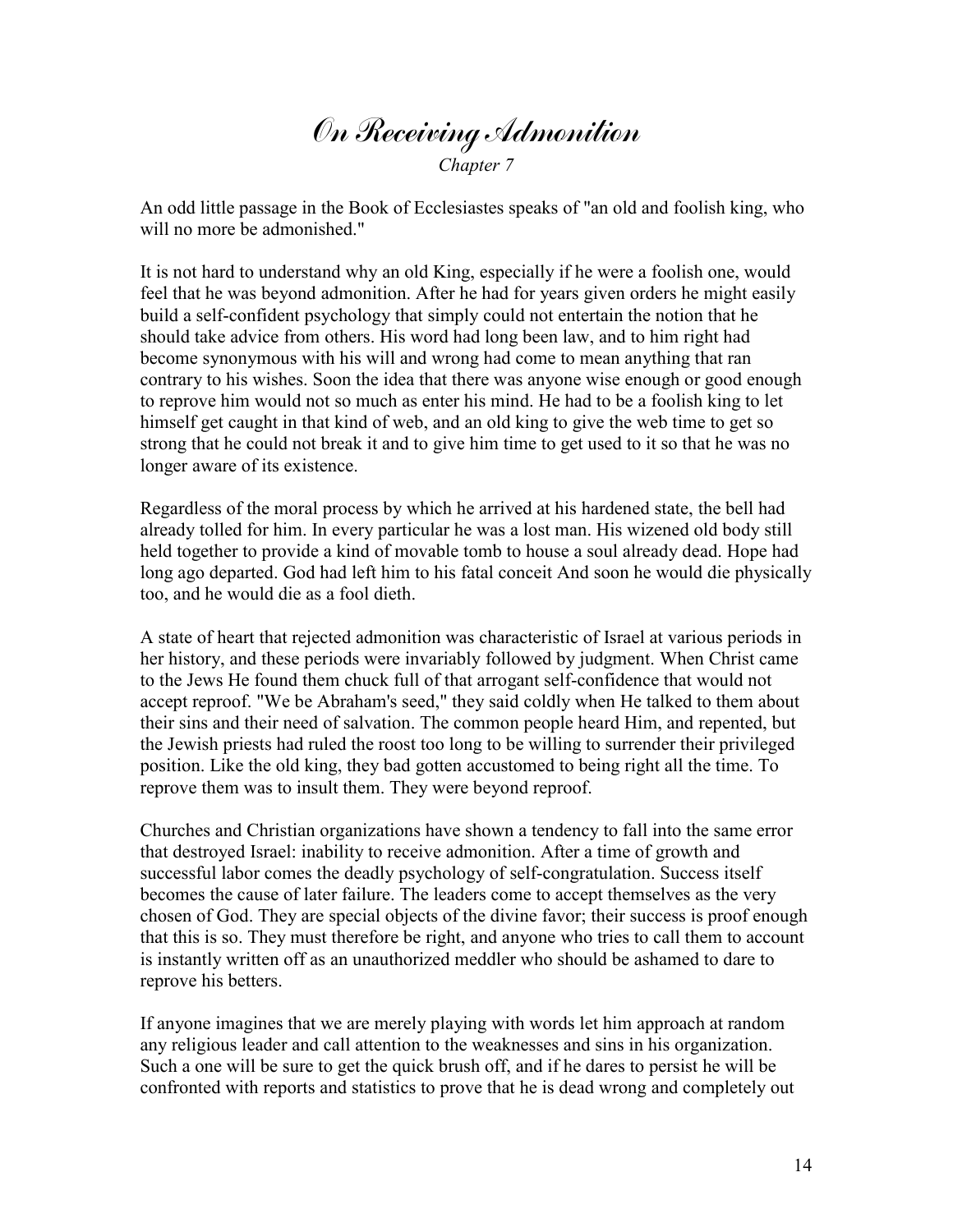# *On Receiving Admonition*

*Chapter 7*

An odd little passage in the Book of Ecclesiastes speaks of "an old and foolish king, who will no more be admonished."

It is not hard to understand why an old King, especially if he were a foolish one, would feel that he was beyond admonition. After he had for years given orders he might easily build a self-confident psychology that simply could not entertain the notion that he should take advice from others. His word had long been law, and to him right had become synonymous with his will and wrong had come to mean anything that ran contrary to his wishes. Soon the idea that there was anyone wise enough or good enough to reprove him would not so much as enter his mind. He had to be a foolish king to let himself get caught in that kind of web, and an old king to give the web time to get so strong that he could not break it and to give him time to get used to it so that he was no longer aware of its existence.

Regardless of the moral process by which he arrived at his hardened state, the bell had already tolled for him. In every particular he was a lost man. His wizened old body still held together to provide a kind of movable tomb to house a soul already dead. Hope had long ago departed. God had left him to his fatal conceit And soon he would die physically too, and he would die as a fool dieth.

A state of heart that rejected admonition was characteristic of Israel at various periods in her history, and these periods were invariably followed by judgment. When Christ came to the Jews He found them chuck full of that arrogant self-confidence that would not accept reproof. "We be Abraham's seed," they said coldly when He talked to them about their sins and their need of salvation. The common people heard Him, and repented, but the Jewish priests had ruled the roost too long to be willing to surrender their privileged position. Like the old king, they bad gotten accustomed to being right all the time. To reprove them was to insult them. They were beyond reproof.

Churches and Christian organizations have shown a tendency to fall into the same error that destroyed Israel: inability to receive admonition. After a time of growth and successful labor comes the deadly psychology of self-congratulation. Success itself becomes the cause of later failure. The leaders come to accept themselves as the very chosen of God. They are special objects of the divine favor; their success is proof enough that this is so. They must therefore be right, and anyone who tries to call them to account is instantly written off as an unauthorized meddler who should be ashamed to dare to reprove his betters.

If anyone imagines that we are merely playing with words let him approach at random any religious leader and call attention to the weaknesses and sins in his organization. Such a one will be sure to get the quick brush off, and if he dares to persist he will be confronted with reports and statistics to prove that he is dead wrong and completely out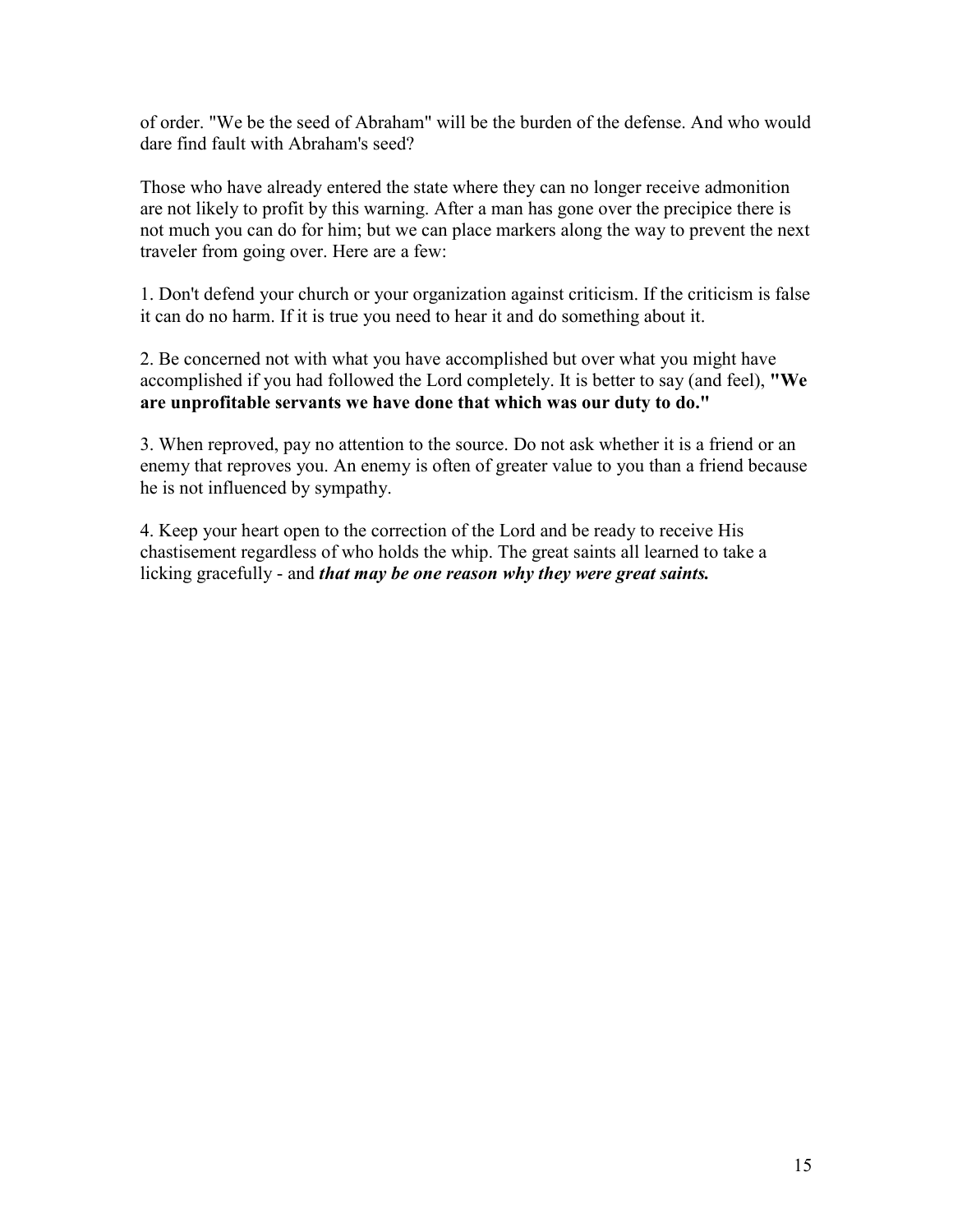of order. "We be the seed of Abraham" will be the burden of the defense. And who would dare find fault with Abraham's seed?

Those who have already entered the state where they can no longer receive admonition are not likely to profit by this warning. After a man has gone over the precipice there is not much you can do for him; but we can place markers along the way to prevent the next traveler from going over. Here are a few:

1. Don't defend your church or your organization against criticism. If the criticism is false it can do no harm. If it is true you need to hear it and do something about it.

2. Be concerned not with what you have accomplished but over what you might have accomplished if you had followed the Lord completely. It is better to say (and feel), **"We are unprofitable servants we have done that which was our duty to do."**

3. When reproved, pay no attention to the source. Do not ask whether it is a friend or an enemy that reproves you. An enemy is often of greater value to you than a friend because he is not influenced by sympathy.

4. Keep your heart open to the correction of the Lord and be ready to receive His chastisement regardless of who holds the whip. The great saints all learned to take a licking gracefully - and ***that may be one reason why they were great saints.***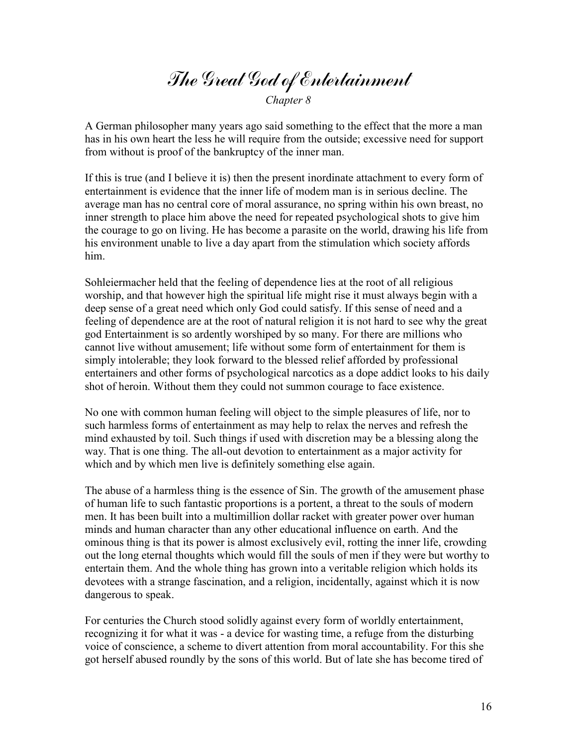# *The Great God of Entertainment*

*Chapter 8*

A German philosopher many years ago said something to the effect that the more a man has in his own heart the less he will require from the outside; excessive need for support from without is proof of the bankruptcy of the inner man.

If this is true (and I believe it is) then the present inordinate attachment to every form of entertainment is evidence that the inner life of modem man is in serious decline. The average man has no central core of moral assurance, no spring within his own breast, no inner strength to place him above the need for repeated psychological shots to give him the courage to go on living. He has become a parasite on the world, drawing his life from his environment unable to live a day apart from the stimulation which society affords him.

Sohleiermacher held that the feeling of dependence lies at the root of all religious worship, and that however high the spiritual life might rise it must always begin with a deep sense of a great need which only God could satisfy. If this sense of need and a feeling of dependence are at the root of natural religion it is not hard to see why the great god Entertainment is so ardently worshiped by so many. For there are millions who cannot live without amusement; life without some form of entertainment for them is simply intolerable; they look forward to the blessed relief afforded by professional entertainers and other forms of psychological narcotics as a dope addict looks to his daily shot of heroin. Without them they could not summon courage to face existence.

No one with common human feeling will object to the simple pleasures of life, nor to such harmless forms of entertainment as may help to relax the nerves and refresh the mind exhausted by toil. Such things if used with discretion may be a blessing along the way. That is one thing. The all-out devotion to entertainment as a major activity for which and by which men live is definitely something else again.

The abuse of a harmless thing is the essence of Sin. The growth of the amusement phase of human life to such fantastic proportions is a portent, a threat to the souls of modern men. It has been built into a multimillion dollar racket with greater power over human minds and human character than any other educational influence on earth. And the ominous thing is that its power is almost exclusively evil, rotting the inner life, crowding out the long eternal thoughts which would fill the souls of men if they were but worthy to entertain them. And the whole thing has grown into a veritable religion which holds its devotees with a strange fascination, and a religion, incidentally, against which it is now dangerous to speak.

For centuries the Church stood solidly against every form of worldly entertainment, recognizing it for what it was - a device for wasting time, a refuge from the disturbing voice of conscience, a scheme to divert attention from moral accountability. For this she got herself abused roundly by the sons of this world. But of late she has become tired of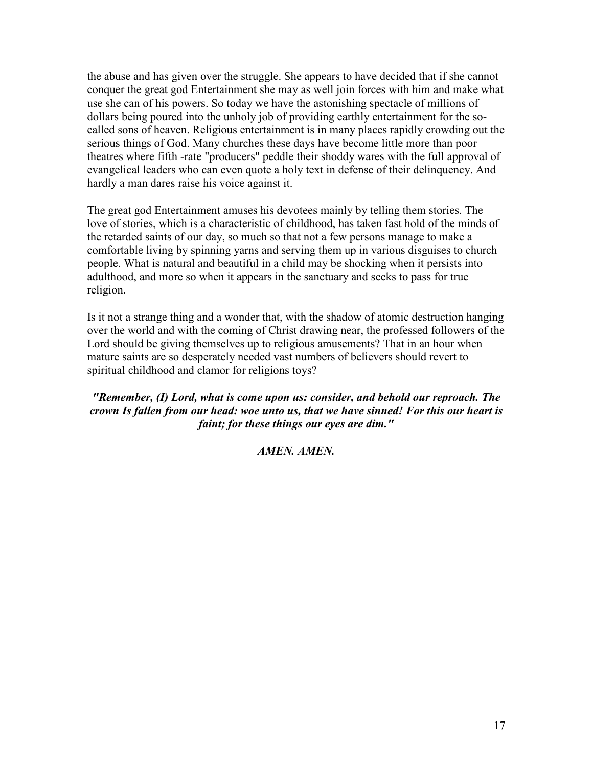the abuse and has given over the struggle. She appears to have decided that if she cannot conquer the great god Entertainment she may as well join forces with him and make what use she can of his powers. So today we have the astonishing spectacle of millions of dollars being poured into the unholy job of providing earthly entertainment for the so-called sons of heaven. Religious entertainment is in many places rapidly crowding out the serious things of God. Many churches these days have become little more than poor theatres where fifth -rate "producers" peddle their shoddy wares with the full approval of evangelical leaders who can even quote a holy text in defense of their delinquency. And hardly a man dares raise his voice against it.

The great god Entertainment amuses his devotees mainly by telling them stories. The love of stories, which is a characteristic of childhood, has taken fast hold of the minds of the retarded saints of our day, so much so that not a few persons manage to make a comfortable living by spinning yarns and serving them up in various disguises to church people. What is natural and beautiful in a child may be shocking when it persists into adulthood, and more so when it appears in the sanctuary and seeks to pass for true religion.

Is it not a strange thing and a wonder that, with the shadow of atomic destruction hanging over the world and with the coming of Christ drawing near, the professed followers of the Lord should be giving themselves up to religious amusements? That in an hour when mature saints are so desperately needed vast numbers of believers should revert to spiritual childhood and clamor for religions toys?

***"Remember, (I) Lord, what is come upon us: consider, and behold our reproach. The crown Is fallen from our head: woe unto us, that we have sinned! For this our heart is faint; for these things our eyes are dim."***

***AMEN. AMEN.***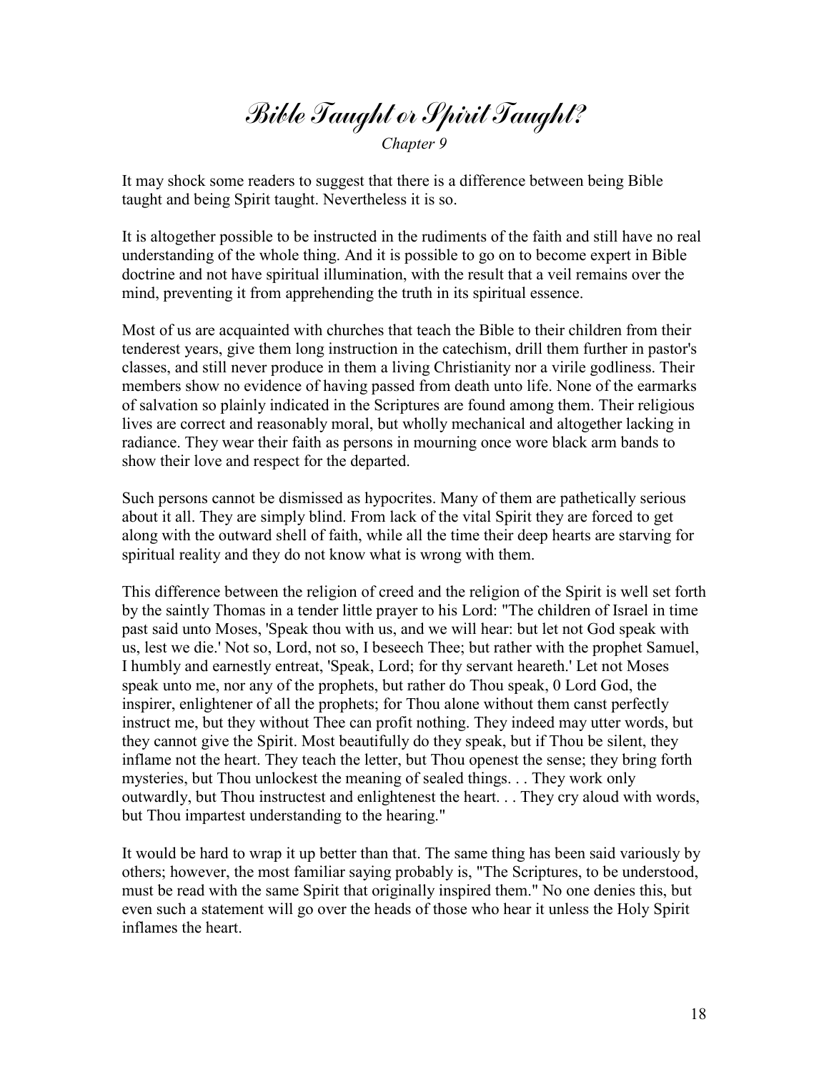# Bible Taught or Spirit Taught?

*Chapter 9*

It may shock some readers to suggest that there is a difference between being Bible taught and being Spirit taught. Nevertheless it is so.

It is altogether possible to be instructed in the rudiments of the faith and still have no real understanding of the whole thing. And it is possible to go on to become expert in Bible doctrine and not have spiritual illumination, with the result that a veil remains over the mind, preventing it from apprehending the truth in its spiritual essence.

Most of us are acquainted with churches that teach the Bible to their children from their tenderest years, give them long instruction in the catechism, drill them further in pastor's classes, and still never produce in them a living Christianity nor a virile godliness. Their members show no evidence of having passed from death unto life. None of the earmarks of salvation so plainly indicated in the Scriptures are found among them. Their religious lives are correct and reasonably moral, but wholly mechanical and altogether lacking in radiance. They wear their faith as persons in mourning once wore black arm bands to show their love and respect for the departed.

Such persons cannot be dismissed as hypocrites. Many of them are pathetically serious about it all. They are simply blind. From lack of the vital Spirit they are forced to get along with the outward shell of faith, while all the time their deep hearts are starving for spiritual reality and they do not know what is wrong with them.

This difference between the religion of creed and the religion of the Spirit is well set forth by the saintly Thomas in a tender little prayer to his Lord: "The children of Israel in time past said unto Moses, 'Speak thou with us, and we will hear: but let not God speak with us, lest we die.' Not so, Lord, not so, I beseech Thee; but rather with the prophet Samuel, I humbly and earnestly entreat, 'Speak, Lord; for thy servant heareth.' Let not Moses speak unto me, nor any of the prophets, but rather do Thou speak, 0 Lord God, the inspirer, enlightener of all the prophets; for Thou alone without them canst perfectly instruct me, but they without Thee can profit nothing. They indeed may utter words, but they cannot give the Spirit. Most beautifully do they speak, but if Thou be silent, they inflame not the heart. They teach the letter, but Thou openest the sense; they bring forth mysteries, but Thou unlockest the meaning of sealed things. . . They work only outwardly, but Thou instructest and enlightenest the heart. . . They cry aloud with words, but Thou impartest understanding to the hearing."

It would be hard to wrap it up better than that. The same thing has been said variously by others; however, the most familiar saying probably is, "The Scriptures, to be understood, must be read with the same Spirit that originally inspired them." No one denies this, but even such a statement will go over the heads of those who hear it unless the Holy Spirit inflames the heart.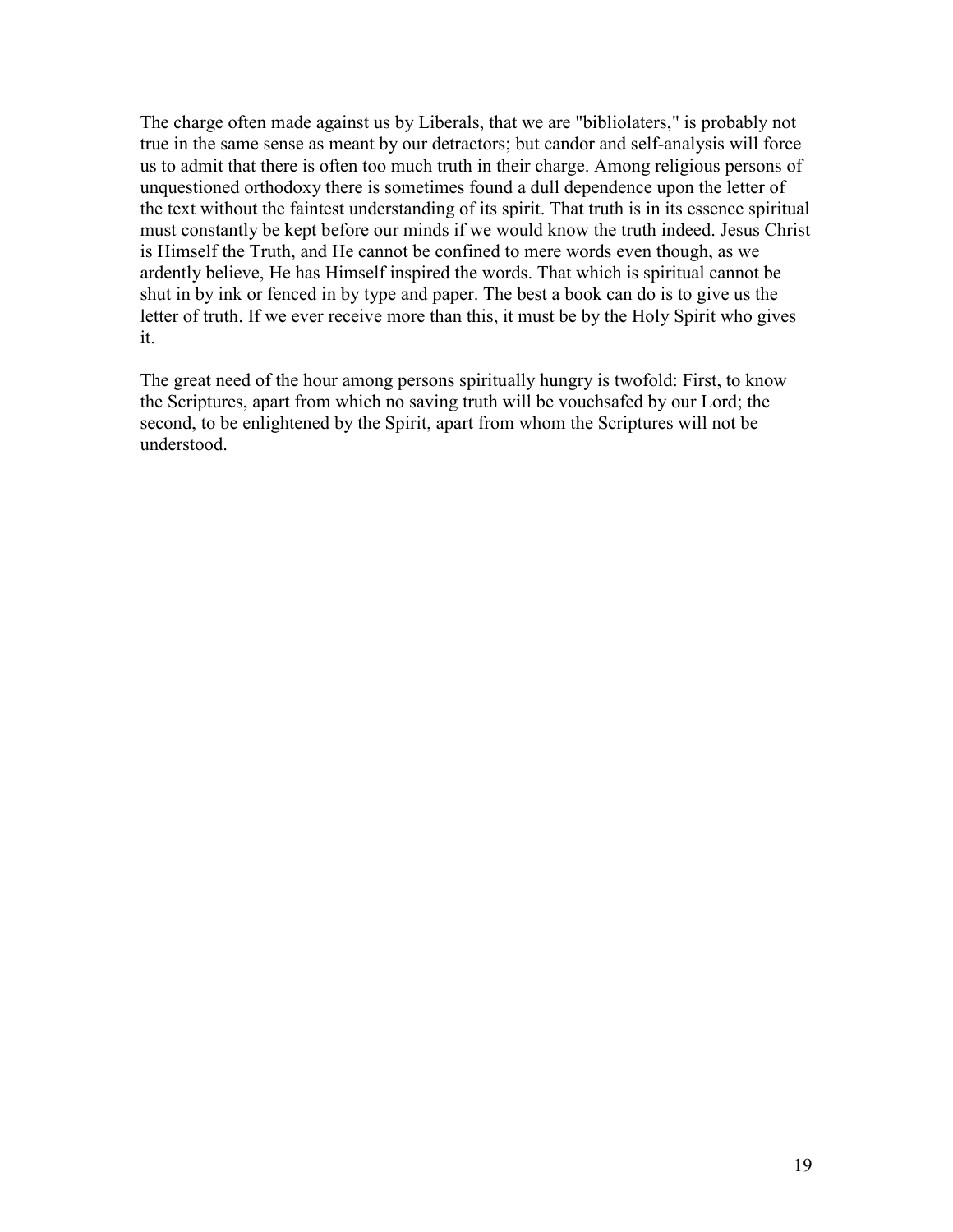The charge often made against us by Liberals, that we are "bibliolaters," is probably not true in the same sense as meant by our detractors; but candor and self-analysis will force us to admit that there is often too much truth in their charge. Among religious persons of unquestioned orthodoxy there is sometimes found a dull dependence upon the letter of the text without the faintest understanding of its spirit. That truth is in its essence spiritual must constantly be kept before our minds if we would know the truth indeed. Jesus Christ is Himself the Truth, and He cannot be confined to mere words even though, as we ardently believe, He has Himself inspired the words. That which is spiritual cannot be shut in by ink or fenced in by type and paper. The best a book can do is to give us the letter of truth. If we ever receive more than this, it must be by the Holy Spirit who gives it.

The great need of the hour among persons spiritually hungry is twofold: First, to know the Scriptures, apart from which no saving truth will be vouchsafed by our Lord; the second, to be enlightened by the Spirit, apart from whom the Scriptures will not be understood.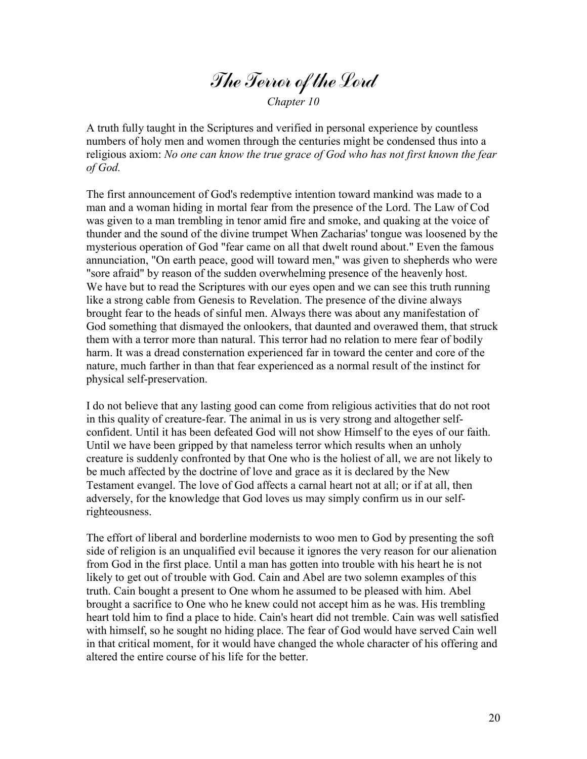# The Terror of the Lord

*Chapter 10*

A truth fully taught in the Scriptures and verified in personal experience by countless numbers of holy men and women through the centuries might be condensed thus into a religious axiom: *No one can know the true grace of God who has not first known the fear of God.*

The first announcement of God's redemptive intention toward mankind was made to a man and a woman hiding in mortal fear from the presence of the Lord. The Law of Cod was given to a man trembling in tenor amid fire and smoke, and quaking at the voice of thunder and the sound of the divine trumpet When Zacharias' tongue was loosened by the mysterious operation of God "fear came on all that dwelt round about." Even the famous annunciation, "On earth peace, good will toward men," was given to shepherds who were "sore afraid" by reason of the sudden overwhelming presence of the heavenly host. We have but to read the Scriptures with our eyes open and we can see this truth running like a strong cable from Genesis to Revelation. The presence of the divine always brought fear to the heads of sinful men. Always there was about any manifestation of God something that dismayed the onlookers, that daunted and overawed them, that struck them with a terror more than natural. This terror had no relation to mere fear of bodily harm. It was a dread consternation experienced far in toward the center and core of the nature, much farther in than that fear experienced as a normal result of the instinct for physical self-preservation.

I do not believe that any lasting good can come from religious activities that do not root in this quality of creature-fear. The animal in us is very strong and altogether self-confident. Until it has been defeated God will not show Himself to the eyes of our faith. Until we have been gripped by that nameless terror which results when an unholy creature is suddenly confronted by that One who is the holiest of all, we are not likely to be much affected by the doctrine of love and grace as it is declared by the New Testament evangel. The love of God affects a carnal heart not at all; or if at all, then adversely, for the knowledge that God loves us may simply confirm us in our self-righteousness.

The effort of liberal and borderline modernists to woo men to God by presenting the soft side of religion is an unqualified evil because it ignores the very reason for our alienation from God in the first place. Until a man has gotten into trouble with his heart he is not likely to get out of trouble with God. Cain and Abel are two solemn examples of this truth. Cain bought a present to One whom he assumed to be pleased with him. Abel brought a sacrifice to One who he knew could not accept him as he was. His trembling heart told him to find a place to hide. Cain's heart did not tremble. Cain was well satisfied with himself, so he sought no hiding place. The fear of God would have served Cain well in that critical moment, for it would have changed the whole character of his offering and altered the entire course of his life for the better.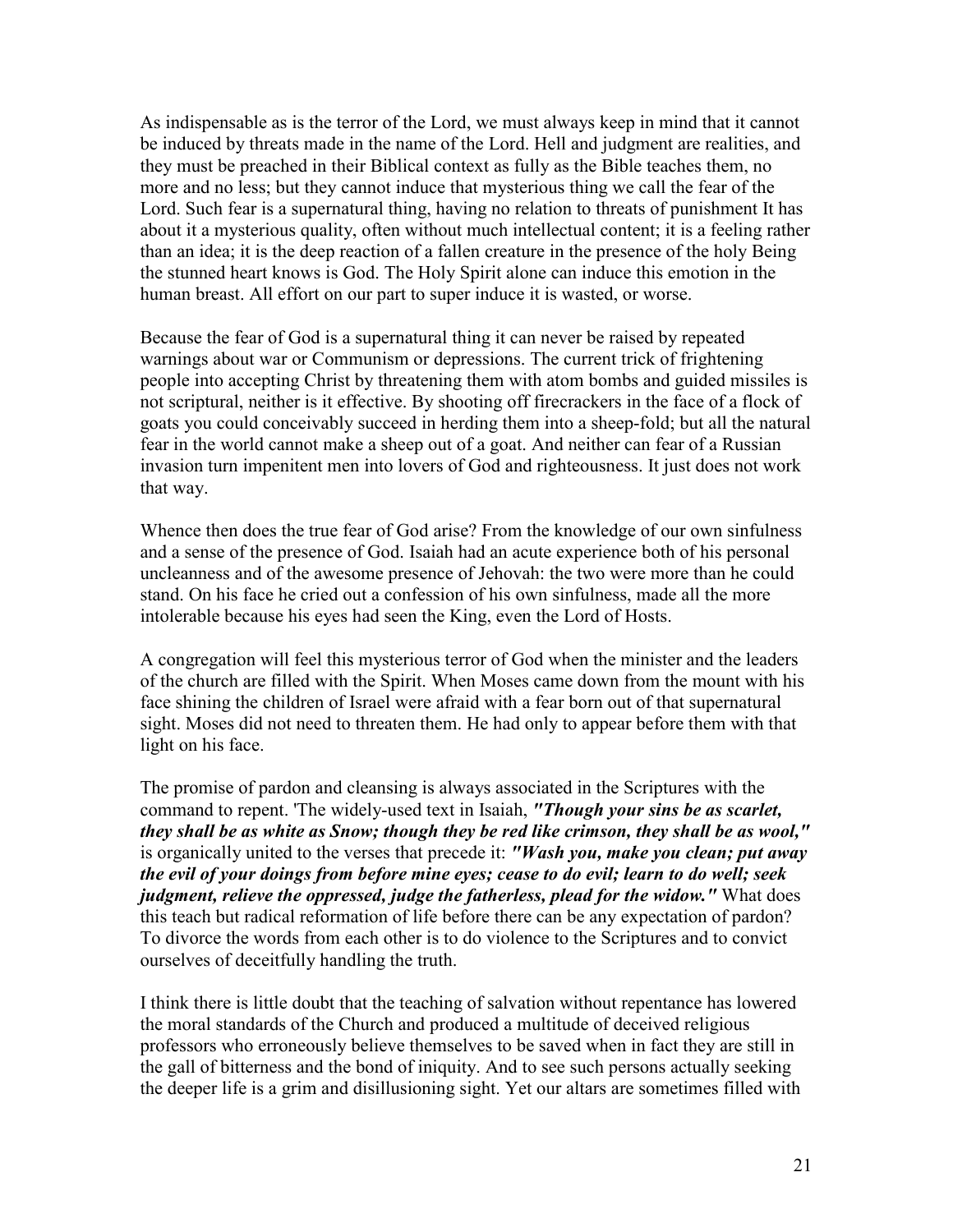As indispensable as is the terror of the Lord, we must always keep in mind that it cannot be induced by threats made in the name of the Lord. Hell and judgment are realities, and they must be preached in their Biblical context as fully as the Bible teaches them, no more and no less; but they cannot induce that mysterious thing we call the fear of the Lord. Such fear is a supernatural thing, having no relation to threats of punishment It has about it a mysterious quality, often without much intellectual content; it is a feeling rather than an idea; it is the deep reaction of a fallen creature in the presence of the holy Being the stunned heart knows is God. The Holy Spirit alone can induce this emotion in the human breast. All effort on our part to super induce it is wasted, or worse.

Because the fear of God is a supernatural thing it can never be raised by repeated warnings about war or Communism or depressions. The current trick of frightening people into accepting Christ by threatening them with atom bombs and guided missiles is not scriptural, neither is it effective. By shooting off firecrackers in the face of a flock of goats you could conceivably succeed in herding them into a sheep-fold; but all the natural fear in the world cannot make a sheep out of a goat. And neither can fear of a Russian invasion turn impenitent men into lovers of God and righteousness. It just does not work that way.

Whence then does the true fear of God arise? From the knowledge of our own sinfulness and a sense of the presence of God. Isaiah had an acute experience both of his personal uncleanness and of the awesome presence of Jehovah: the two were more than he could stand. On his face he cried out a confession of his own sinfulness, made all the more intolerable because his eyes had seen the King, even the Lord of Hosts.

A congregation will feel this mysterious terror of God when the minister and the leaders of the church are filled with the Spirit. When Moses came down from the mount with his face shining the children of Israel were afraid with a fear born out of that supernatural sight. Moses did not need to threaten them. He had only to appear before them with that light on his face.

The promise of pardon and cleansing is always associated in the Scriptures with the command to repent. 'The widely-used text in Isaiah, ***"Though your sins be as scarlet, they shall be as white as Snow; though they be red like crimson, they shall be as wool,"*** is organically united to the verses that precede it: ***"Wash you, make you clean; put away the evil of your doings from before mine eyes; cease to do evil; learn to do well; seek judgment, relieve the oppressed, judge the fatherless, plead for the widow."*** What does this teach but radical reformation of life before there can be any expectation of pardon? To divorce the words from each other is to do violence to the Scriptures and to convict ourselves of deceitfully handling the truth.

I think there is little doubt that the teaching of salvation without repentance has lowered the moral standards of the Church and produced a multitude of deceived religious professors who erroneously believe themselves to be saved when in fact they are still in the gall of bitterness and the bond of iniquity. And to see such persons actually seeking the deeper life is a grim and disillusioning sight. Yet our altars are sometimes filled with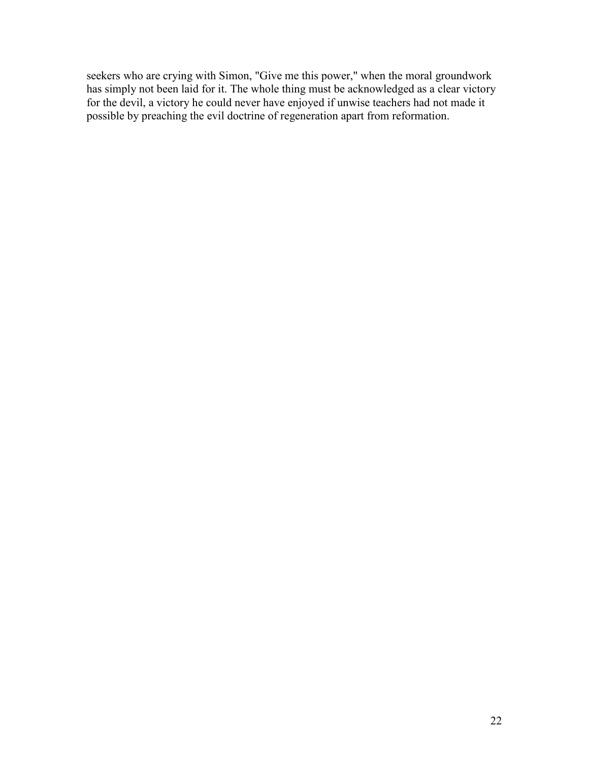seekers who are crying with Simon, "Give me this power," when the moral groundwork has simply not been laid for it. The whole thing must be acknowledged as a clear victory for the devil, a victory he could never have enjoyed if unwise teachers had not made it possible by preaching the evil doctrine of regeneration apart from reformation.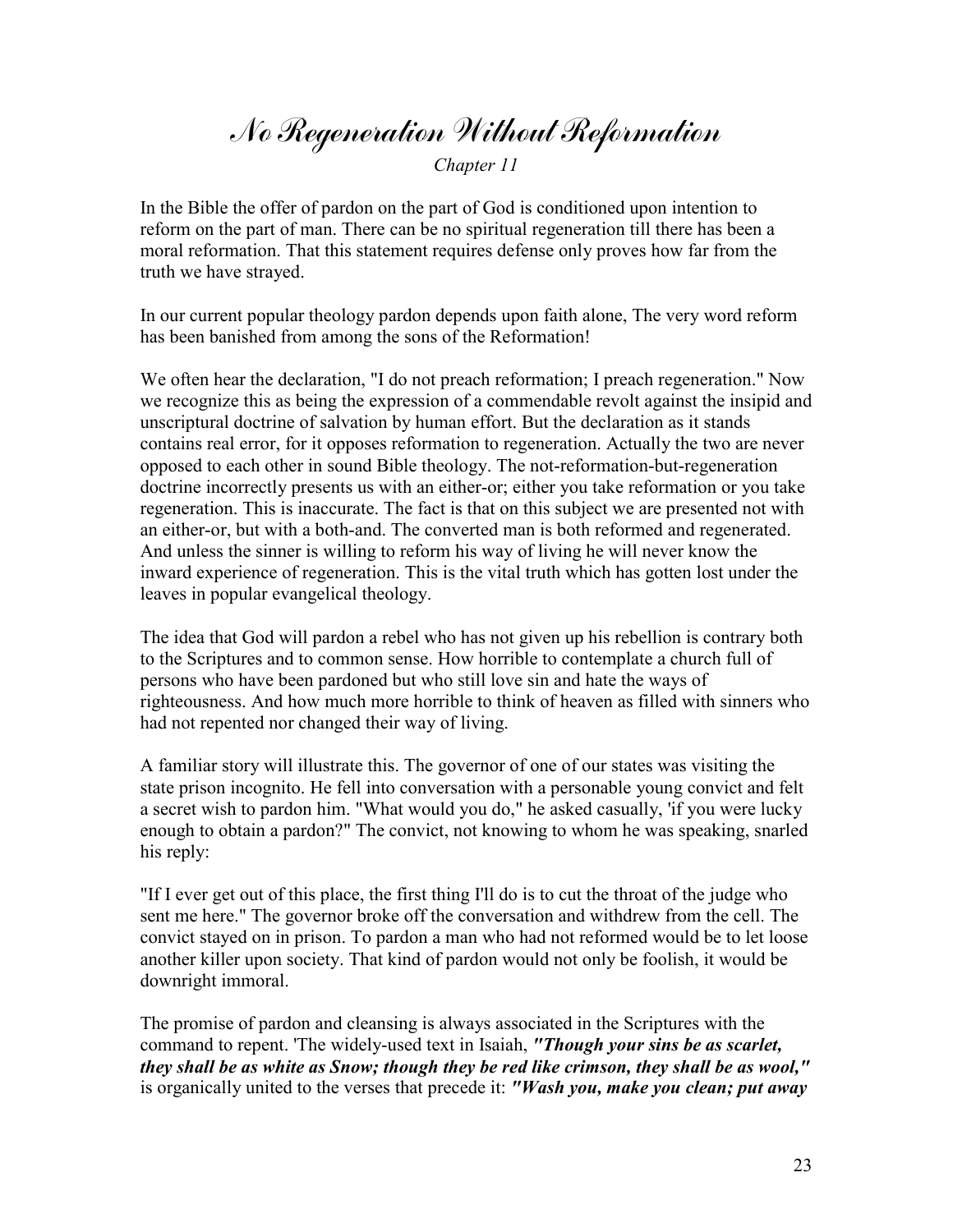# No Regeneration Without Reformation

*Chapter 11*

In the Bible the offer of pardon on the part of God is conditioned upon intention to reform on the part of man. There can be no spiritual regeneration till there has been a moral reformation. That this statement requires defense only proves how far from the truth we have strayed.

In our current popular theology pardon depends upon faith alone, The very word reform has been banished from among the sons of the Reformation!

We often hear the declaration, "I do not preach reformation; I preach regeneration." Now we recognize this as being the expression of a commendable revolt against the insipid and unscriptural doctrine of salvation by human effort. But the declaration as it stands contains real error, for it opposes reformation to regeneration. Actually the two are never opposed to each other in sound Bible theology. The not-reformation-but-regeneration doctrine incorrectly presents us with an either-or; either you take reformation or you take regeneration. This is inaccurate. The fact is that on this subject we are presented not with an either-or, but with a both-and. The converted man is both reformed and regenerated. And unless the sinner is willing to reform his way of living he will never know the inward experience of regeneration. This is the vital truth which has gotten lost under the leaves in popular evangelical theology.

The idea that God will pardon a rebel who has not given up his rebellion is contrary both to the Scriptures and to common sense. How horrible to contemplate a church full of persons who have been pardoned but who still love sin and hate the ways of righteousness. And how much more horrible to think of heaven as filled with sinners who had not repented nor changed their way of living.

A familiar story will illustrate this. The governor of one of our states was visiting the state prison incognito. He fell into conversation with a personable young convict and felt a secret wish to pardon him. "What would you do," he asked casually, 'if you were lucky enough to obtain a pardon?" The convict, not knowing to whom he was speaking, snarled his reply:

"If I ever get out of this place, the first thing I'll do is to cut the throat of the judge who sent me here." The governor broke off the conversation and withdrew from the cell. The convict stayed on in prison. To pardon a man who had not reformed would be to let loose another killer upon society. That kind of pardon would not only be foolish, it would be downright immoral.

The promise of pardon and cleansing is always associated in the Scriptures with the command to repent. 'The widely-used text in Isaiah, ***"Though your sins be as scarlet, they shall be as white as Snow; though they be red like crimson, they shall be as wool,"*** is organically united to the verses that precede it: ***"Wash you, make you clean; put away***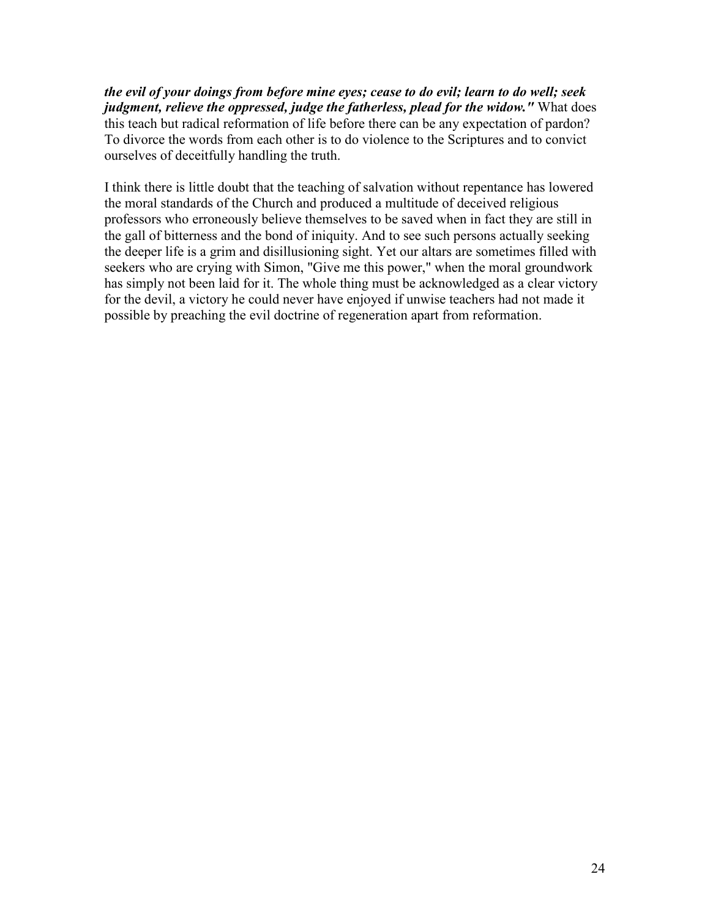***the evil of your doings from before mine eyes; cease to do evil; learn to do well; seek judgment, relieve the oppressed, judge the fatherless, plead for the widow."*** What does this teach but radical reformation of life before there can be any expectation of pardon? To divorce the words from each other is to do violence to the Scriptures and to convict ourselves of deceitfully handling the truth.

I think there is little doubt that the teaching of salvation without repentance has lowered the moral standards of the Church and produced a multitude of deceived religious professors who erroneously believe themselves to be saved when in fact they are still in the gall of bitterness and the bond of iniquity. And to see such persons actually seeking the deeper life is a grim and disillusioning sight. Yet our altars are sometimes filled with seekers who are crying with Simon, "Give me this power," when the moral groundwork has simply not been laid for it. The whole thing must be acknowledged as a clear victory for the devil, a victory he could never have enjoyed if unwise teachers had not made it possible by preaching the evil doctrine of regeneration apart from reformation.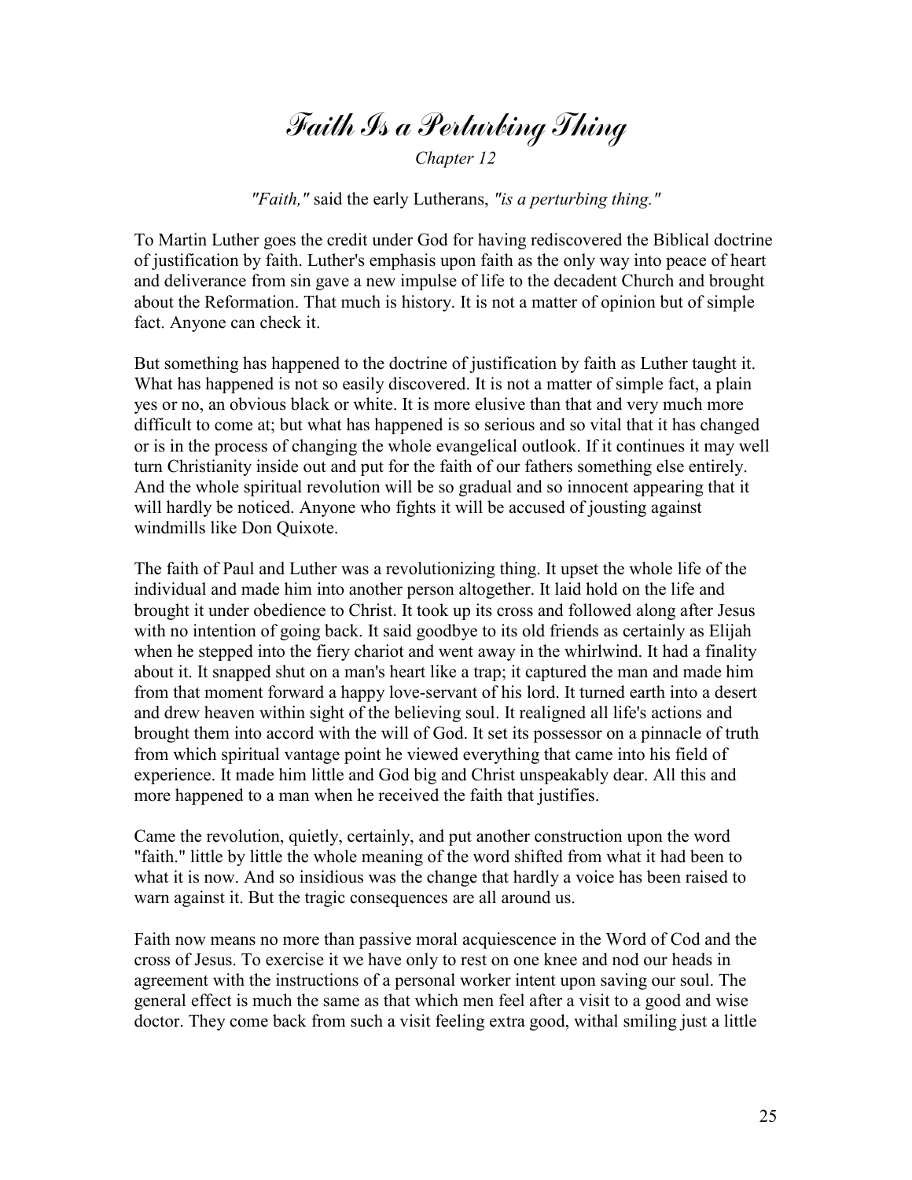# Faith Is a Perturbing Thing

*Chapter 12*

*"Faith,"* said the early Lutherans, *"is a perturbing thing."*

To Martin Luther goes the credit under God for having rediscovered the Biblical doctrine of justification by faith. Luther's emphasis upon faith as the only way into peace of heart and deliverance from sin gave a new impulse of life to the decadent Church and brought about the Reformation. That much is history. It is not a matter of opinion but of simple fact. Anyone can check it.

But something has happened to the doctrine of justification by faith as Luther taught it. What has happened is not so easily discovered. It is not a matter of simple fact, a plain yes or no, an obvious black or white. It is more elusive than that and very much more difficult to come at; but what has happened is so serious and so vital that it has changed or is in the process of changing the whole evangelical outlook. If it continues it may well turn Christianity inside out and put for the faith of our fathers something else entirely. And the whole spiritual revolution will be so gradual and so innocent appearing that it will hardly be noticed. Anyone who fights it will be accused of jousting against windmills like Don Quixote.

The faith of Paul and Luther was a revolutionizing thing. It upset the whole life of the individual and made him into another person altogether. It laid hold on the life and brought it under obedience to Christ. It took up its cross and followed along after Jesus with no intention of going back. It said goodbye to its old friends as certainly as Elijah when he stepped into the fiery chariot and went away in the whirlwind. It had a finality about it. It snapped shut on a man's heart like a trap; it captured the man and made him from that moment forward a happy love-servant of his lord. It turned earth into a desert and drew heaven within sight of the believing soul. It realigned all life's actions and brought them into accord with the will of God. It set its possessor on a pinnacle of truth from which spiritual vantage point he viewed everything that came into his field of experience. It made him little and God big and Christ unspeakably dear. All this and more happened to a man when he received the faith that justifies.

Came the revolution, quietly, certainly, and put another construction upon the word "faith." little by little the whole meaning of the word shifted from what it had been to what it is now. And so insidious was the change that hardly a voice has been raised to warn against it. But the tragic consequences are all around us.

Faith now means no more than passive moral acquiescence in the Word of Cod and the cross of Jesus. To exercise it we have only to rest on one knee and nod our heads in agreement with the instructions of a personal worker intent upon saving our soul. The general effect is much the same as that which men feel after a visit to a good and wise doctor. They come back from such a visit feeling extra good, withal smiling just a little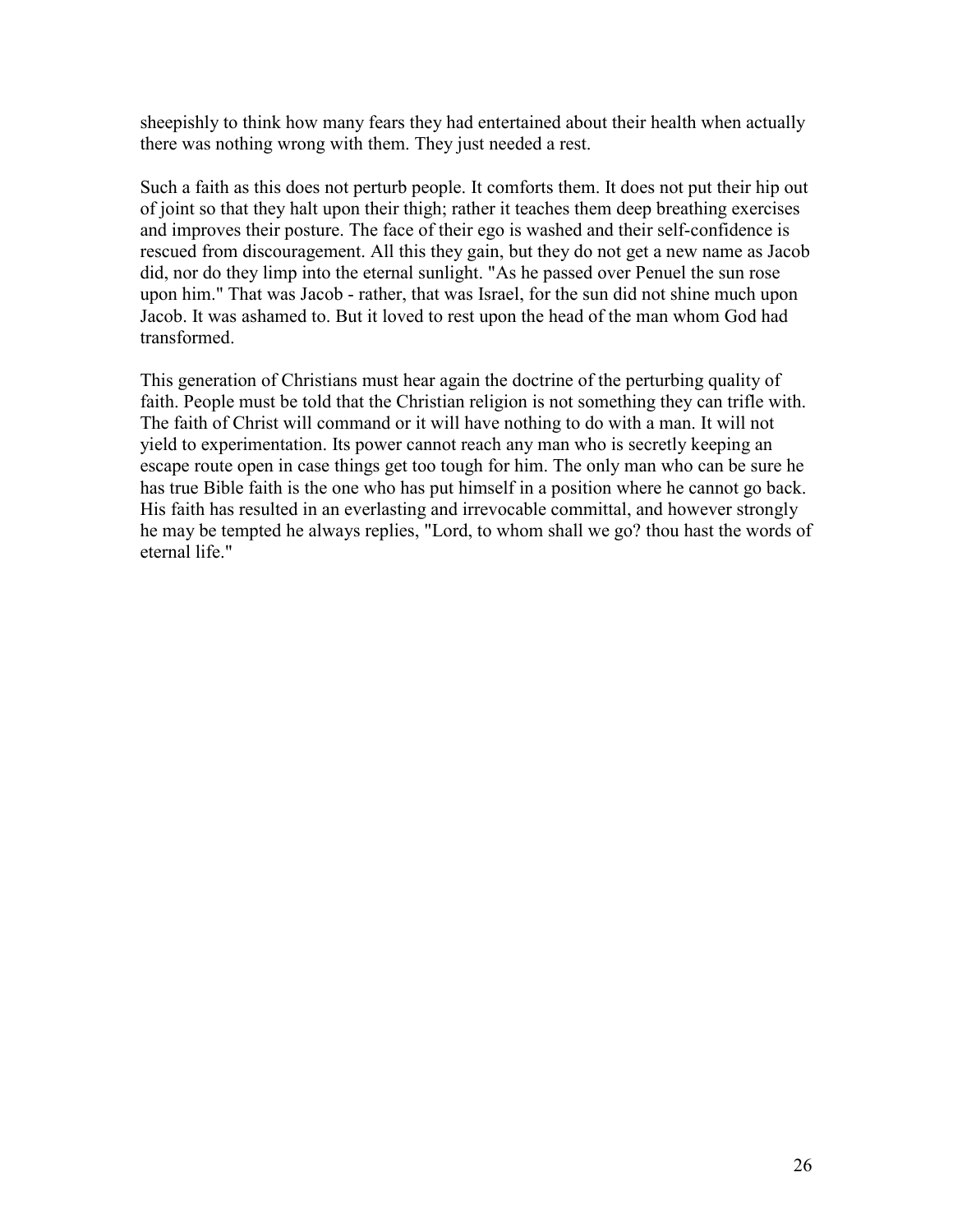sheepishly to think how many fears they had entertained about their health when actually there was nothing wrong with them. They just needed a rest.

Such a faith as this does not perturb people. It comforts them. It does not put their hip out of joint so that they halt upon their thigh; rather it teaches them deep breathing exercises and improves their posture. The face of their ego is washed and their self-confidence is rescued from discouragement. All this they gain, but they do not get a new name as Jacob did, nor do they limp into the eternal sunlight. "As he passed over Penuel the sun rose upon him." That was Jacob - rather, that was Israel, for the sun did not shine much upon Jacob. It was ashamed to. But it loved to rest upon the head of the man whom God had transformed.

This generation of Christians must hear again the doctrine of the perturbing quality of faith. People must be told that the Christian religion is not something they can trifle with. The faith of Christ will command or it will have nothing to do with a man. It will not yield to experimentation. Its power cannot reach any man who is secretly keeping an escape route open in case things get too tough for him. The only man who can be sure he has true Bible faith is the one who has put himself in a position where he cannot go back. His faith has resulted in an everlasting and irrevocable committal, and however strongly he may be tempted he always replies, "Lord, to whom shall we go? thou hast the words of eternal life."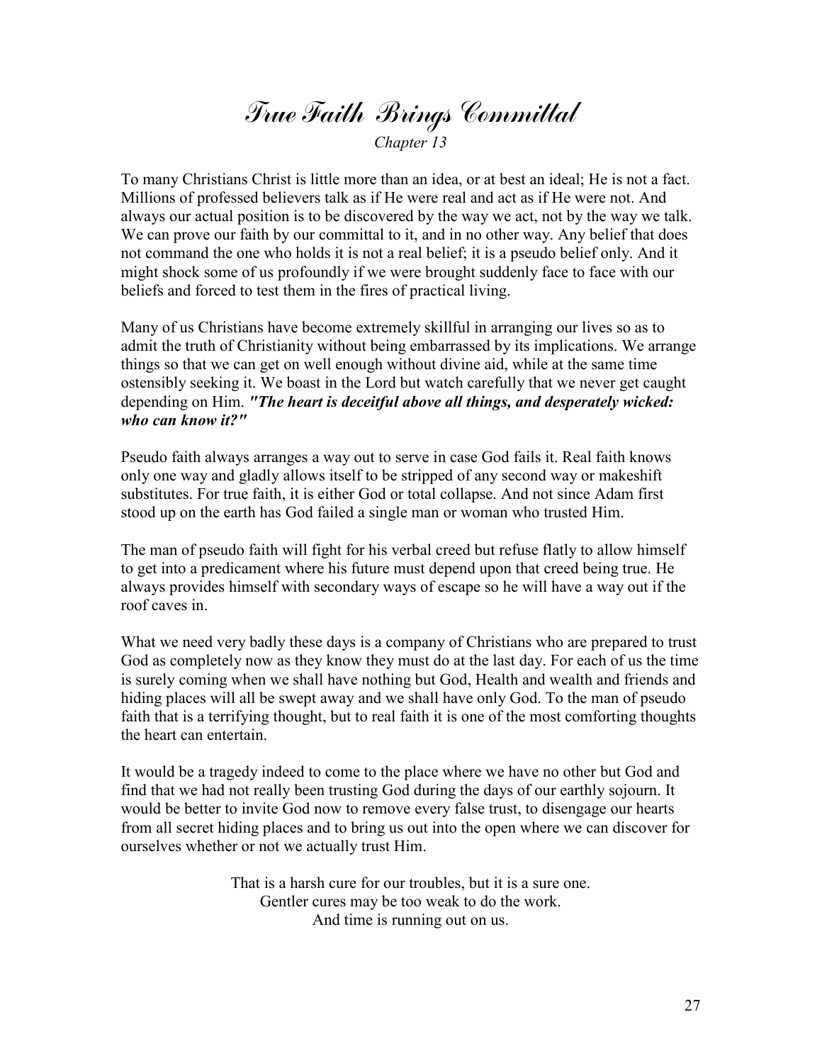# *True Faith Brings Committal*

*Chapter 13*

To many Christians Christ is little more than an idea, or at best an ideal; He is not a fact. Millions of professed believers talk as if He were real and act as if He were not. And always our actual position is to be discovered by the way we act, not by the way we talk. We can prove our faith by our committal to it, and in no other way. Any belief that does not command the one who holds it is not a real belief; it is a pseudo belief only. And it might shock some of us profoundly if we were brought suddenly face to face with our beliefs and forced to test them in the fires of practical living.

Many of us Christians have become extremely skillful in arranging our lives so as to admit the truth of Christianity without being embarrassed by its implications. We arrange things so that we can get on well enough without divine aid, while at the same time ostensibly seeking it. We boast in the Lord but watch carefully that we never get caught depending on Him. ***"The heart is deceitful above all things, and desperately wicked: who can know it?"***

Pseudo faith always arranges a way out to serve in case God fails it. Real faith knows only one way and gladly allows itself to be stripped of any second way or makeshift substitutes. For true faith, it is either God or total collapse. And not since Adam first stood up on the earth has God failed a single man or woman who trusted Him.

The man of pseudo faith will fight for his verbal creed but refuse flatly to allow himself to get into a predicament where his future must depend upon that creed being true. He always provides himself with secondary ways of escape so he will have a way out if the roof caves in.

What we need very badly these days is a company of Christians who are prepared to trust God as completely now as they know they must do at the last day. For each of us the time is surely coming when we shall have nothing but God, Health and wealth and friends and hiding places will all be swept away and we shall have only God. To the man of pseudo faith that is a terrifying thought, but to real faith it is one of the most comforting thoughts the heart can entertain.

It would be a tragedy indeed to come to the place where we have no other but God and find that we had not really been trusting God during the days of our earthly sojourn. It would be better to invite God now to remove every false trust, to disengage our hearts from all secret hiding places and to bring us out into the open where we can discover for ourselves whether or not we actually trust Him.

That is a harsh cure for our troubles, but it is a sure one.
Gentler cures may be too weak to do the work.
And time is running out on us.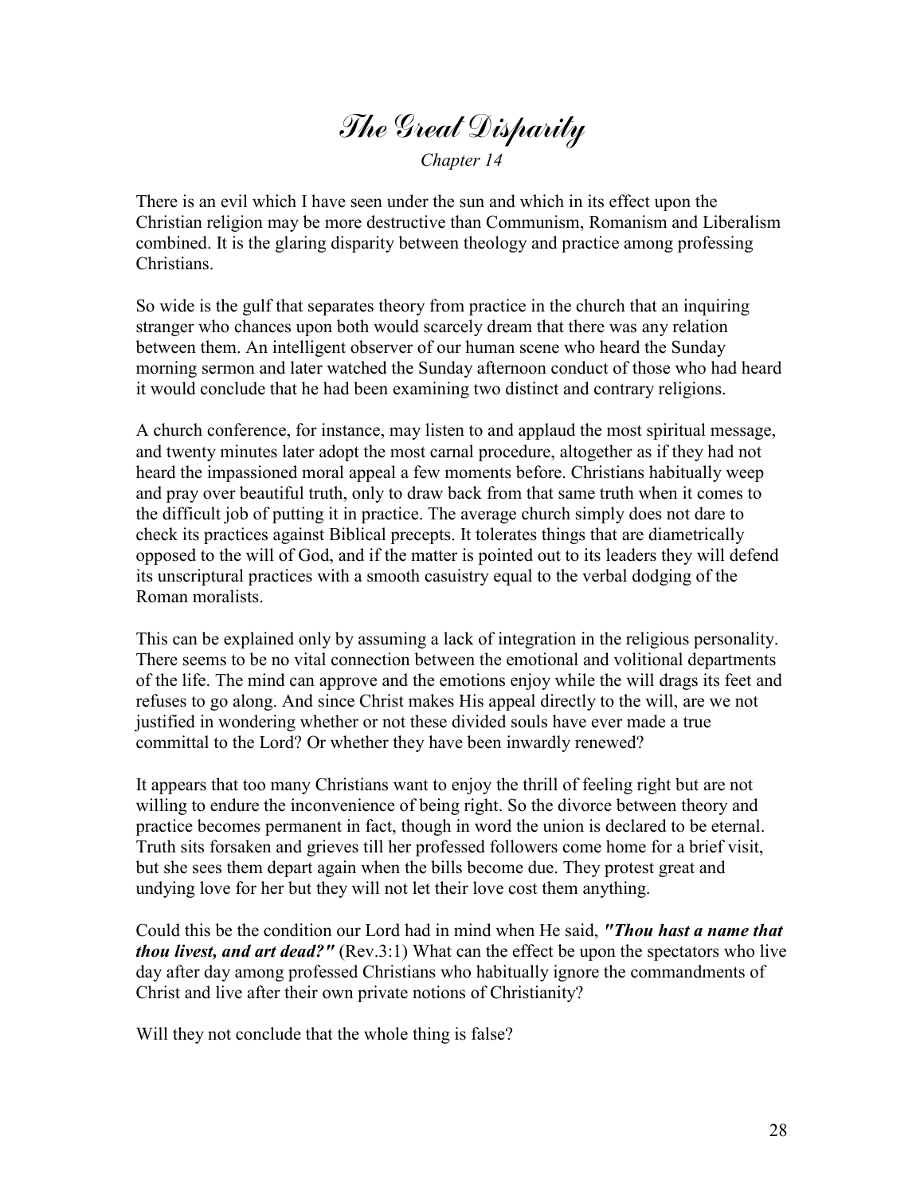# *The Great Disparity*

*Chapter 14*

There is an evil which I have seen under the sun and which in its effect upon the Christian religion may be more destructive than Communism, Romanism and Liberalism combined. It is the glaring disparity between theology and practice among professing Christians.

So wide is the gulf that separates theory from practice in the church that an inquiring stranger who chances upon both would scarcely dream that there was any relation between them. An intelligent observer of our human scene who heard the Sunday morning sermon and later watched the Sunday afternoon conduct of those who had heard it would conclude that he had been examining two distinct and contrary religions.

A church conference, for instance, may listen to and applaud the most spiritual message, and twenty minutes later adopt the most carnal procedure, altogether as if they had not heard the impassioned moral appeal a few moments before. Christians habitually weep and pray over beautiful truth, only to draw back from that same truth when it comes to the difficult job of putting it in practice. The average church simply does not dare to check its practices against Biblical precepts. It tolerates things that are diametrically opposed to the will of God, and if the matter is pointed out to its leaders they will defend its unscriptural practices with a smooth casuistry equal to the verbal dodging of the Roman moralists.

This can be explained only by assuming a lack of integration in the religious personality. There seems to be no vital connection between the emotional and volitional departments of the life. The mind can approve and the emotions enjoy while the will drags its feet and refuses to go along. And since Christ makes His appeal directly to the will, are we not justified in wondering whether or not these divided souls have ever made a true committal to the Lord? Or whether they have been inwardly renewed?

It appears that too many Christians want to enjoy the thrill of feeling right but are not willing to endure the inconvenience of being right. So the divorce between theory and practice becomes permanent in fact, though in word the union is declared to be eternal. Truth sits forsaken and grieves till her professed followers come home for a brief visit, but she sees them depart again when the bills become due. They protest great and undying love for her but they will not let their love cost them anything.

Could this be the condition our Lord had in mind when He said, ***"Thou hast a name that thou livest, and art dead?"*** (Rev.3:1) What can the effect be upon the spectators who live day after day among professed Christians who habitually ignore the commandments of Christ and live after their own private notions of Christianity?

Will they not conclude that the whole thing is false?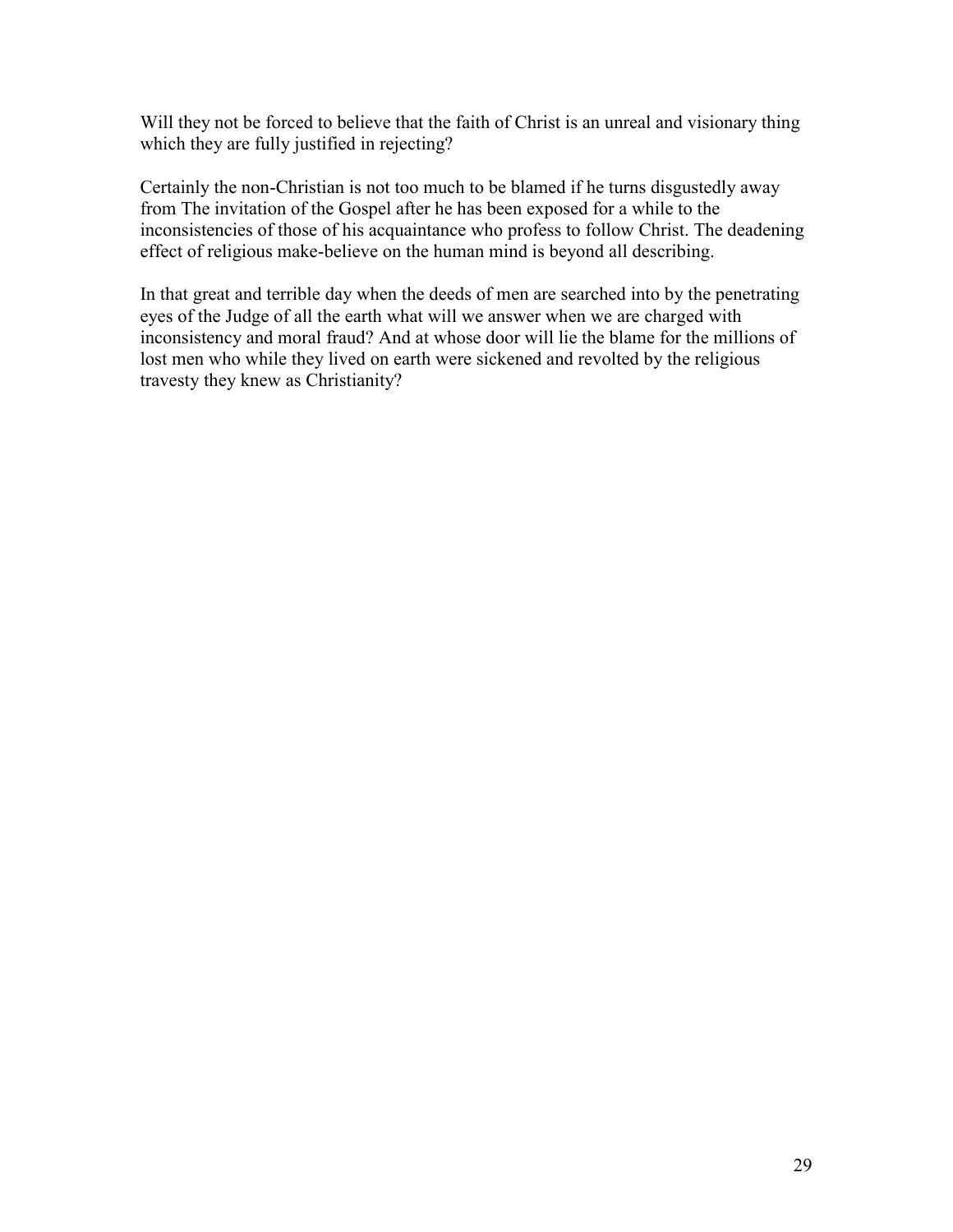Will they not be forced to believe that the faith of Christ is an unreal and visionary thing which they are fully justified in rejecting?

Certainly the non-Christian is not too much to be blamed if he turns disgustedly away from The invitation of the Gospel after he has been exposed for a while to the inconsistencies of those of his acquaintance who profess to follow Christ. The deadening effect of religious make-believe on the human mind is beyond all describing.

In that great and terrible day when the deeds of men are searched into by the penetrating eyes of the Judge of all the earth what will we answer when we are charged with inconsistency and moral fraud? And at whose door will lie the blame for the millions of lost men who while they lived on earth were sickened and revolted by the religious travesty they knew as Christianity?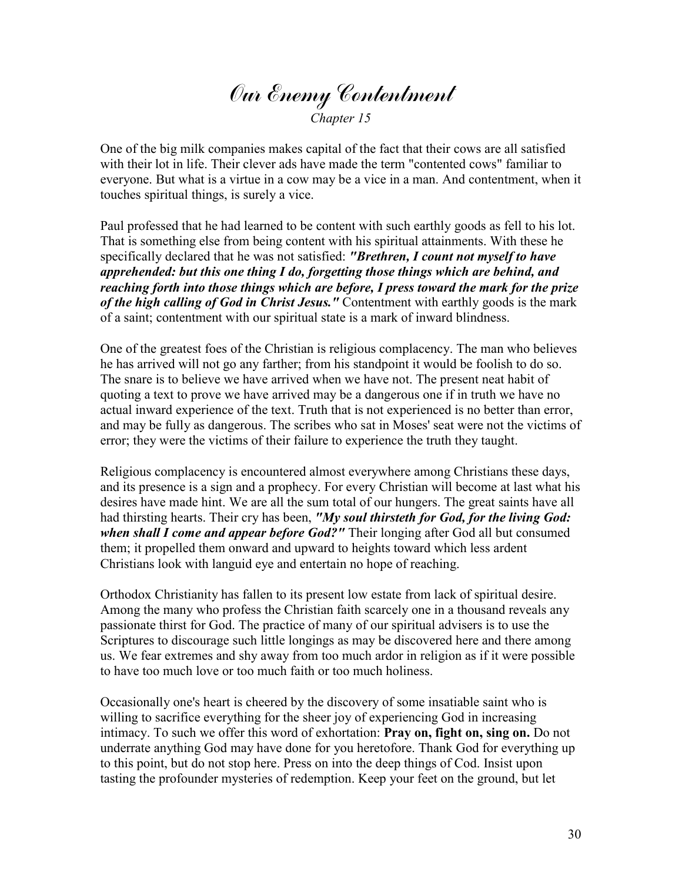# *Our Enemy Contentment*

*Chapter 15*

One of the big milk companies makes capital of the fact that their cows are all satisfied with their lot in life. Their clever ads have made the term "contented cows" familiar to everyone. But what is a virtue in a cow may be a vice in a man. And contentment, when it touches spiritual things, is surely a vice.

Paul professed that he had learned to be content with such earthly goods as fell to his lot. That is something else from being content with his spiritual attainments. With these he specifically declared that he was not satisfied: ***"Brethren, I count not myself to have apprehended: but this one thing I do, forgetting those things which are behind, and reaching forth into those things which are before, I press toward the mark for the prize of the high calling of God in Christ Jesus."*** Contentment with earthly goods is the mark of a saint; contentment with our spiritual state is a mark of inward blindness.

One of the greatest foes of the Christian is religious complacency. The man who believes he has arrived will not go any farther; from his standpoint it would be foolish to do so. The snare is to believe we have arrived when we have not. The present neat habit of quoting a text to prove we have arrived may be a dangerous one if in truth we have no actual inward experience of the text. Truth that is not experienced is no better than error, and may be fully as dangerous. The scribes who sat in Moses' seat were not the victims of error; they were the victims of their failure to experience the truth they taught.

Religious complacency is encountered almost everywhere among Christians these days, and its presence is a sign and a prophecy. For every Christian will become at last what his desires have made hint. We are all the sum total of our hungers. The great saints have all had thirsting hearts. Their cry has been, ***"My soul thirsteth for God, for the living God: when shall I come and appear before God?"*** Their longing after God all but consumed them; it propelled them onward and upward to heights toward which less ardent Christians look with languid eye and entertain no hope of reaching.

Orthodox Christianity has fallen to its present low estate from lack of spiritual desire. Among the many who profess the Christian faith scarcely one in a thousand reveals any passionate thirst for God. The practice of many of our spiritual advisers is to use the Scriptures to discourage such little longings as may be discovered here and there among us. We fear extremes and shy away from too much ardor in religion as if it were possible to have too much love or too much faith or too much holiness.

Occasionally one's heart is cheered by the discovery of some insatiable saint who is willing to sacrifice everything for the sheer joy of experiencing God in increasing intimacy. To such we offer this word of exhortation: **Pray on, fight on, sing on.** Do not underrate anything God may have done for you heretofore. Thank God for everything up to this point, but do not stop here. Press on into the deep things of Cod. Insist upon tasting the profounder mysteries of redemption. Keep your feet on the ground, but let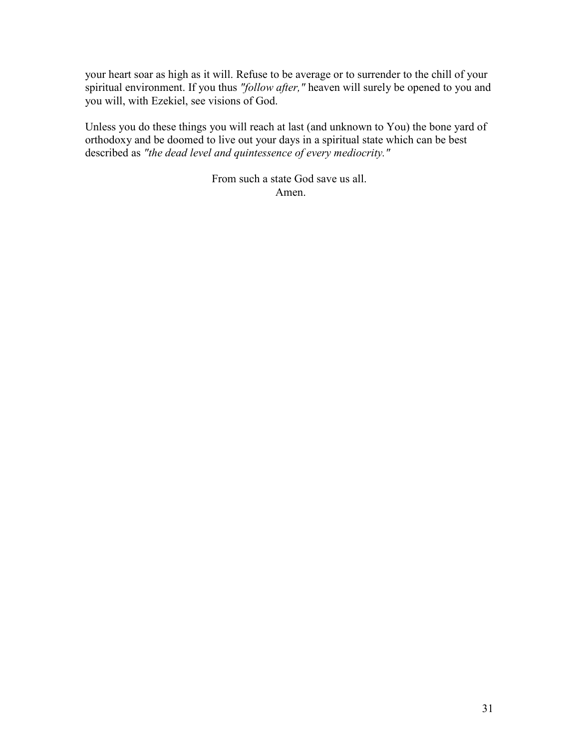your heart soar as high as it will. Refuse to be average or to surrender to the chill of your spiritual environment. If you thus *"follow after,"* heaven will surely be opened to you and you will, with Ezekiel, see visions of God.

Unless you do these things you will reach at last (and unknown to You) the bone yard of orthodoxy and be doomed to live out your days in a spiritual state which can be best described as *"the dead level and quintessence of every mediocrity."*

From such a state God save us all.
Amen.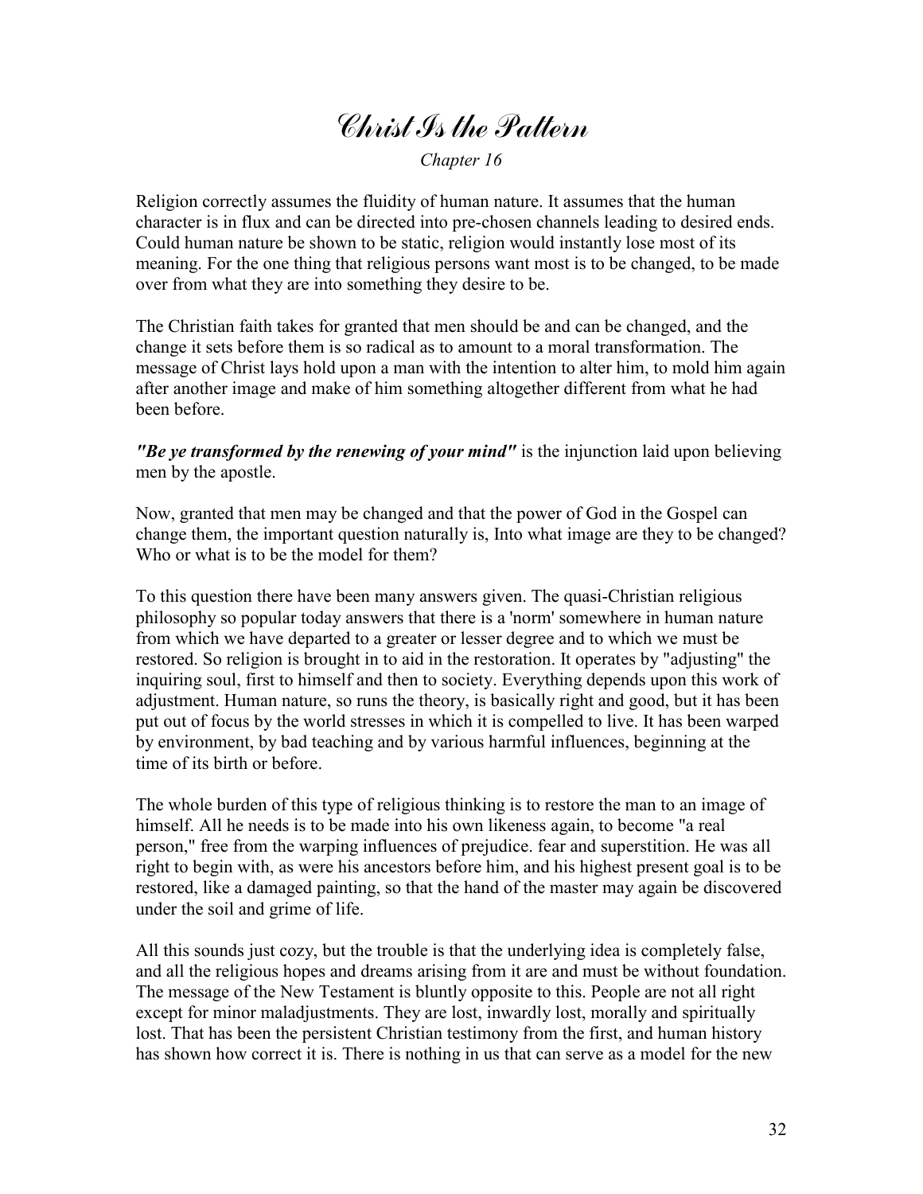# Christ Is the Pattern

*Chapter 16*

Religion correctly assumes the fluidity of human nature. It assumes that the human character is in flux and can be directed into pre-chosen channels leading to desired ends. Could human nature be shown to be static, religion would instantly lose most of its meaning. For the one thing that religious persons want most is to be changed, to be made over from what they are into something they desire to be.

The Christian faith takes for granted that men should be and can be changed, and the change it sets before them is so radical as to amount to a moral transformation. The message of Christ lays hold upon a man with the intention to alter him, to mold him again after another image and make of him something altogether different from what he had been before.

***"Be ye transformed by the renewing of your mind"*** is the injunction laid upon believing men by the apostle.

Now, granted that men may be changed and that the power of God in the Gospel can change them, the important question naturally is, Into what image are they to be changed? Who or what is to be the model for them?

To this question there have been many answers given. The quasi-Christian religious philosophy so popular today answers that there is a 'norm' somewhere in human nature from which we have departed to a greater or lesser degree and to which we must be restored. So religion is brought in to aid in the restoration. It operates by "adjusting" the inquiring soul, first to himself and then to society. Everything depends upon this work of adjustment. Human nature, so runs the theory, is basically right and good, but it has been put out of focus by the world stresses in which it is compelled to live. It has been warped by environment, by bad teaching and by various harmful influences, beginning at the time of its birth or before.

The whole burden of this type of religious thinking is to restore the man to an image of himself. All he needs is to be made into his own likeness again, to become "a real person," free from the warping influences of prejudice. fear and superstition. He was all right to begin with, as were his ancestors before him, and his highest present goal is to be restored, like a damaged painting, so that the hand of the master may again be discovered under the soil and grime of life.

All this sounds just cozy, but the trouble is that the underlying idea is completely false, and all the religious hopes and dreams arising from it are and must be without foundation. The message of the New Testament is bluntly opposite to this. People are not all right except for minor maladjustments. They are lost, inwardly lost, morally and spiritually lost. That has been the persistent Christian testimony from the first, and human history has shown how correct it is. There is nothing in us that can serve as a model for the new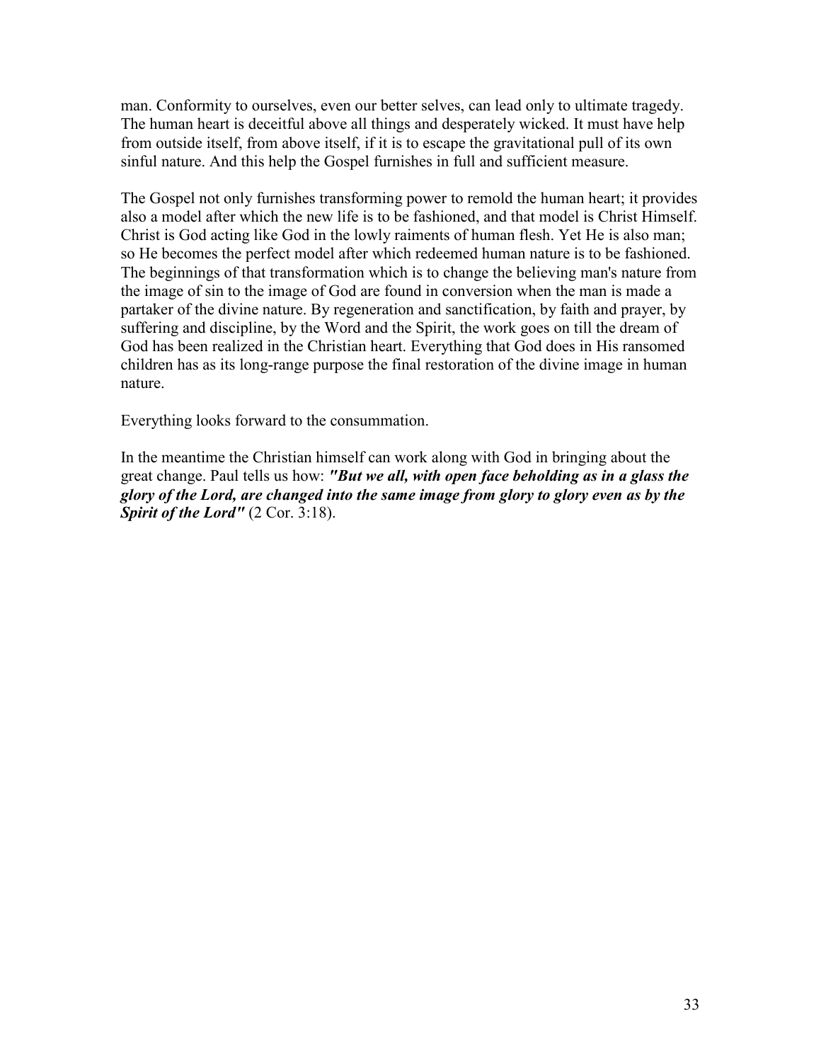man. Conformity to ourselves, even our better selves, can lead only to ultimate tragedy. The human heart is deceitful above all things and desperately wicked. It must have help from outside itself, from above itself, if it is to escape the gravitational pull of its own sinful nature. And this help the Gospel furnishes in full and sufficient measure.

The Gospel not only furnishes transforming power to remold the human heart; it provides also a model after which the new life is to be fashioned, and that model is Christ Himself. Christ is God acting like God in the lowly raiments of human flesh. Yet He is also man; so He becomes the perfect model after which redeemed human nature is to be fashioned. The beginnings of that transformation which is to change the believing man's nature from the image of sin to the image of God are found in conversion when the man is made a partaker of the divine nature. By regeneration and sanctification, by faith and prayer, by suffering and discipline, by the Word and the Spirit, the work goes on till the dream of God has been realized in the Christian heart. Everything that God does in His ransomed children has as its long-range purpose the final restoration of the divine image in human nature.

Everything looks forward to the consummation.

In the meantime the Christian himself can work along with God in bringing about the great change. Paul tells us how: ***"But we all, with open face beholding as in a glass the glory of the Lord, are changed into the same image from glory to glory even as by the Spirit of the Lord"*** (2 Cor. 3:18).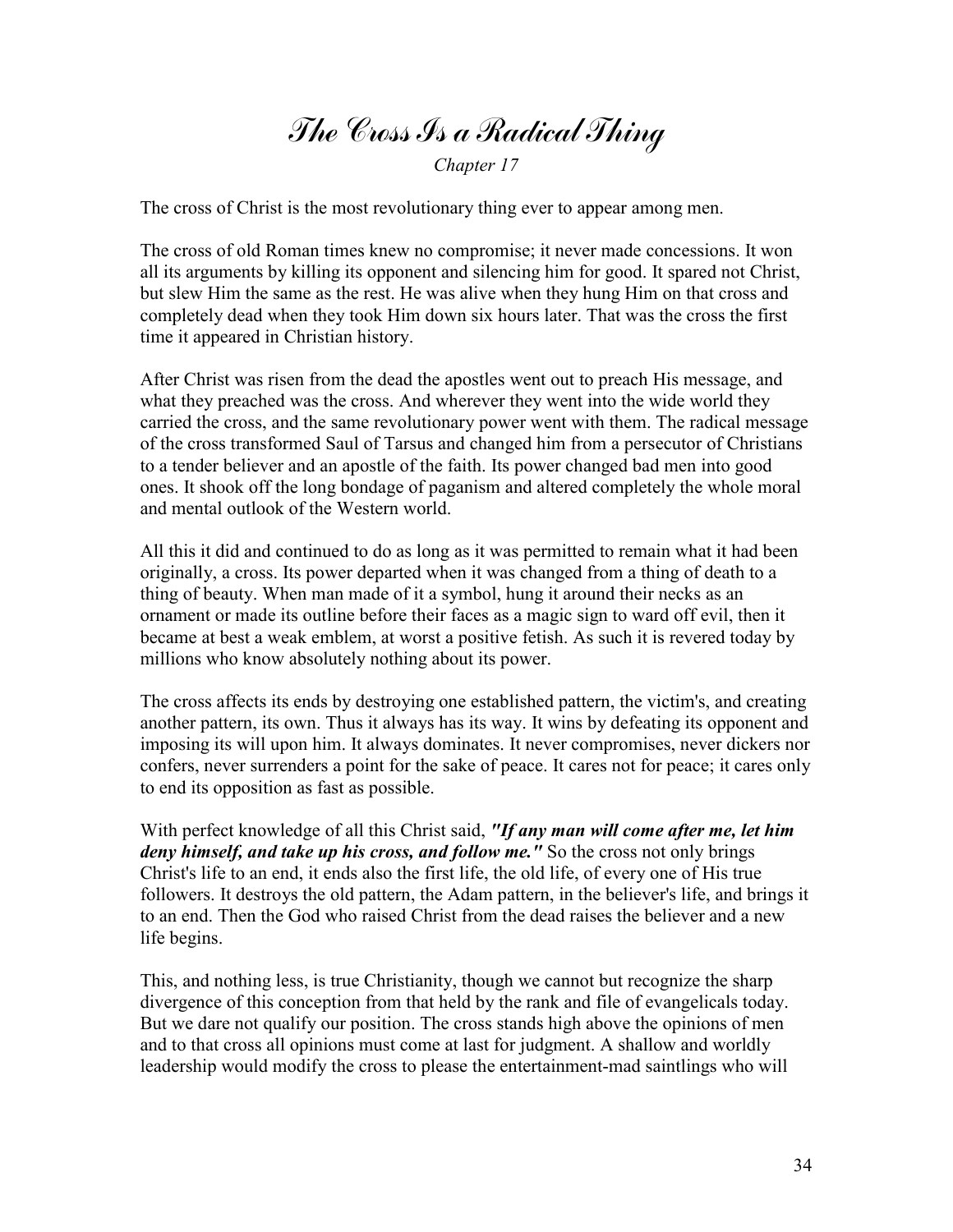# The Cross Is a Radical Thing

*Chapter 17*

The cross of Christ is the most revolutionary thing ever to appear among men.

The cross of old Roman times knew no compromise; it never made concessions. It won all its arguments by killing its opponent and silencing him for good. It spared not Christ, but slew Him the same as the rest. He was alive when they hung Him on that cross and completely dead when they took Him down six hours later. That was the cross the first time it appeared in Christian history.

After Christ was risen from the dead the apostles went out to preach His message, and what they preached was the cross. And wherever they went into the wide world they carried the cross, and the same revolutionary power went with them. The radical message of the cross transformed Saul of Tarsus and changed him from a persecutor of Christians to a tender believer and an apostle of the faith. Its power changed bad men into good ones. It shook off the long bondage of paganism and altered completely the whole moral and mental outlook of the Western world.

All this it did and continued to do as long as it was permitted to remain what it had been originally, a cross. Its power departed when it was changed from a thing of death to a thing of beauty. When man made of it a symbol, hung it around their necks as an ornament or made its outline before their faces as a magic sign to ward off evil, then it became at best a weak emblem, at worst a positive fetish. As such it is revered today by millions who know absolutely nothing about its power.

The cross affects its ends by destroying one established pattern, the victim's, and creating another pattern, its own. Thus it always has its way. It wins by defeating its opponent and imposing its will upon him. It always dominates. It never compromises, never dickers nor confers, never surrenders a point for the sake of peace. It cares not for peace; it cares only to end its opposition as fast as possible.

With perfect knowledge of all this Christ said, ***"If any man will come after me, let him deny himself, and take up his cross, and follow me."*** So the cross not only brings Christ's life to an end, it ends also the first life, the old life, of every one of His true followers. It destroys the old pattern, the Adam pattern, in the believer's life, and brings it to an end. Then the God who raised Christ from the dead raises the believer and a new life begins.

This, and nothing less, is true Christianity, though we cannot but recognize the sharp divergence of this conception from that held by the rank and file of evangelicals today. But we dare not qualify our position. The cross stands high above the opinions of men and to that cross all opinions must come at last for judgment. A shallow and worldly leadership would modify the cross to please the entertainment-mad saintlings who will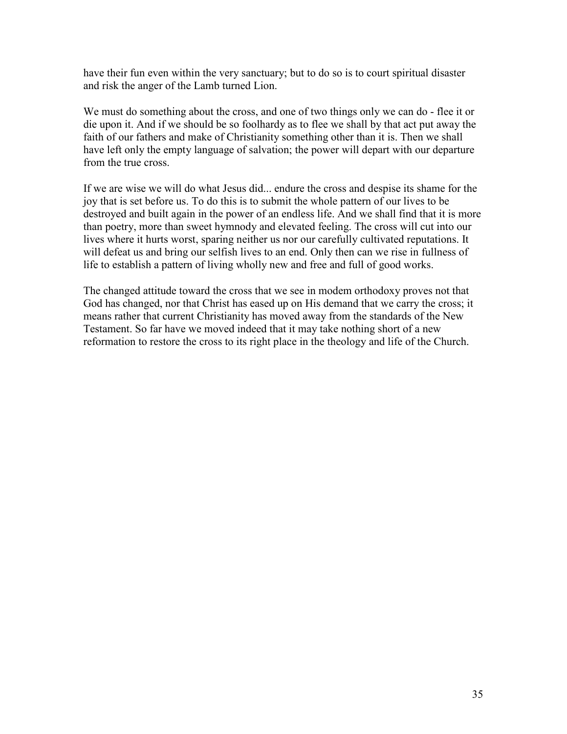have their fun even within the very sanctuary; but to do so is to court spiritual disaster and risk the anger of the Lamb turned Lion.

We must do something about the cross, and one of two things only we can do - flee it or die upon it. And if we should be so foolhardy as to flee we shall by that act put away the faith of our fathers and make of Christianity something other than it is. Then we shall have left only the empty language of salvation; the power will depart with our departure from the true cross.

If we are wise we will do what Jesus did... endure the cross and despise its shame for the joy that is set before us. To do this is to submit the whole pattern of our lives to be destroyed and built again in the power of an endless life. And we shall find that it is more than poetry, more than sweet hymnody and elevated feeling. The cross will cut into our lives where it hurts worst, sparing neither us nor our carefully cultivated reputations. It will defeat us and bring our selfish lives to an end. Only then can we rise in fullness of life to establish a pattern of living wholly new and free and full of good works.

The changed attitude toward the cross that we see in modem orthodoxy proves not that God has changed, nor that Christ has eased up on His demand that we carry the cross; it means rather that current Christianity has moved away from the standards of the New Testament. So far have we moved indeed that it may take nothing short of a new reformation to restore the cross to its right place in the theology and life of the Church.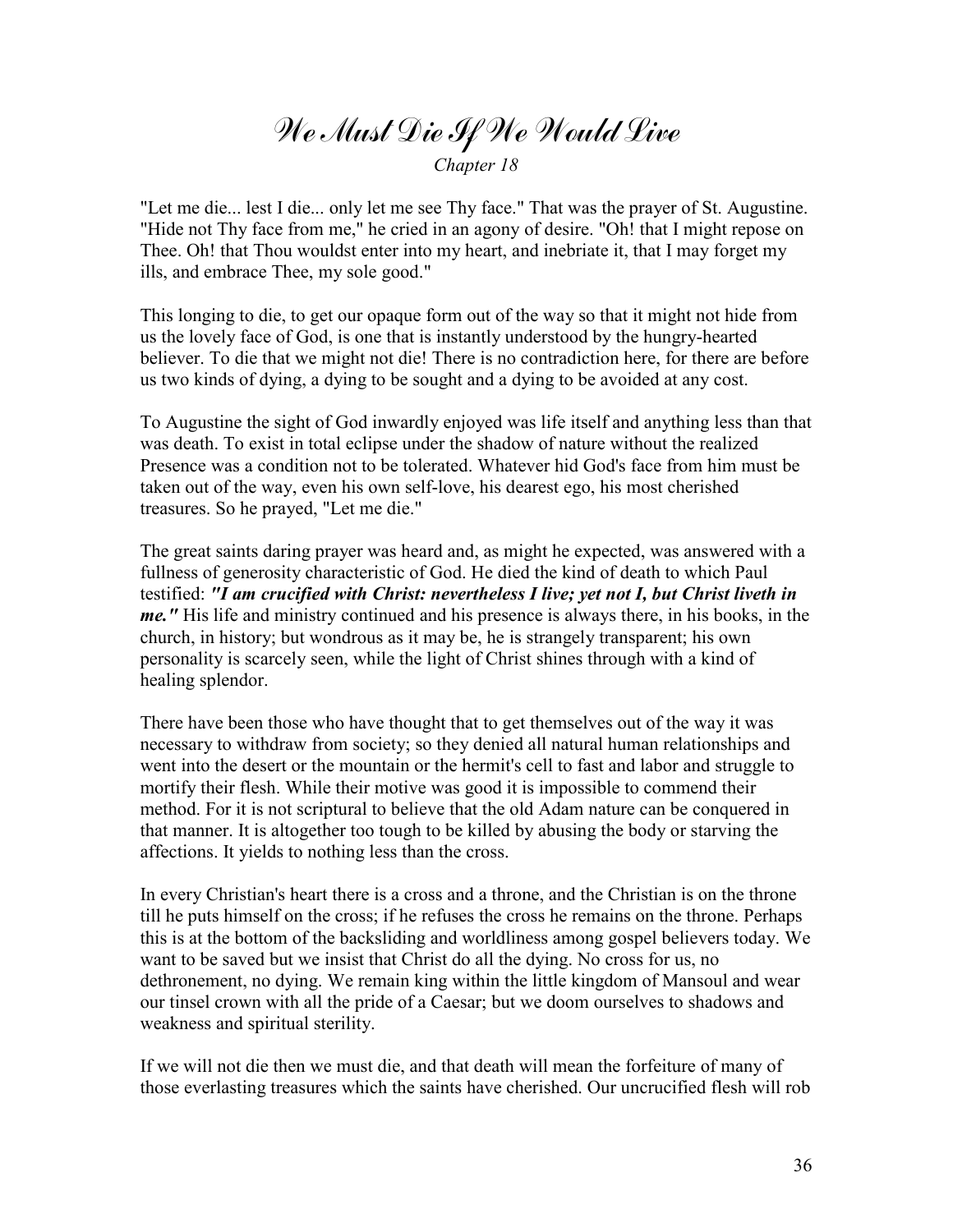# We Must Die If We Would Live

*Chapter 18*

"Let me die... lest I die... only let me see Thy face." That was the prayer of St. Augustine. "Hide not Thy face from me," he cried in an agony of desire. "Oh! that I might repose on Thee. Oh! that Thou wouldst enter into my heart, and inebriate it, that I may forget my ills, and embrace Thee, my sole good."

This longing to die, to get our opaque form out of the way so that it might not hide from us the lovely face of God, is one that is instantly understood by the hungry-hearted believer. To die that we might not die! There is no contradiction here, for there are before us two kinds of dying, a dying to be sought and a dying to be avoided at any cost.

To Augustine the sight of God inwardly enjoyed was life itself and anything less than that was death. To exist in total eclipse under the shadow of nature without the realized Presence was a condition not to be tolerated. Whatever hid God's face from him must be taken out of the way, even his own self-love, his dearest ego, his most cherished treasures. So he prayed, "Let me die."

The great saints daring prayer was heard and, as might he expected, was answered with a fullness of generosity characteristic of God. He died the kind of death to which Paul testified: ***"I am crucified with Christ: nevertheless I live; yet not I, but Christ liveth in me."*** His life and ministry continued and his presence is always there, in his books, in the church, in history; but wondrous as it may be, he is strangely transparent; his own personality is scarcely seen, while the light of Christ shines through with a kind of healing splendor.

There have been those who have thought that to get themselves out of the way it was necessary to withdraw from society; so they denied all natural human relationships and went into the desert or the mountain or the hermit's cell to fast and labor and struggle to mortify their flesh. While their motive was good it is impossible to commend their method. For it is not scriptural to believe that the old Adam nature can be conquered in that manner. It is altogether too tough to be killed by abusing the body or starving the affections. It yields to nothing less than the cross.

In every Christian's heart there is a cross and a throne, and the Christian is on the throne till he puts himself on the cross; if he refuses the cross he remains on the throne. Perhaps this is at the bottom of the backsliding and worldliness among gospel believers today. We want to be saved but we insist that Christ do all the dying. No cross for us, no dethronement, no dying. We remain king within the little kingdom of Mansoul and wear our tinsel crown with all the pride of a Caesar; but we doom ourselves to shadows and weakness and spiritual sterility.

If we will not die then we must die, and that death will mean the forfeiture of many of those everlasting treasures which the saints have cherished. Our uncrucified flesh will rob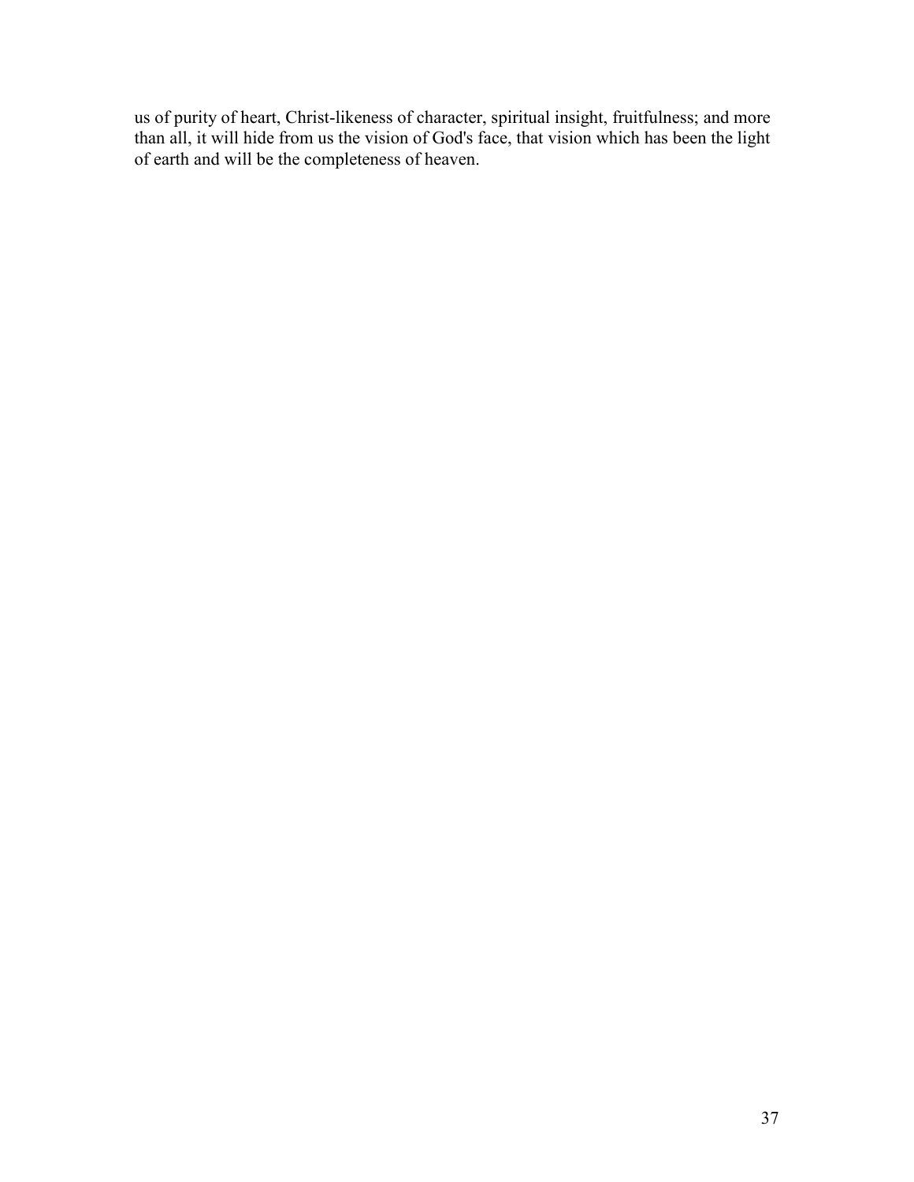us of purity of heart, Christ-likeness of character, spiritual insight, fruitfulness; and more than all, it will hide from us the vision of God's face, that vision which has been the light of earth and will be the completeness of heaven.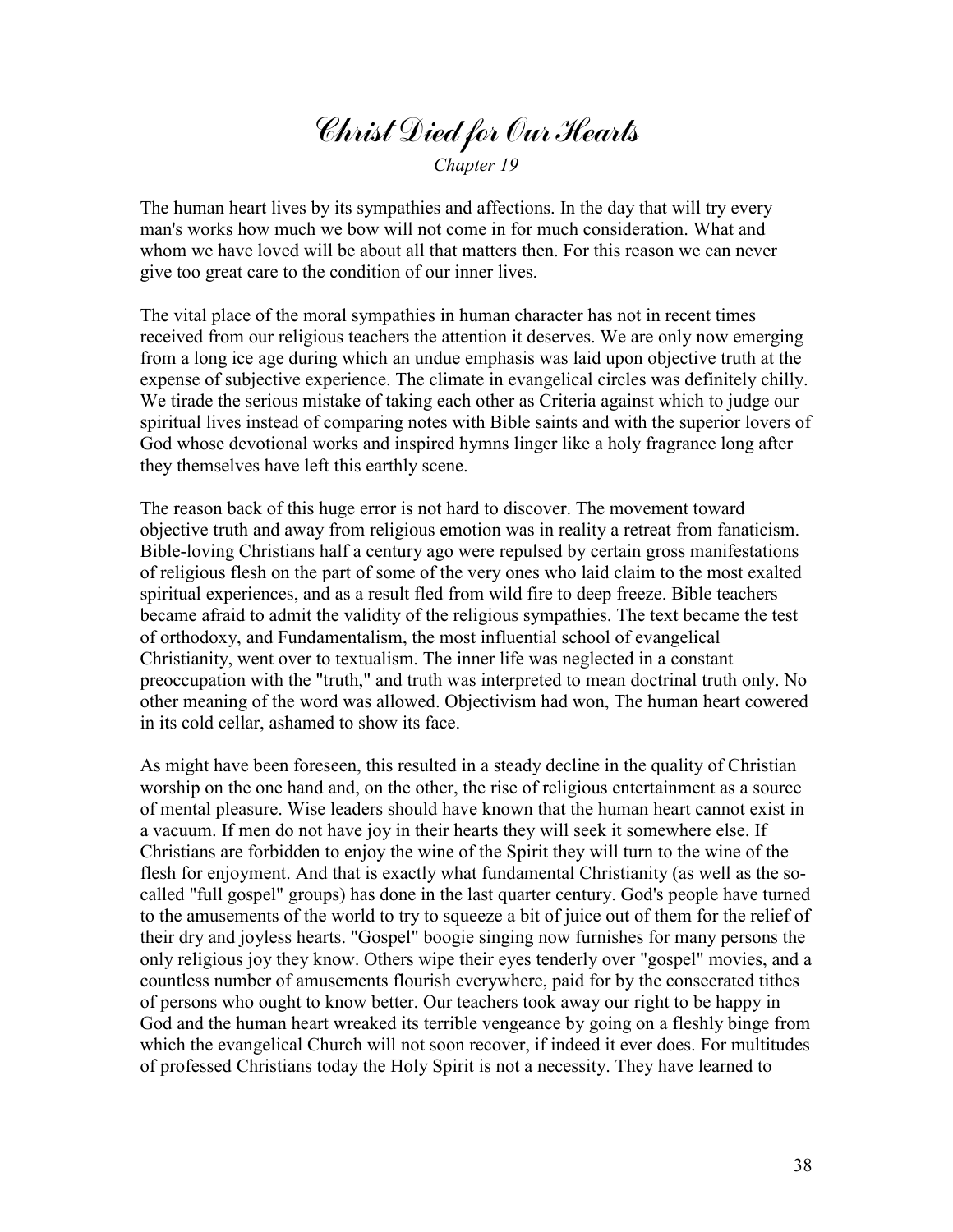# Christ Died for Our Hearts

*Chapter 19*

The human heart lives by its sympathies and affections. In the day that will try every man's works how much we bow will not come in for much consideration. What and whom we have loved will be about all that matters then. For this reason we can never give too great care to the condition of our inner lives.

The vital place of the moral sympathies in human character has not in recent times received from our religious teachers the attention it deserves. We are only now emerging from a long ice age during which an undue emphasis was laid upon objective truth at the expense of subjective experience. The climate in evangelical circles was definitely chilly. We tirade the serious mistake of taking each other as Criteria against which to judge our spiritual lives instead of comparing notes with Bible saints and with the superior lovers of God whose devotional works and inspired hymns linger like a holy fragrance long after they themselves have left this earthly scene.

The reason back of this huge error is not hard to discover. The movement toward objective truth and away from religious emotion was in reality a retreat from fanaticism. Bible-loving Christians half a century ago were repulsed by certain gross manifestations of religious flesh on the part of some of the very ones who laid claim to the most exalted spiritual experiences, and as a result fled from wild fire to deep freeze. Bible teachers became afraid to admit the validity of the religious sympathies. The text became the test of orthodoxy, and Fundamentalism, the most influential school of evangelical Christianity, went over to textualism. The inner life was neglected in a constant preoccupation with the "truth," and truth was interpreted to mean doctrinal truth only. No other meaning of the word was allowed. Objectivism had won, The human heart cowered in its cold cellar, ashamed to show its face.

As might have been foreseen, this resulted in a steady decline in the quality of Christian worship on the one hand and, on the other, the rise of religious entertainment as a source of mental pleasure. Wise leaders should have known that the human heart cannot exist in a vacuum. If men do not have joy in their hearts they will seek it somewhere else. If Christians are forbidden to enjoy the wine of the Spirit they will turn to the wine of the flesh for enjoyment. And that is exactly what fundamental Christianity (as well as the so-called "full gospel" groups) has done in the last quarter century. God's people have turned to the amusements of the world to try to squeeze a bit of juice out of them for the relief of their dry and joyless hearts. "Gospel" boogie singing now furnishes for many persons the only religious joy they know. Others wipe their eyes tenderly over "gospel" movies, and a countless number of amusements flourish everywhere, paid for by the consecrated tithes of persons who ought to know better. Our teachers took away our right to be happy in God and the human heart wreaked its terrible vengeance by going on a fleshly binge from which the evangelical Church will not soon recover, if indeed it ever does. For multitudes of professed Christians today the Holy Spirit is not a necessity. They have learned to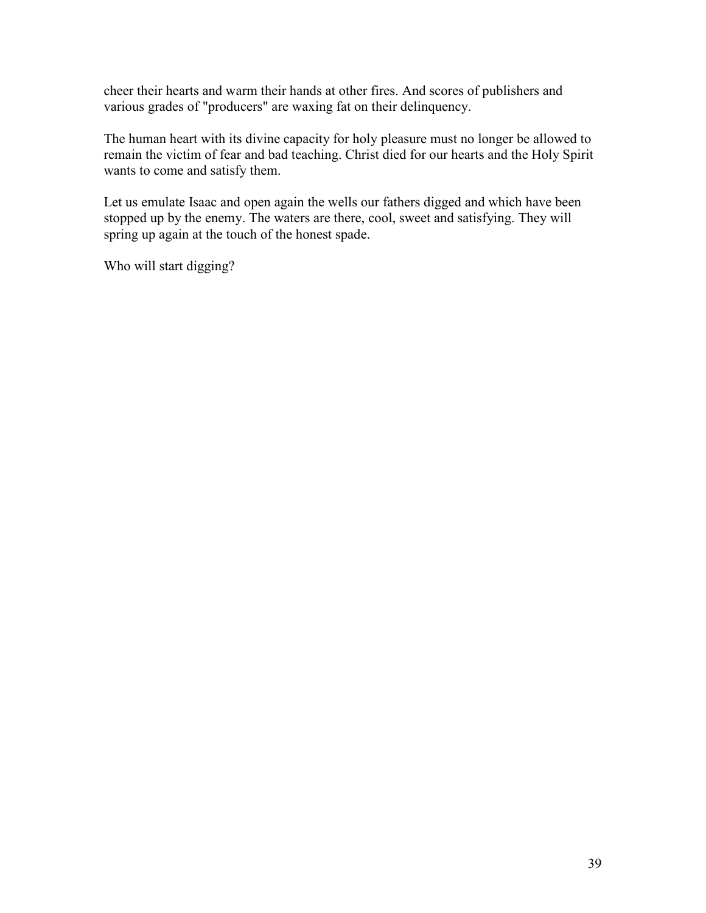cheer their hearts and warm their hands at other fires. And scores of publishers and various grades of "producers" are waxing fat on their delinquency.

The human heart with its divine capacity for holy pleasure must no longer be allowed to remain the victim of fear and bad teaching. Christ died for our hearts and the Holy Spirit wants to come and satisfy them.

Let us emulate Isaac and open again the wells our fathers digged and which have been stopped up by the enemy. The waters are there, cool, sweet and satisfying. They will spring up again at the touch of the honest spade.

Who will start digging?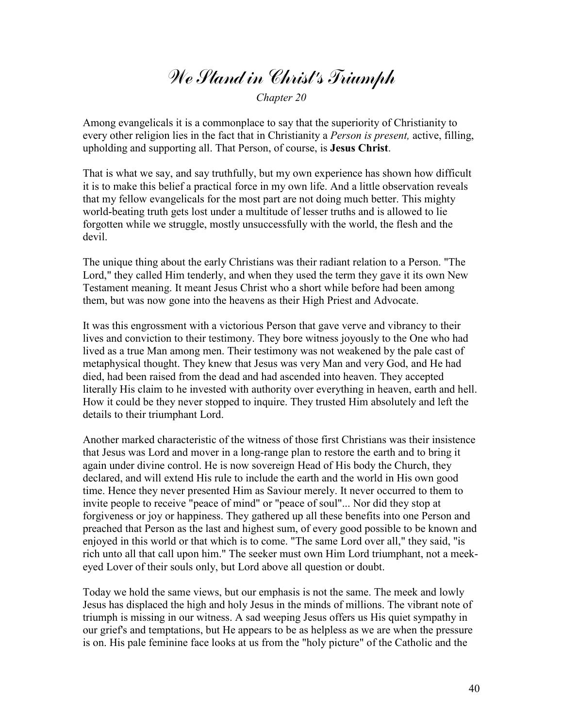# We Stand in Christ's Triumph

*Chapter 20*

Among evangelicals it is a commonplace to say that the superiority of Christianity to every other religion lies in the fact that in Christianity a *Person is present,* active, filling, upholding and supporting all. That Person, of course, is **Jesus Christ**.

That is what we say, and say truthfully, but my own experience has shown how difficult it is to make this belief a practical force in my own life. And a little observation reveals that my fellow evangelicals for the most part are not doing much better. This mighty world-beating truth gets lost under a multitude of lesser truths and is allowed to lie forgotten while we struggle, mostly unsuccessfully with the world, the flesh and the devil.

The unique thing about the early Christians was their radiant relation to a Person. "The Lord," they called Him tenderly, and when they used the term they gave it its own New Testament meaning. It meant Jesus Christ who a short while before had been among them, but was now gone into the heavens as their High Priest and Advocate.

It was this engrossment with a victorious Person that gave verve and vibrancy to their lives and conviction to their testimony. They bore witness joyously to the One who had lived as a true Man among men. Their testimony was not weakened by the pale cast of metaphysical thought. They knew that Jesus was very Man and very God, and He had died, had been raised from the dead and had ascended into heaven. They accepted literally His claim to he invested with authority over everything in heaven, earth and hell. How it could be they never stopped to inquire. They trusted Him absolutely and left the details to their triumphant Lord.

Another marked characteristic of the witness of those first Christians was their insistence that Jesus was Lord and mover in a long-range plan to restore the earth and to bring it again under divine control. He is now sovereign Head of His body the Church, they declared, and will extend His rule to include the earth and the world in His own good time. Hence they never presented Him as Saviour merely. It never occurred to them to invite people to receive "peace of mind" or "peace of soul"... Nor did they stop at forgiveness or joy or happiness. They gathered up all these benefits into one Person and preached that Person as the last and highest sum, of every good possible to be known and enjoyed in this world or that which is to come. "The same Lord over all," they said, "is rich unto all that call upon him." The seeker must own Him Lord triumphant, not a meek-eyed Lover of their souls only, but Lord above all question or doubt.

Today we hold the same views, but our emphasis is not the same. The meek and lowly Jesus has displaced the high and holy Jesus in the minds of millions. The vibrant note of triumph is missing in our witness. A sad weeping Jesus offers us His quiet sympathy in our grief's and temptations, but He appears to be as helpless as we are when the pressure is on. His pale feminine face looks at us from the "holy picture" of the Catholic and the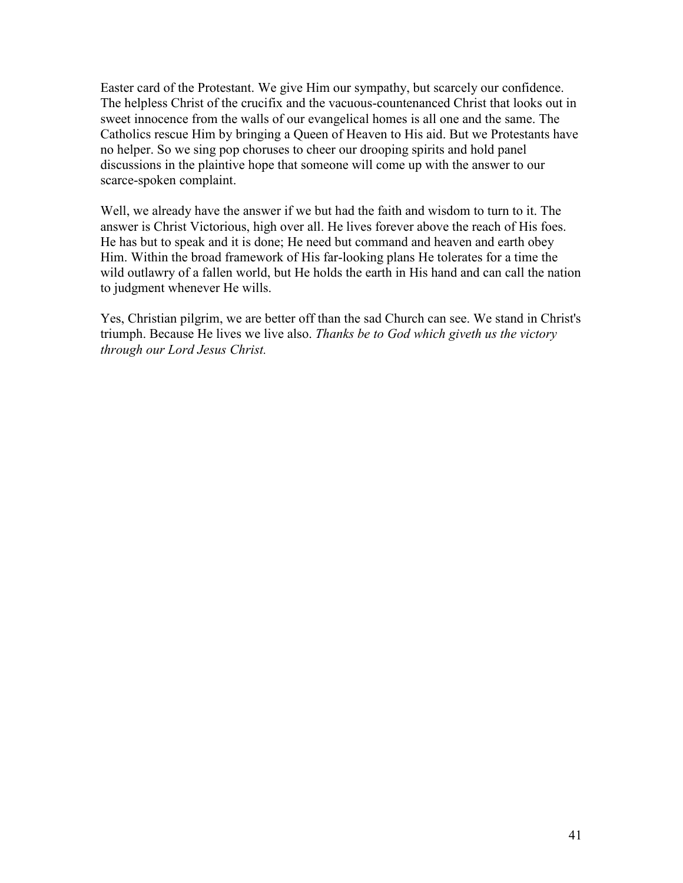Easter card of the Protestant. We give Him our sympathy, but scarcely our confidence. The helpless Christ of the crucifix and the vacuous-countenanced Christ that looks out in sweet innocence from the walls of our evangelical homes is all one and the same. The Catholics rescue Him by bringing a Queen of Heaven to His aid. But we Protestants have no helper. So we sing pop choruses to cheer our drooping spirits and hold panel discussions in the plaintive hope that someone will come up with the answer to our scarce-spoken complaint.

Well, we already have the answer if we but had the faith and wisdom to turn to it. The answer is Christ Victorious, high over all. He lives forever above the reach of His foes. He has but to speak and it is done; He need but command and heaven and earth obey Him. Within the broad framework of His far-looking plans He tolerates for a time the wild outlawry of a fallen world, but He holds the earth in His hand and can call the nation to judgment whenever He wills.

Yes, Christian pilgrim, we are better off than the sad Church can see. We stand in Christ's triumph. Because He lives we live also. *Thanks be to God which giveth us the victory through our Lord Jesus Christ.*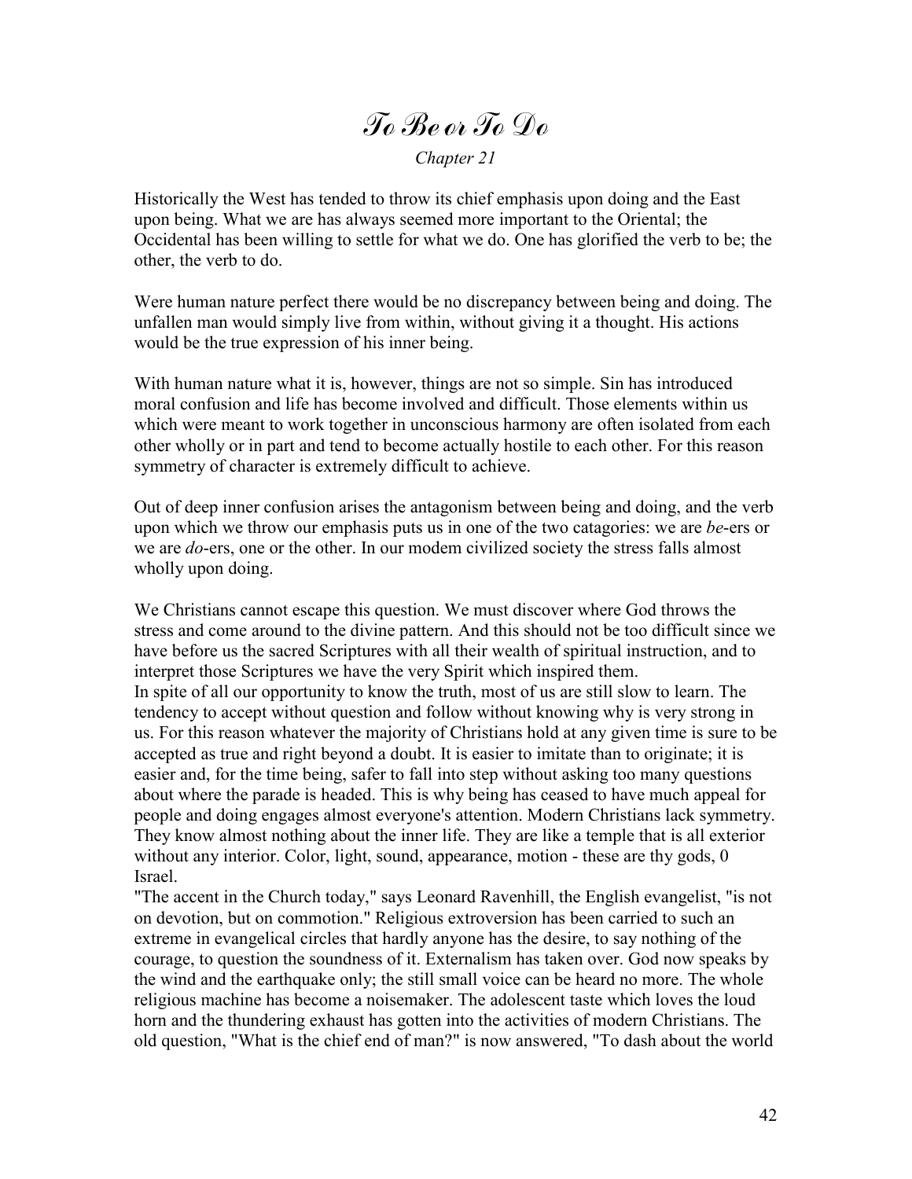# *To Be or To Do*

*Chapter 21*

Historically the West has tended to throw its chief emphasis upon doing and the East upon being. What we are has always seemed more important to the Oriental; the Occidental has been willing to settle for what we do. One has glorified the verb to be; the other, the verb to do.

Were human nature perfect there would be no discrepancy between being and doing. The unfallen man would simply live from within, without giving it a thought. His actions would be the true expression of his inner being.

With human nature what it is, however, things are not so simple. Sin has introduced moral confusion and life has become involved and difficult. Those elements within us which were meant to work together in unconscious harmony are often isolated from each other wholly or in part and tend to become actually hostile to each other. For this reason symmetry of character is extremely difficult to achieve.

Out of deep inner confusion arises the antagonism between being and doing, and the verb upon which we throw our emphasis puts us in one of the two catagories: we are *be*-ers or we are *do*-ers, one or the other. In our modem civilized society the stress falls almost wholly upon doing.

We Christians cannot escape this question. We must discover where God throws the stress and come around to the divine pattern. And this should not be too difficult since we have before us the sacred Scriptures with all their wealth of spiritual instruction, and to interpret those Scriptures we have the very Spirit which inspired them.
In spite of all our opportunity to know the truth, most of us are still slow to learn. The tendency to accept without question and follow without knowing why is very strong in us. For this reason whatever the majority of Christians hold at any given time is sure to be accepted as true and right beyond a doubt. It is easier to imitate than to originate; it is easier and, for the time being, safer to fall into step without asking too many questions about where the parade is headed. This is why being has ceased to have much appeal for people and doing engages almost everyone's attention. Modern Christians lack symmetry. They know almost nothing about the inner life. They are like a temple that is all exterior without any interior. Color, light, sound, appearance, motion - these are thy gods, 0 Israel.
"The accent in the Church today," says Leonard Ravenhill, the English evangelist, "is not on devotion, but on commotion." Religious extroversion has been carried to such an extreme in evangelical circles that hardly anyone has the desire, to say nothing of the courage, to question the soundness of it. Externalism has taken over. God now speaks by the wind and the earthquake only; the still small voice can be heard no more. The whole religious machine has become a noisemaker. The adolescent taste which loves the loud horn and the thundering exhaust has gotten into the activities of modern Christians. The old question, "What is the chief end of man?" is now answered, "To dash about the world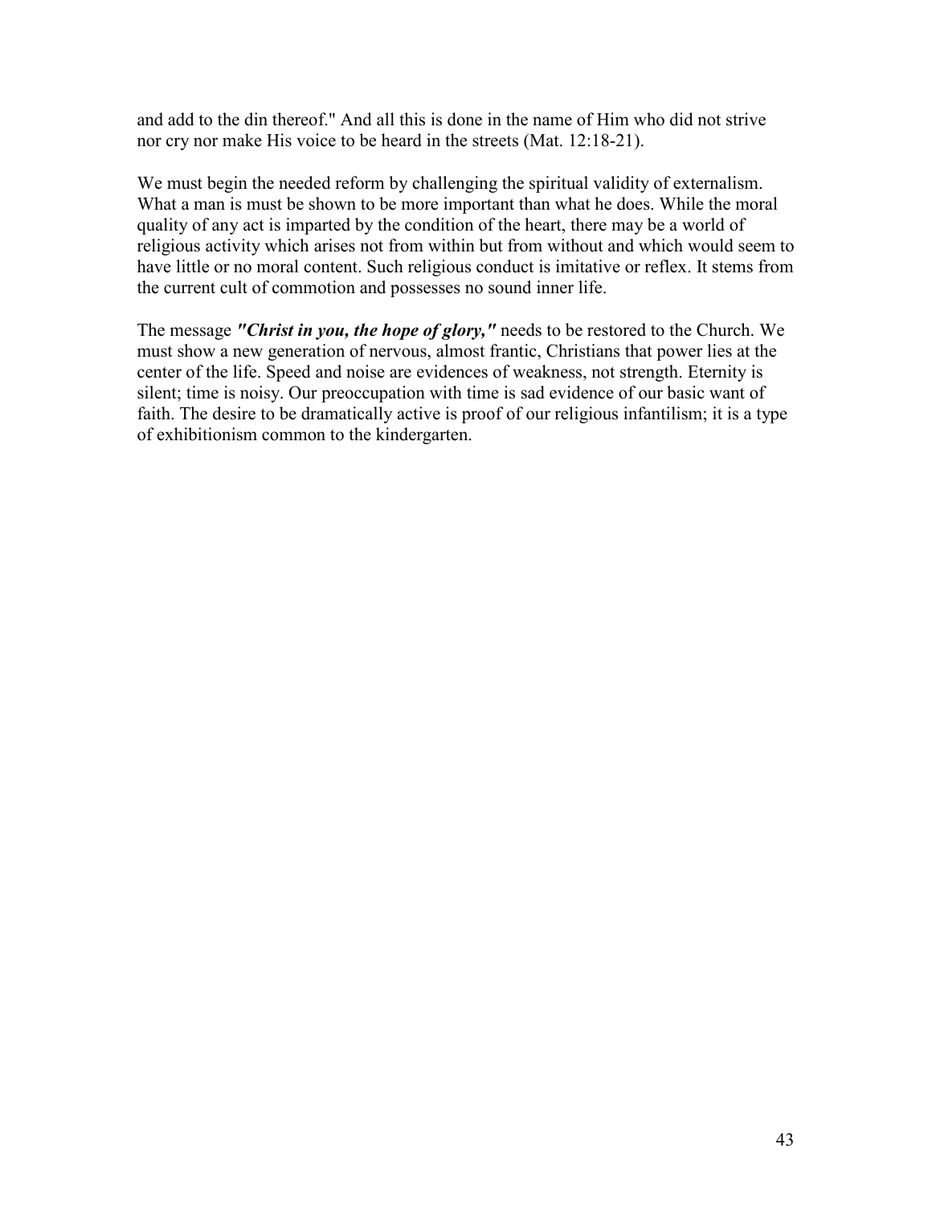and add to the din thereof." And all this is done in the name of Him who did not strive nor cry nor make His voice to be heard in the streets (Mat. 12:18-21).

We must begin the needed reform by challenging the spiritual validity of externalism. What a man is must be shown to be more important than what he does. While the moral quality of any act is imparted by the condition of the heart, there may be a world of religious activity which arises not from within but from without and which would seem to have little or no moral content. Such religious conduct is imitative or reflex. It stems from the current cult of commotion and possesses no sound inner life.

The message ***"Christ in you, the hope of glory,"*** needs to be restored to the Church. We must show a new generation of nervous, almost frantic, Christians that power lies at the center of the life. Speed and noise are evidences of weakness, not strength. Eternity is silent; time is noisy. Our preoccupation with time is sad evidence of our basic want of faith. The desire to be dramatically active is proof of our religious infantilism; it is a type of exhibitionism common to the kindergarten.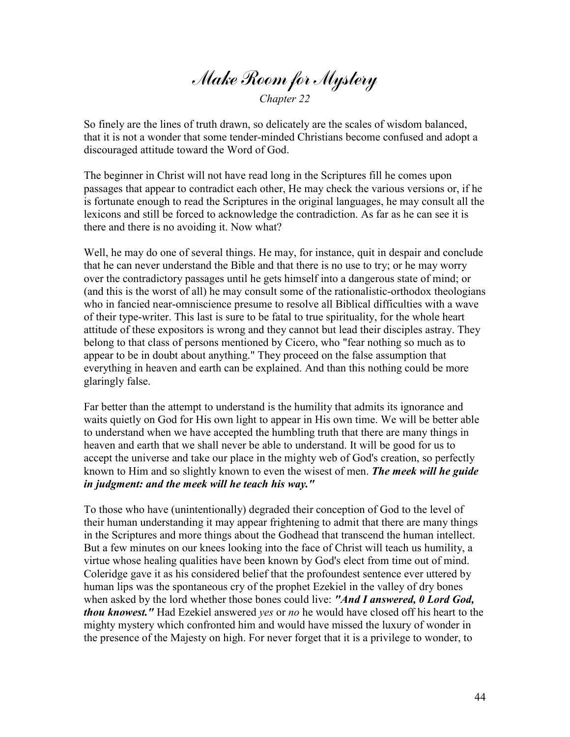# *Make Room for Mystery*

*Chapter 22*

So finely are the lines of truth drawn, so delicately are the scales of wisdom balanced, that it is not a wonder that some tender-minded Christians become confused and adopt a discouraged attitude toward the Word of God.

The beginner in Christ will not have read long in the Scriptures fill he comes upon passages that appear to contradict each other, He may check the various versions or, if he is fortunate enough to read the Scriptures in the original languages, he may consult all the lexicons and still be forced to acknowledge the contradiction. As far as he can see it is there and there is no avoiding it. Now what?

Well, he may do one of several things. He may, for instance, quit in despair and conclude that he can never understand the Bible and that there is no use to try; or he may worry over the contradictory passages until he gets himself into a dangerous state of mind; or (and this is the worst of all) he may consult some of the rationalistic-orthodox theologians who in fancied near-omniscience presume to resolve all Biblical difficulties with a wave of their type-writer. This last is sure to be fatal to true spirituality, for the whole heart attitude of these expositors is wrong and they cannot but lead their disciples astray. They belong to that class of persons mentioned by Cicero, who "fear nothing so much as to appear to be in doubt about anything." They proceed on the false assumption that everything in heaven and earth can be explained. And than this nothing could be more glaringly false.

Far better than the attempt to understand is the humility that admits its ignorance and waits quietly on God for His own light to appear in His own time. We will be better able to understand when we have accepted the humbling truth that there are many things in heaven and earth that we shall never be able to understand. It will be good for us to accept the universe and take our place in the mighty web of God's creation, so perfectly known to Him and so slightly known to even the wisest of men. ***The meek will he guide in judgment: and the meek will he teach his way."***

To those who have (unintentionally) degraded their conception of God to the level of their human understanding it may appear frightening to admit that there are many things in the Scriptures and more things about the Godhead that transcend the human intellect. But a few minutes on our knees looking into the face of Christ will teach us humility, a virtue whose healing qualities have been known by God's elect from time out of mind. Coleridge gave it as his considered belief that the profoundest sentence ever uttered by human lips was the spontaneous cry of the prophet Ezekiel in the valley of dry bones when asked by the lord whether those bones could live: ***"And I answered, 0 Lord God, thou knowest."*** Had Ezekiel answered *yes* or *no* he would have closed off his heart to the mighty mystery which confronted him and would have missed the luxury of wonder in the presence of the Majesty on high. For never forget that it is a privilege to wonder, to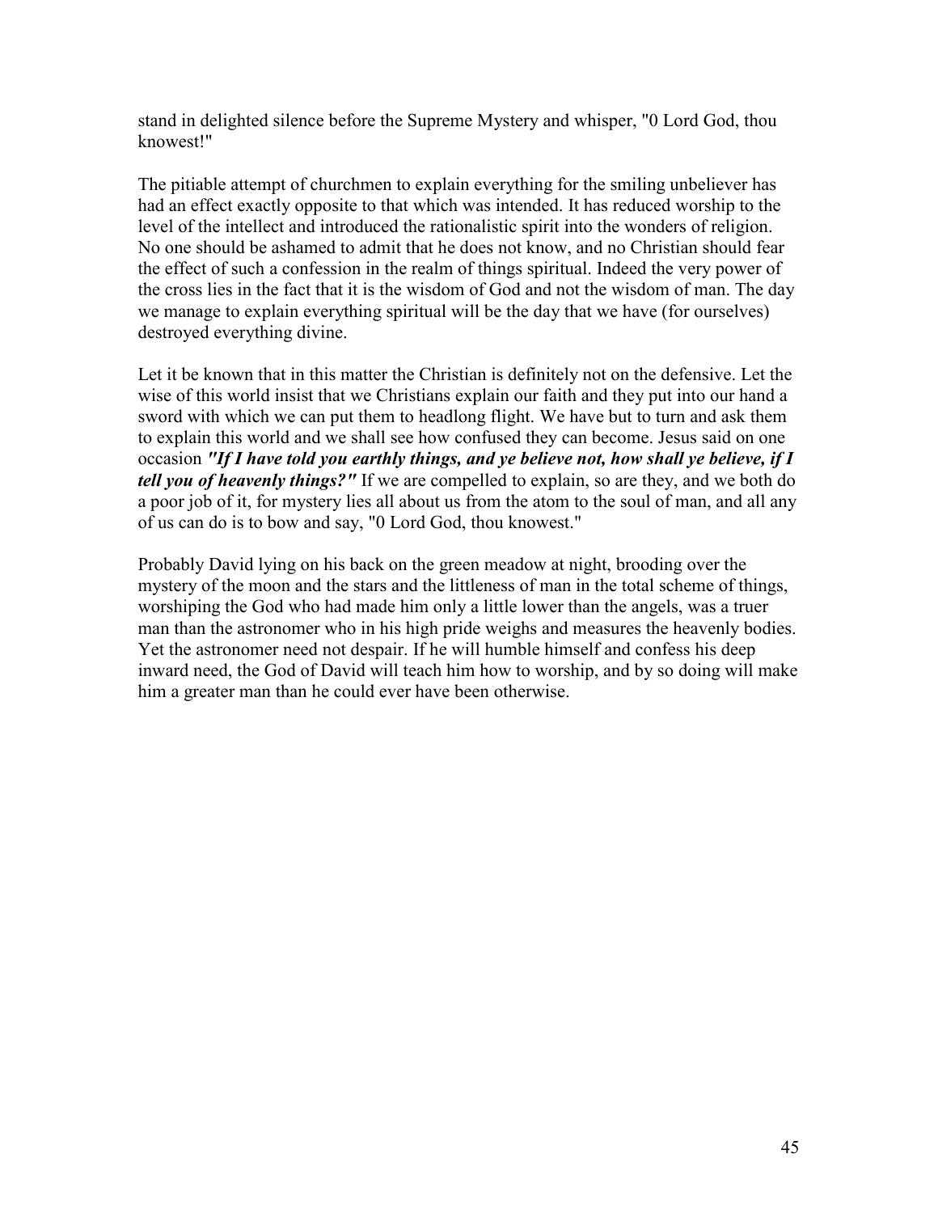stand in delighted silence before the Supreme Mystery and whisper, "0 Lord God, thou knowest!"

The pitiable attempt of churchmen to explain everything for the smiling unbeliever has had an effect exactly opposite to that which was intended. It has reduced worship to the level of the intellect and introduced the rationalistic spirit into the wonders of religion. No one should be ashamed to admit that he does not know, and no Christian should fear the effect of such a confession in the realm of things spiritual. Indeed the very power of the cross lies in the fact that it is the wisdom of God and not the wisdom of man. The day we manage to explain everything spiritual will be the day that we have (for ourselves) destroyed everything divine.

Let it be known that in this matter the Christian is definitely not on the defensive. Let the wise of this world insist that we Christians explain our faith and they put into our hand a sword with which we can put them to headlong flight. We have but to turn and ask them to explain this world and we shall see how confused they can become. Jesus said on one occasion ***"If I have told you earthly things, and ye believe not, how shall ye believe, if I tell you of heavenly things?"*** If we are compelled to explain, so are they, and we both do a poor job of it, for mystery lies all about us from the atom to the soul of man, and all any of us can do is to bow and say, "0 Lord God, thou knowest."

Probably David lying on his back on the green meadow at night, brooding over the mystery of the moon and the stars and the littleness of man in the total scheme of things, worshiping the God who had made him only a little lower than the angels, was a truer man than the astronomer who in his high pride weighs and measures the heavenly bodies. Yet the astronomer need not despair. If he will humble himself and confess his deep inward need, the God of David will teach him how to worship, and by so doing will make him a greater man than he could ever have been otherwise.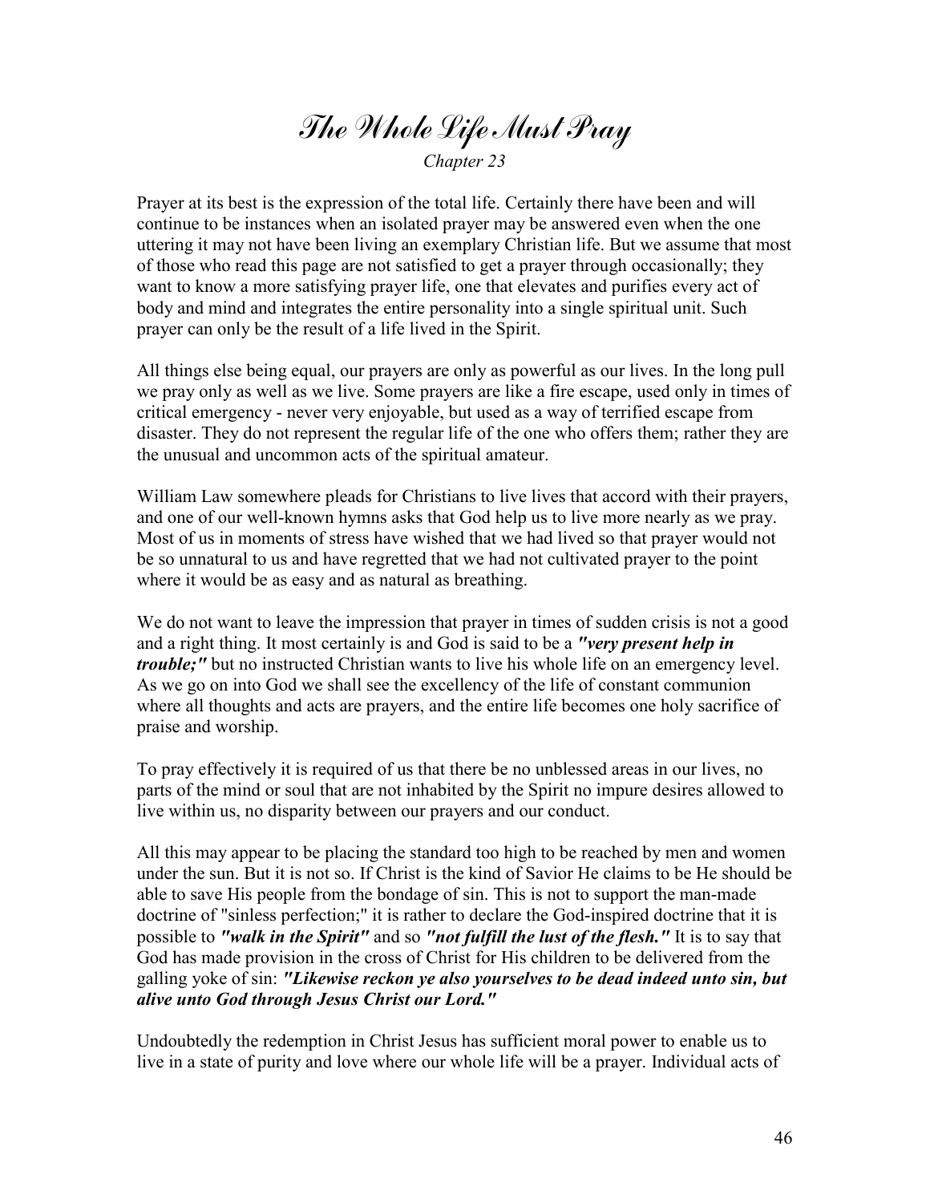# The Whole Life Must Pray

*Chapter 23*

Prayer at its best is the expression of the total life. Certainly there have been and will continue to be instances when an isolated prayer may be answered even when the one uttering it may not have been living an exemplary Christian life. But we assume that most of those who read this page are not satisfied to get a prayer through occasionally; they want to know a more satisfying prayer life, one that elevates and purifies every act of body and mind and integrates the entire personality into a single spiritual unit. Such prayer can only be the result of a life lived in the Spirit.

All things else being equal, our prayers are only as powerful as our lives. In the long pull we pray only as well as we live. Some prayers are like a fire escape, used only in times of critical emergency - never very enjoyable, but used as a way of terrified escape from disaster. They do not represent the regular life of the one who offers them; rather they are the unusual and uncommon acts of the spiritual amateur.

William Law somewhere pleads for Christians to live lives that accord with their prayers, and one of our well-known hymns asks that God help us to live more nearly as we pray. Most of us in moments of stress have wished that we had lived so that prayer would not be so unnatural to us and have regretted that we had not cultivated prayer to the point where it would be as easy and as natural as breathing.

We do not want to leave the impression that prayer in times of sudden crisis is not a good and a right thing. It most certainly is and God is said to be a ***"very present help in trouble;"*** but no instructed Christian wants to live his whole life on an emergency level. As we go on into God we shall see the excellency of the life of constant communion where all thoughts and acts are prayers, and the entire life becomes one holy sacrifice of praise and worship.

To pray effectively it is required of us that there be no unblessed areas in our lives, no parts of the mind or soul that are not inhabited by the Spirit no impure desires allowed to live within us, no disparity between our prayers and our conduct.

All this may appear to be placing the standard too high to be reached by men and women under the sun. But it is not so. If Christ is the kind of Savior He claims to be He should be able to save His people from the bondage of sin. This is not to support the man-made doctrine of "sinless perfection;" it is rather to declare the God-inspired doctrine that it is possible to ***"walk in the Spirit"*** and so ***"not fulfill the lust of the flesh."*** It is to say that God has made provision in the cross of Christ for His children to be delivered from the galling yoke of sin: ***"Likewise reckon ye also yourselves to be dead indeed unto sin, but alive unto God through Jesus Christ our Lord."***

Undoubtedly the redemption in Christ Jesus has sufficient moral power to enable us to live in a state of purity and love where our whole life will be a prayer. Individual acts of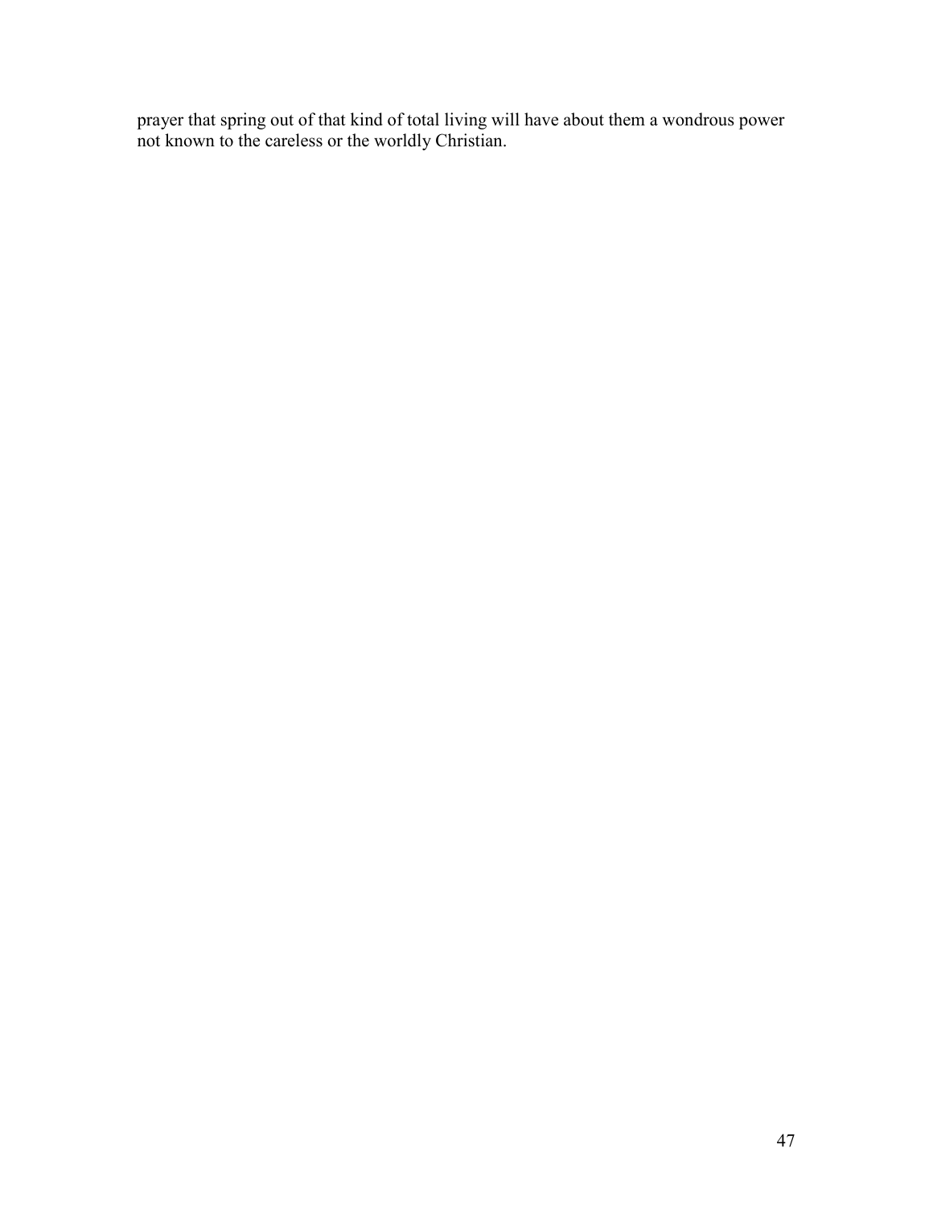prayer that spring out of that kind of total living will have about them a wondrous power not known to the careless or the worldly Christian.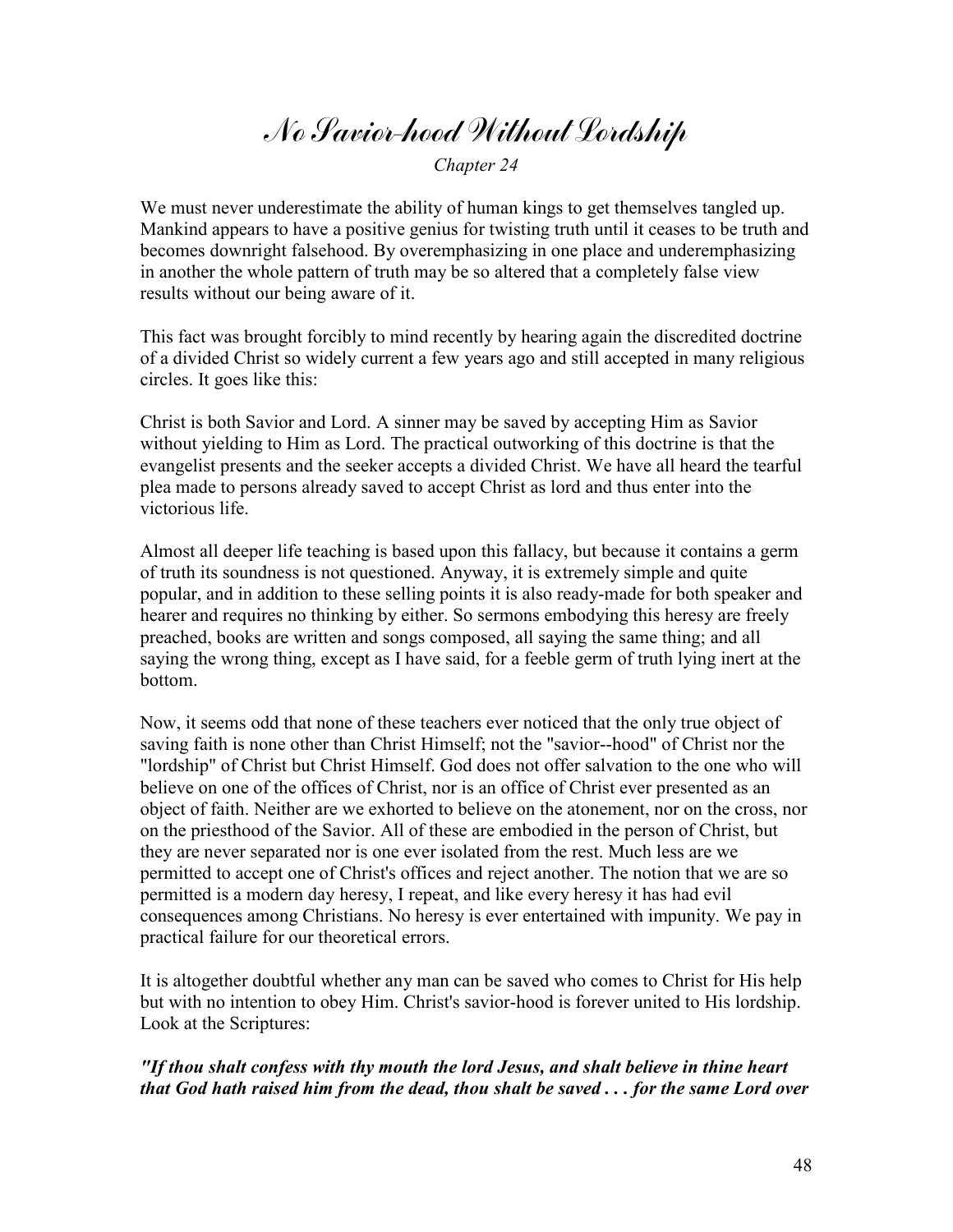# *No Savior-hood Without Lordship*

*Chapter 24*

We must never underestimate the ability of human kings to get themselves tangled up. Mankind appears to have a positive genius for twisting truth until it ceases to be truth and becomes downright falsehood. By overemphasizing in one place and underemphasizing in another the whole pattern of truth may be so altered that a completely false view results without our being aware of it.

This fact was brought forcibly to mind recently by hearing again the discredited doctrine of a divided Christ so widely current a few years ago and still accepted in many religious circles. It goes like this:

Christ is both Savior and Lord. A sinner may be saved by accepting Him as Savior without yielding to Him as Lord. The practical outworking of this doctrine is that the evangelist presents and the seeker accepts a divided Christ. We have all heard the tearful plea made to persons already saved to accept Christ as lord and thus enter into the victorious life.

Almost all deeper life teaching is based upon this fallacy, but because it contains a germ of truth its soundness is not questioned. Anyway, it is extremely simple and quite popular, and in addition to these selling points it is also ready-made for both speaker and hearer and requires no thinking by either. So sermons embodying this heresy are freely preached, books are written and songs composed, all saying the same thing; and all saying the wrong thing, except as I have said, for a feeble germ of truth lying inert at the bottom.

Now, it seems odd that none of these teachers ever noticed that the only true object of saving faith is none other than Christ Himself; not the "savior--hood" of Christ nor the "lordship" of Christ but Christ Himself. God does not offer salvation to the one who will believe on one of the offices of Christ, nor is an office of Christ ever presented as an object of faith. Neither are we exhorted to believe on the atonement, nor on the cross, nor on the priesthood of the Savior. All of these are embodied in the person of Christ, but they are never separated nor is one ever isolated from the rest. Much less are we permitted to accept one of Christ's offices and reject another. The notion that we are so permitted is a modern day heresy, I repeat, and like every heresy it has had evil consequences among Christians. No heresy is ever entertained with impunity. We pay in practical failure for our theoretical errors.

It is altogether doubtful whether any man can be saved who comes to Christ for His help but with no intention to obey Him. Christ's savior-hood is forever united to His lordship. Look at the Scriptures:

***"If thou shalt confess with thy mouth the lord Jesus, and shalt believe in thine heart that God hath raised him from the dead, thou shalt be saved . . . for the same Lord over***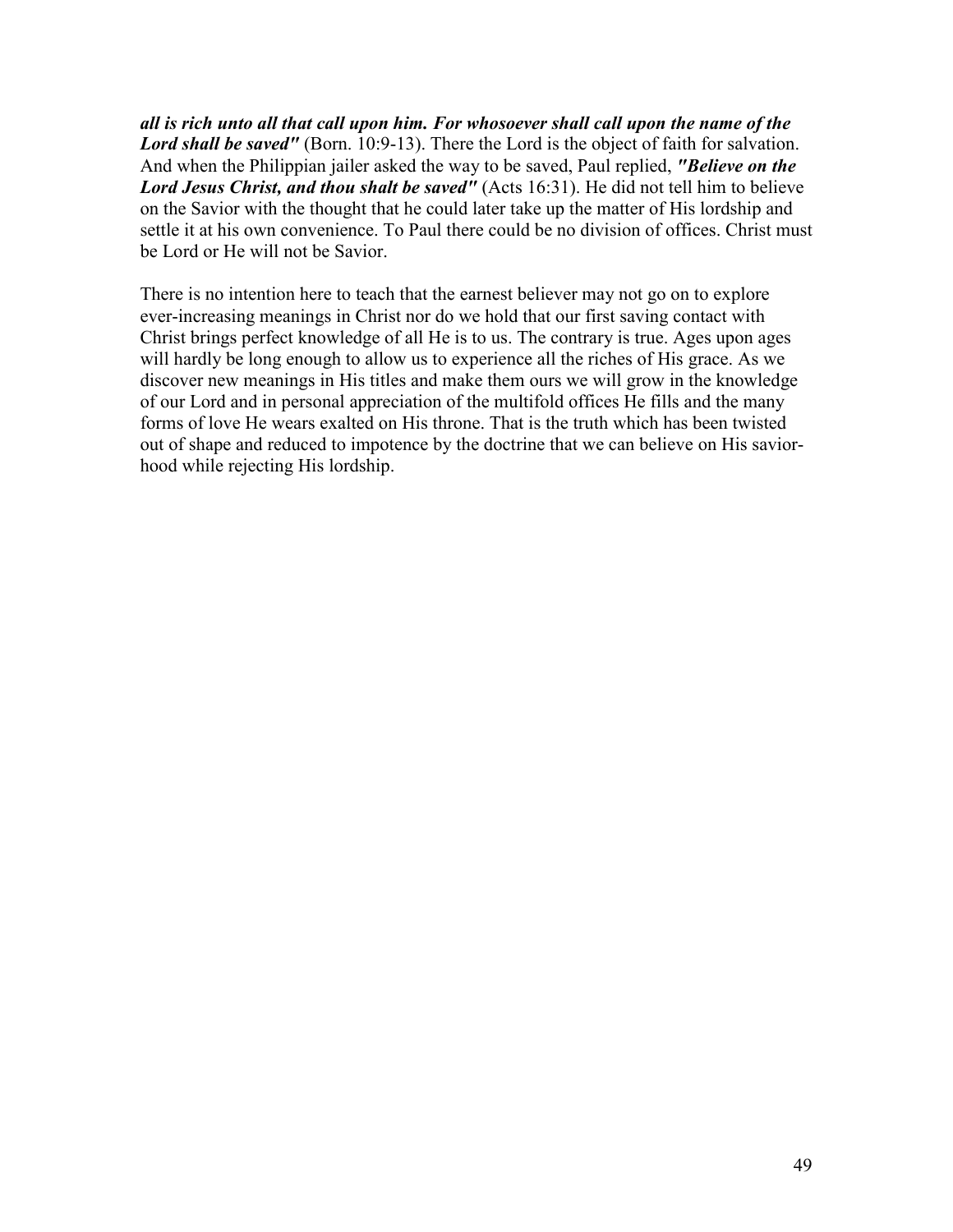***all is rich unto all that call upon him. For whosoever shall call upon the name of the Lord shall be saved"*** (Born. 10:9-13). There the Lord is the object of faith for salvation. And when the Philippian jailer asked the way to be saved, Paul replied, ***"Believe on the Lord Jesus Christ, and thou shalt be saved"*** (Acts 16:31). He did not tell him to believe on the Savior with the thought that he could later take up the matter of His lordship and settle it at his own convenience. To Paul there could be no division of offices. Christ must be Lord or He will not be Savior.

There is no intention here to teach that the earnest believer may not go on to explore ever-increasing meanings in Christ nor do we hold that our first saving contact with Christ brings perfect knowledge of all He is to us. The contrary is true. Ages upon ages will hardly be long enough to allow us to experience all the riches of His grace. As we discover new meanings in His titles and make them ours we will grow in the knowledge of our Lord and in personal appreciation of the multifold offices He fills and the many forms of love He wears exalted on His throne. That is the truth which has been twisted out of shape and reduced to impotence by the doctrine that we can believe on His savior-hood while rejecting His lordship.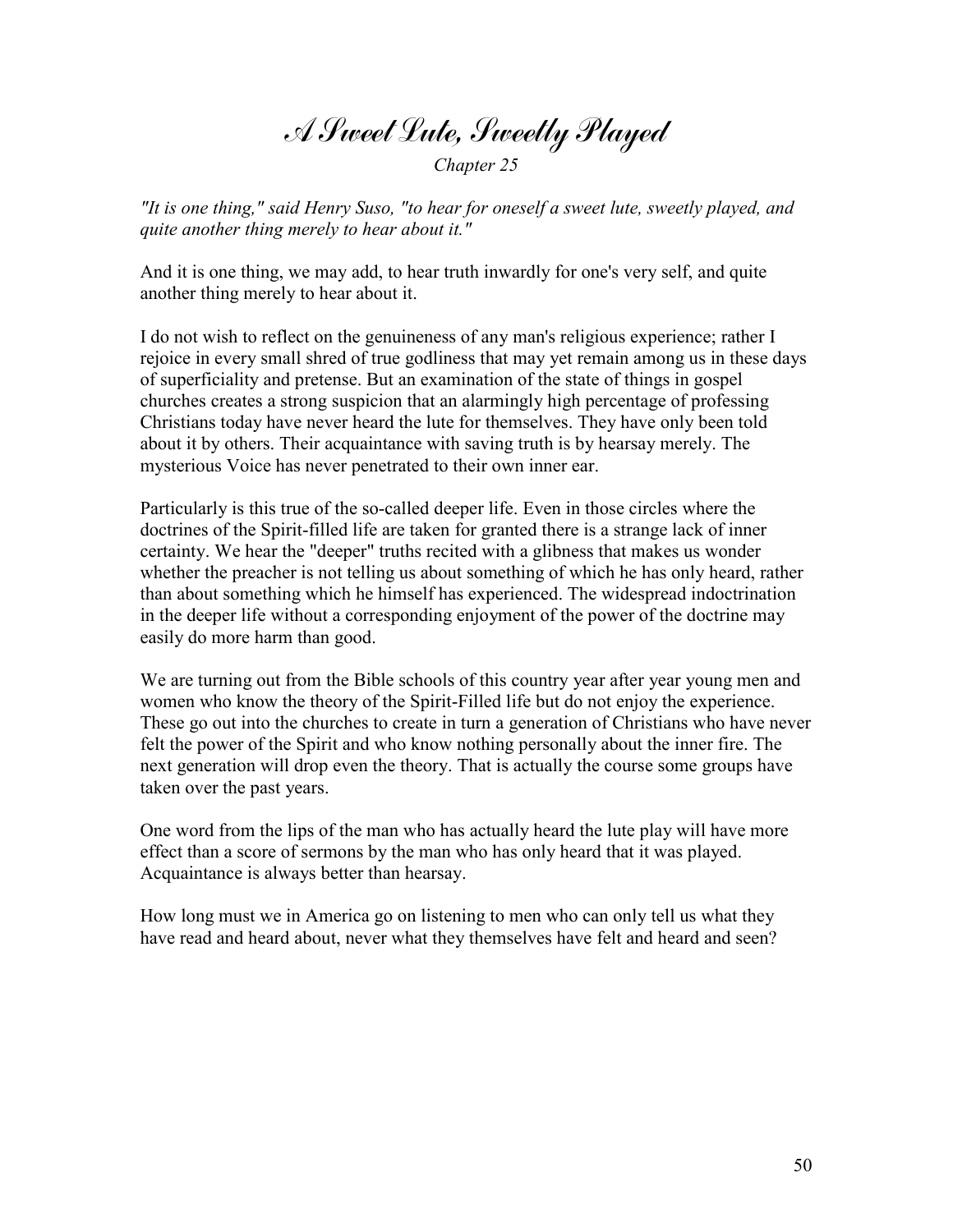# A Sweet Lute, Sweetly Played

*Chapter 25*

*"It is one thing," said Henry Suso, "to hear for oneself a sweet lute, sweetly played, and quite another thing merely to hear about it."*

And it is one thing, we may add, to hear truth inwardly for one's very self, and quite another thing merely to hear about it.

I do not wish to reflect on the genuineness of any man's religious experience; rather I rejoice in every small shred of true godliness that may yet remain among us in these days of superficiality and pretense. But an examination of the state of things in gospel churches creates a strong suspicion that an alarmingly high percentage of professing Christians today have never heard the lute for themselves. They have only been told about it by others. Their acquaintance with saving truth is by hearsay merely. The mysterious Voice has never penetrated to their own inner ear.

Particularly is this true of the so-called deeper life. Even in those circles where the doctrines of the Spirit-filled life are taken for granted there is a strange lack of inner certainty. We hear the "deeper" truths recited with a glibness that makes us wonder whether the preacher is not telling us about something of which he has only heard, rather than about something which he himself has experienced. The widespread indoctrination in the deeper life without a corresponding enjoyment of the power of the doctrine may easily do more harm than good.

We are turning out from the Bible schools of this country year after year young men and women who know the theory of the Spirit-Filled life but do not enjoy the experience. These go out into the churches to create in turn a generation of Christians who have never felt the power of the Spirit and who know nothing personally about the inner fire. The next generation will drop even the theory. That is actually the course some groups have taken over the past years.

One word from the lips of the man who has actually heard the lute play will have more effect than a score of sermons by the man who has only heard that it was played. Acquaintance is always better than hearsay.

How long must we in America go on listening to men who can only tell us what they have read and heard about, never what they themselves have felt and heard and seen?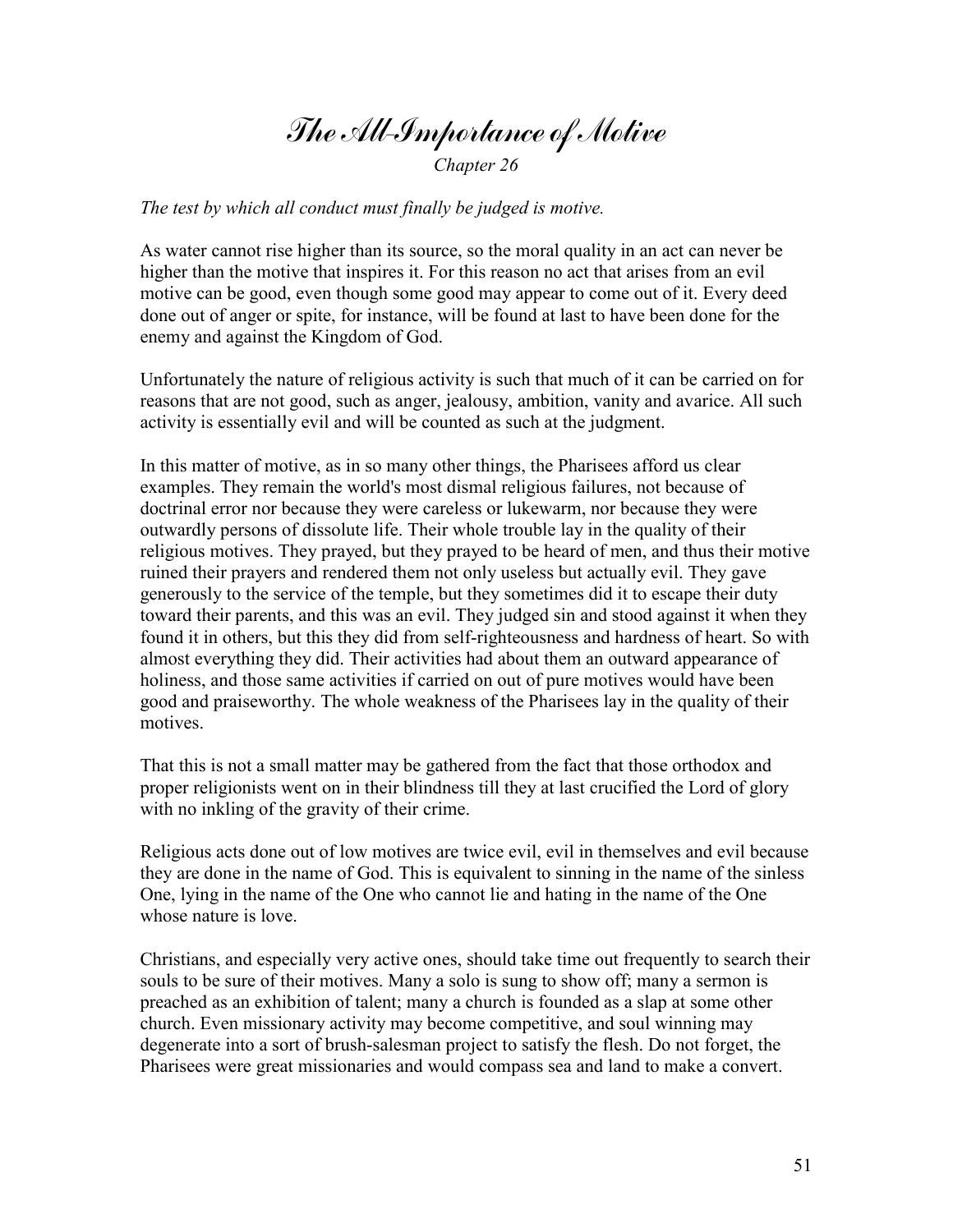# The All-Importance of Motive

*Chapter 26*

*The test by which all conduct must finally be judged is motive.*

As water cannot rise higher than its source, so the moral quality in an act can never be higher than the motive that inspires it. For this reason no act that arises from an evil motive can be good, even though some good may appear to come out of it. Every deed done out of anger or spite, for instance, will be found at last to have been done for the enemy and against the Kingdom of God.

Unfortunately the nature of religious activity is such that much of it can be carried on for reasons that are not good, such as anger, jealousy, ambition, vanity and avarice. All such activity is essentially evil and will be counted as such at the judgment.

In this matter of motive, as in so many other things, the Pharisees afford us clear examples. They remain the world's most dismal religious failures, not because of doctrinal error nor because they were careless or lukewarm, nor because they were outwardly persons of dissolute life. Their whole trouble lay in the quality of their religious motives. They prayed, but they prayed to be heard of men, and thus their motive ruined their prayers and rendered them not only useless but actually evil. They gave generously to the service of the temple, but they sometimes did it to escape their duty toward their parents, and this was an evil. They judged sin and stood against it when they found it in others, but this they did from self-righteousness and hardness of heart. So with almost everything they did. Their activities had about them an outward appearance of holiness, and those same activities if carried on out of pure motives would have been good and praiseworthy. The whole weakness of the Pharisees lay in the quality of their motives.

That this is not a small matter may be gathered from the fact that those orthodox and proper religionists went on in their blindness till they at last crucified the Lord of glory with no inkling of the gravity of their crime.

Religious acts done out of low motives are twice evil, evil in themselves and evil because they are done in the name of God. This is equivalent to sinning in the name of the sinless One, lying in the name of the One who cannot lie and hating in the name of the One whose nature is love.

Christians, and especially very active ones, should take time out frequently to search their souls to be sure of their motives. Many a solo is sung to show off; many a sermon is preached as an exhibition of talent; many a church is founded as a slap at some other church. Even missionary activity may become competitive, and soul winning may degenerate into a sort of brush-salesman project to satisfy the flesh. Do not forget, the Pharisees were great missionaries and would compass sea and land to make a convert.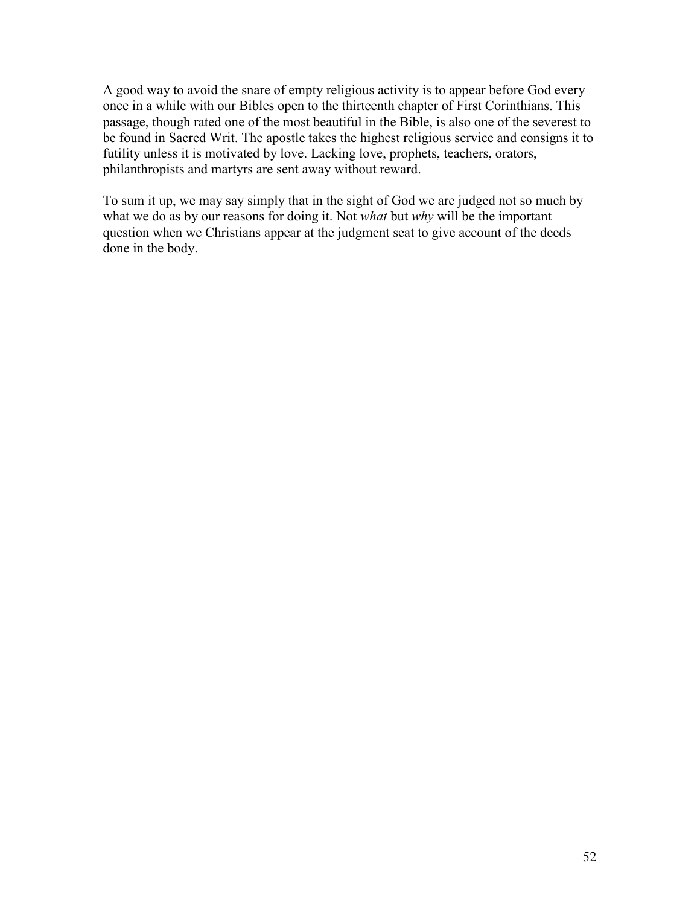A good way to avoid the snare of empty religious activity is to appear before God every once in a while with our Bibles open to the thirteenth chapter of First Corinthians. This passage, though rated one of the most beautiful in the Bible, is also one of the severest to be found in Sacred Writ. The apostle takes the highest religious service and consigns it to futility unless it is motivated by love. Lacking love, prophets, teachers, orators, philanthropists and martyrs are sent away without reward.

To sum it up, we may say simply that in the sight of God we are judged not so much by what we do as by our reasons for doing it. Not *what* but *why* will be the important question when we Christians appear at the judgment seat to give account of the deeds done in the body.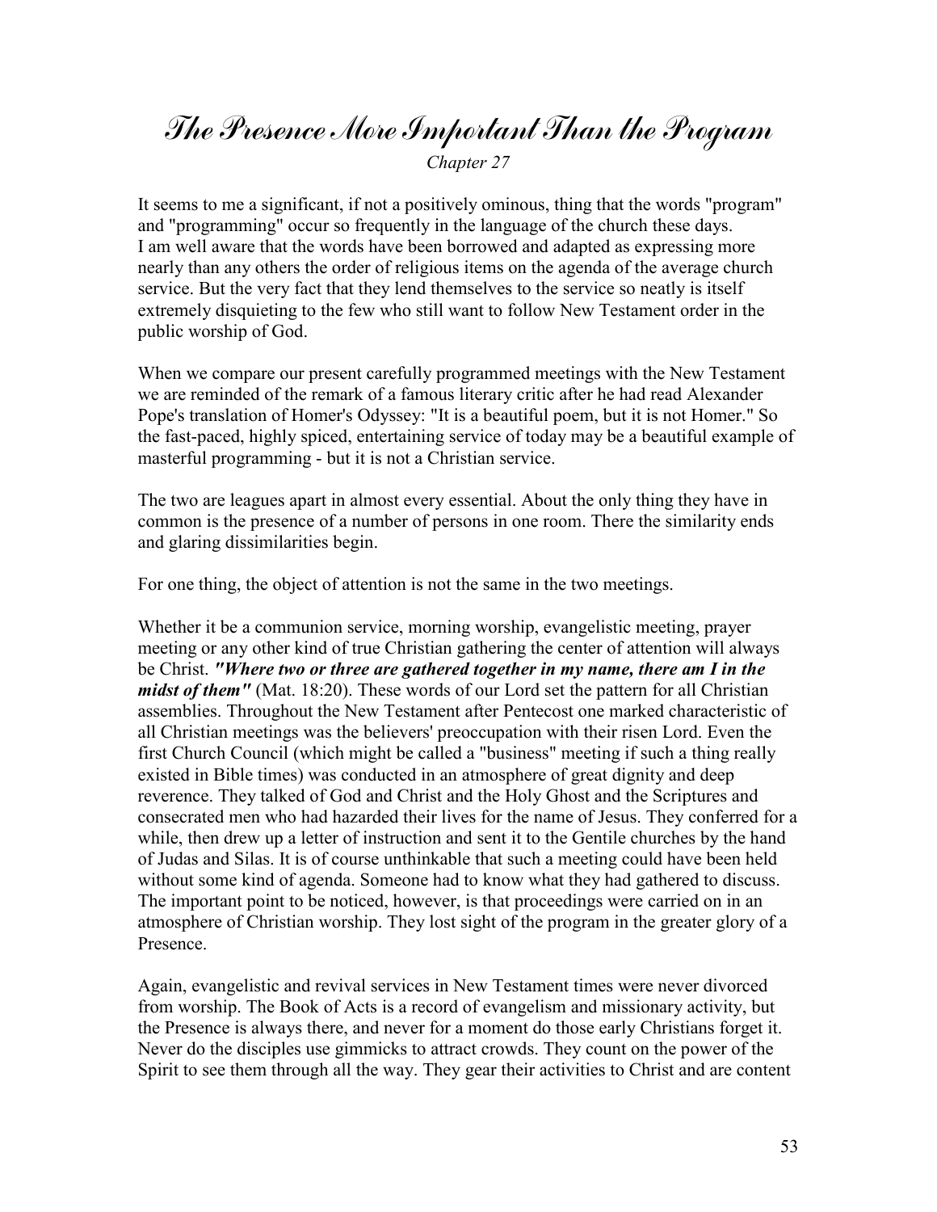# The Presence More Important Than the Program

*Chapter 27*

It seems to me a significant, if not a positively ominous, thing that the words "program" and "programming" occur so frequently in the language of the church these days. I am well aware that the words have been borrowed and adapted as expressing more nearly than any others the order of religious items on the agenda of the average church service. But the very fact that they lend themselves to the service so neatly is itself extremely disquieting to the few who still want to follow New Testament order in the public worship of God.

When we compare our present carefully programmed meetings with the New Testament we are reminded of the remark of a famous literary critic after he had read Alexander Pope's translation of Homer's Odyssey: "It is a beautiful poem, but it is not Homer." So the fast-paced, highly spiced, entertaining service of today may be a beautiful example of masterful programming - but it is not a Christian service.

The two are leagues apart in almost every essential. About the only thing they have in common is the presence of a number of persons in one room. There the similarity ends and glaring dissimilarities begin.

For one thing, the object of attention is not the same in the two meetings.

Whether it be a communion service, morning worship, evangelistic meeting, prayer meeting or any other kind of true Christian gathering the center of attention will always be Christ. ***"Where two or three are gathered together in my name, there am I in the midst of them"*** (Mat. 18:20). These words of our Lord set the pattern for all Christian assemblies. Throughout the New Testament after Pentecost one marked characteristic of all Christian meetings was the believers' preoccupation with their risen Lord. Even the first Church Council (which might be called a "business" meeting if such a thing really existed in Bible times) was conducted in an atmosphere of great dignity and deep reverence. They talked of God and Christ and the Holy Ghost and the Scriptures and consecrated men who had hazarded their lives for the name of Jesus. They conferred for a while, then drew up a letter of instruction and sent it to the Gentile churches by the hand of Judas and Silas. It is of course unthinkable that such a meeting could have been held without some kind of agenda. Someone had to know what they had gathered to discuss. The important point to be noticed, however, is that proceedings were carried on in an atmosphere of Christian worship. They lost sight of the program in the greater glory of a Presence.

Again, evangelistic and revival services in New Testament times were never divorced from worship. The Book of Acts is a record of evangelism and missionary activity, but the Presence is always there, and never for a moment do those early Christians forget it. Never do the disciples use gimmicks to attract crowds. They count on the power of the Spirit to see them through all the way. They gear their activities to Christ and are content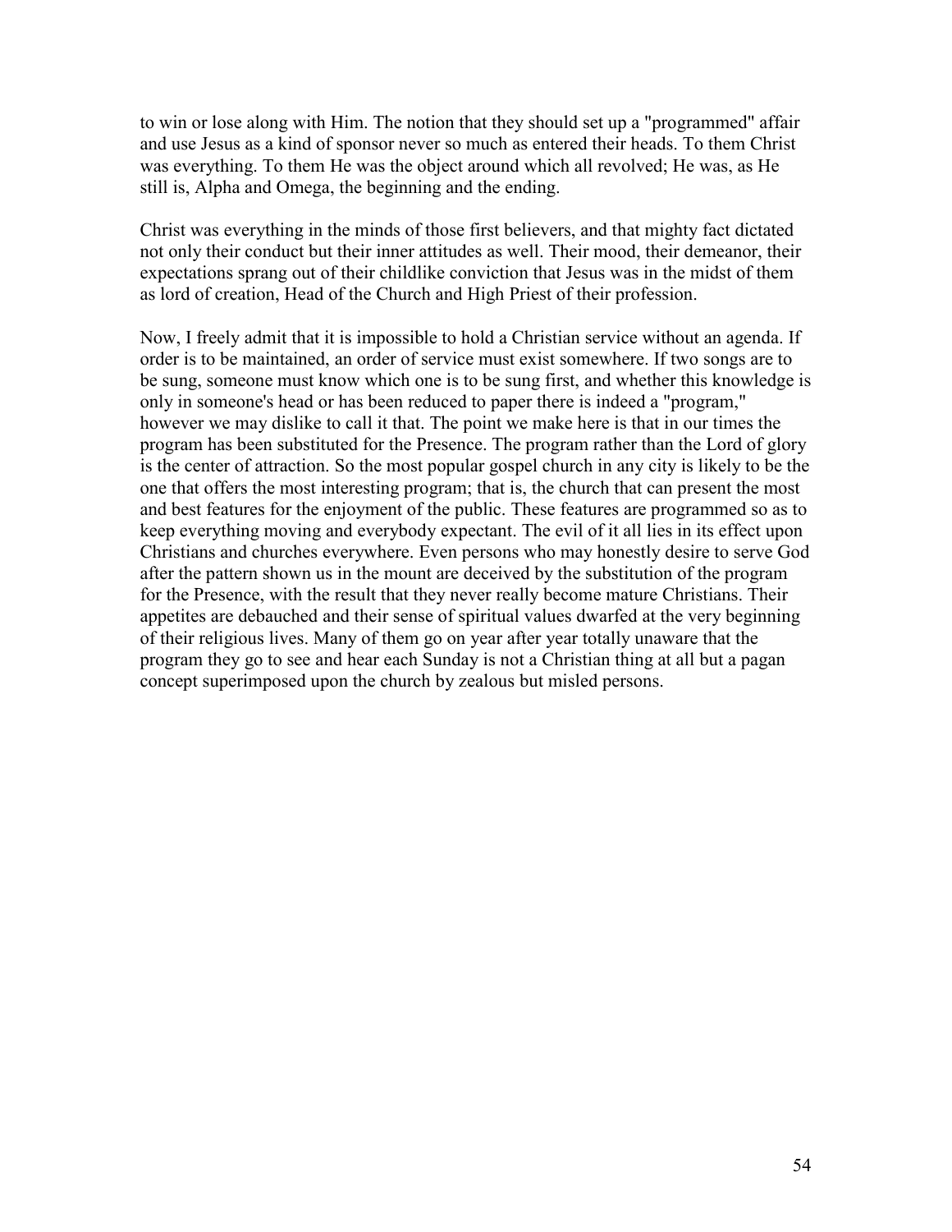to win or lose along with Him. The notion that they should set up a "programmed" affair and use Jesus as a kind of sponsor never so much as entered their heads. To them Christ was everything. To them He was the object around which all revolved; He was, as He still is, Alpha and Omega, the beginning and the ending.

Christ was everything in the minds of those first believers, and that mighty fact dictated not only their conduct but their inner attitudes as well. Their mood, their demeanor, their expectations sprang out of their childlike conviction that Jesus was in the midst of them as lord of creation, Head of the Church and High Priest of their profession.

Now, I freely admit that it is impossible to hold a Christian service without an agenda. If order is to be maintained, an order of service must exist somewhere. If two songs are to be sung, someone must know which one is to be sung first, and whether this knowledge is only in someone's head or has been reduced to paper there is indeed a "program," however we may dislike to call it that. The point we make here is that in our times the program has been substituted for the Presence. The program rather than the Lord of glory is the center of attraction. So the most popular gospel church in any city is likely to be the one that offers the most interesting program; that is, the church that can present the most and best features for the enjoyment of the public. These features are programmed so as to keep everything moving and everybody expectant. The evil of it all lies in its effect upon Christians and churches everywhere. Even persons who may honestly desire to serve God after the pattern shown us in the mount are deceived by the substitution of the program for the Presence, with the result that they never really become mature Christians. Their appetites are debauched and their sense of spiritual values dwarfed at the very beginning of their religious lives. Many of them go on year after year totally unaware that the program they go to see and hear each Sunday is not a Christian thing at all but a pagan concept superimposed upon the church by zealous but misled persons.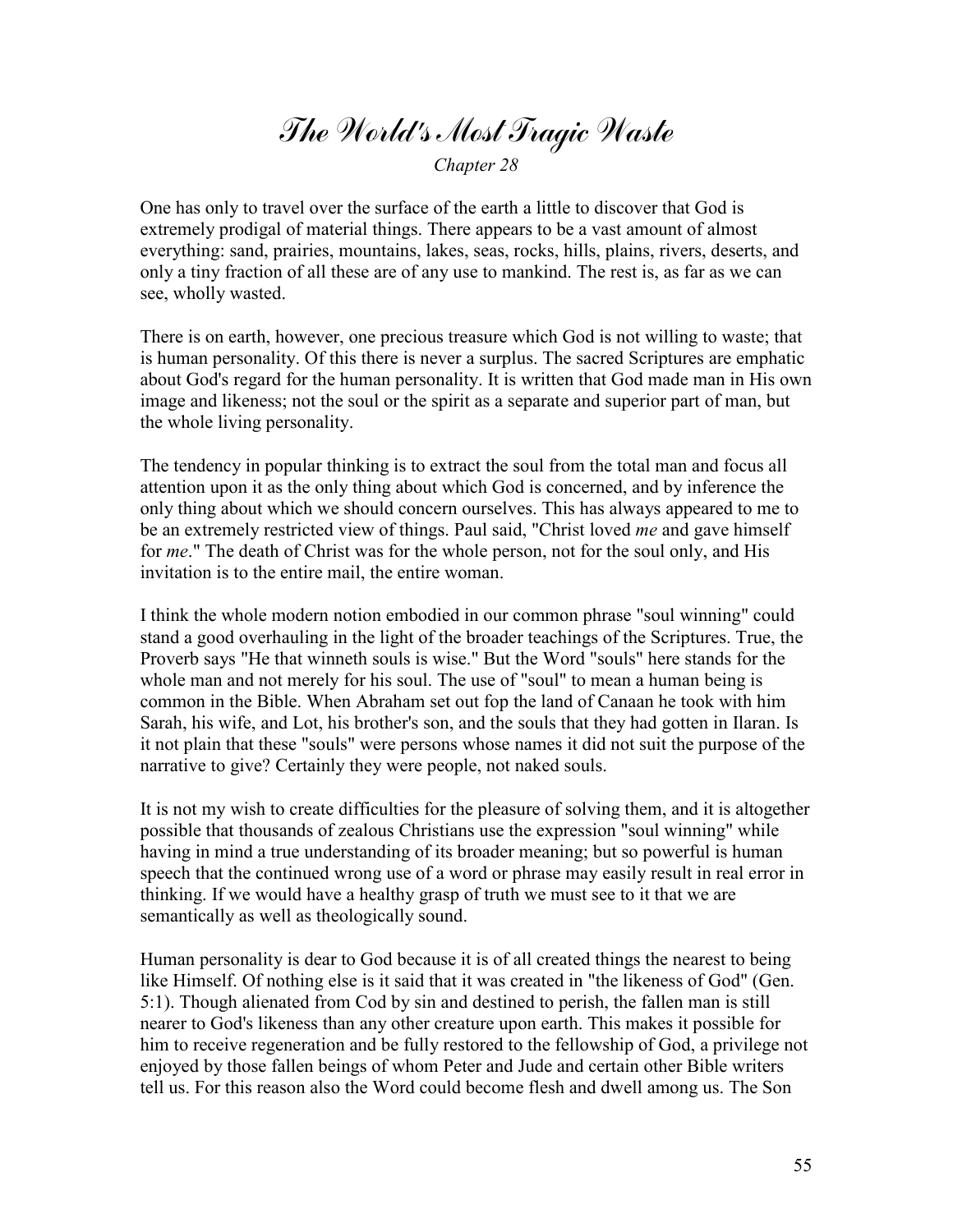# The World's Most Tragic Waste

*Chapter 28*

One has only to travel over the surface of the earth a little to discover that God is extremely prodigal of material things. There appears to be a vast amount of almost everything: sand, prairies, mountains, lakes, seas, rocks, hills, plains, rivers, deserts, and only a tiny fraction of all these are of any use to mankind. The rest is, as far as we can see, wholly wasted.

There is on earth, however, one precious treasure which God is not willing to waste; that is human personality. Of this there is never a surplus. The sacred Scriptures are emphatic about God's regard for the human personality. It is written that God made man in His own image and likeness; not the soul or the spirit as a separate and superior part of man, but the whole living personality.

The tendency in popular thinking is to extract the soul from the total man and focus all attention upon it as the only thing about which God is concerned, and by inference the only thing about which we should concern ourselves. This has always appeared to me to be an extremely restricted view of things. Paul said, "Christ loved *me* and gave himself for *me*." The death of Christ was for the whole person, not for the soul only, and His invitation is to the entire mail, the entire woman.

I think the whole modern notion embodied in our common phrase "soul winning" could stand a good overhauling in the light of the broader teachings of the Scriptures. True, the Proverb says "He that winneth souls is wise." But the Word "souls" here stands for the whole man and not merely for his soul. The use of "soul" to mean a human being is common in the Bible. When Abraham set out fop the land of Canaan he took with him Sarah, his wife, and Lot, his brother's son, and the souls that they had gotten in Ilaran. Is it not plain that these "souls" were persons whose names it did not suit the purpose of the narrative to give? Certainly they were people, not naked souls.

It is not my wish to create difficulties for the pleasure of solving them, and it is altogether possible that thousands of zealous Christians use the expression "soul winning" while having in mind a true understanding of its broader meaning; but so powerful is human speech that the continued wrong use of a word or phrase may easily result in real error in thinking. If we would have a healthy grasp of truth we must see to it that we are semantically as well as theologically sound.

Human personality is dear to God because it is of all created things the nearest to being like Himself. Of nothing else is it said that it was created in "the likeness of God" (Gen. 5:1). Though alienated from Cod by sin and destined to perish, the fallen man is still nearer to God's likeness than any other creature upon earth. This makes it possible for him to receive regeneration and be fully restored to the fellowship of God, a privilege not enjoyed by those fallen beings of whom Peter and Jude and certain other Bible writers tell us. For this reason also the Word could become flesh and dwell among us. The Son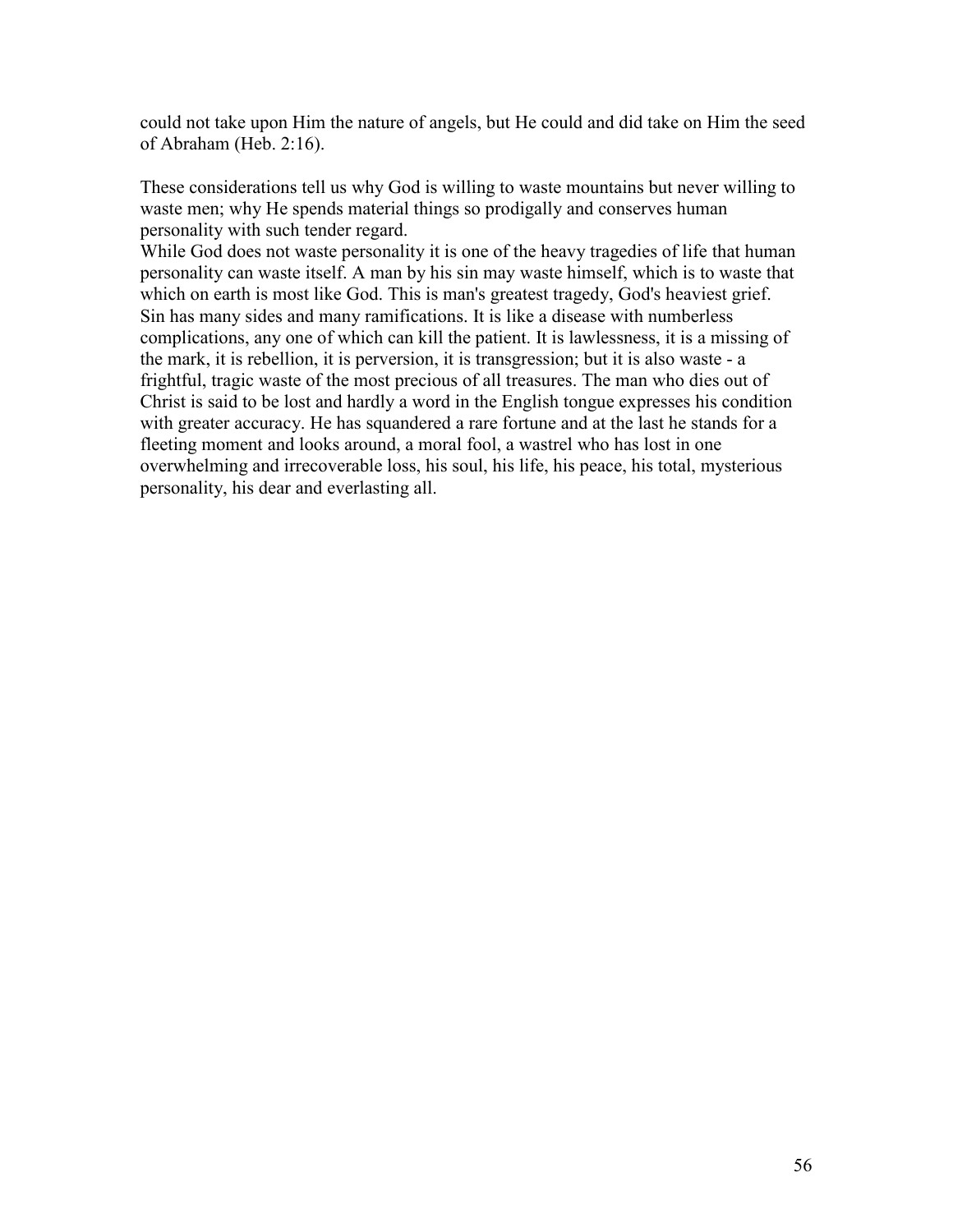could not take upon Him the nature of angels, but He could and did take on Him the seed of Abraham (Heb. 2:16).

These considerations tell us why God is willing to waste mountains but never willing to waste men; why He spends material things so prodigally and conserves human personality with such tender regard.

While God does not waste personality it is one of the heavy tragedies of life that human personality can waste itself. A man by his sin may waste himself, which is to waste that which on earth is most like God. This is man's greatest tragedy, God's heaviest grief.

Sin has many sides and many ramifications. It is like a disease with numberless complications, any one of which can kill the patient. It is lawlessness, it is a missing of the mark, it is rebellion, it is perversion, it is transgression; but it is also waste - a frightful, tragic waste of the most precious of all treasures. The man who dies out of Christ is said to be lost and hardly a word in the English tongue expresses his condition with greater accuracy. He has squandered a rare fortune and at the last he stands for a fleeting moment and looks around, a moral fool, a wastrel who has lost in one overwhelming and irrecoverable loss, his soul, his life, his peace, his total, mysterious personality, his dear and everlasting all.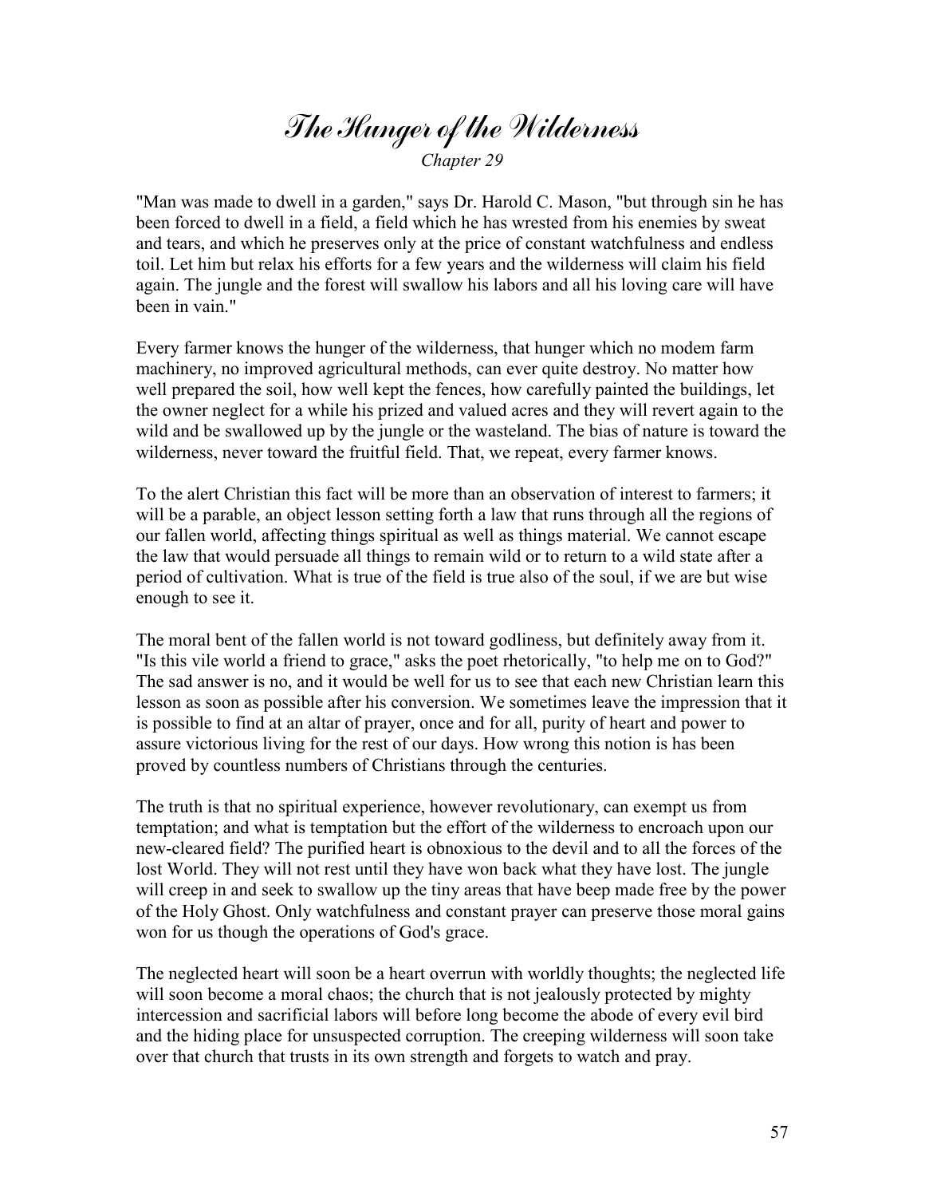# *The Hunger of the Wilderness*

*Chapter 29*

"Man was made to dwell in a garden," says Dr. Harold C. Mason, "but through sin he has been forced to dwell in a field, a field which he has wrested from his enemies by sweat and tears, and which he preserves only at the price of constant watchfulness and endless toil. Let him but relax his efforts for a few years and the wilderness will claim his field again. The jungle and the forest will swallow his labors and all his loving care will have been in vain."

Every farmer knows the hunger of the wilderness, that hunger which no modem farm machinery, no improved agricultural methods, can ever quite destroy. No matter how well prepared the soil, how well kept the fences, how carefully painted the buildings, let the owner neglect for a while his prized and valued acres and they will revert again to the wild and be swallowed up by the jungle or the wasteland. The bias of nature is toward the wilderness, never toward the fruitful field. That, we repeat, every farmer knows.

To the alert Christian this fact will be more than an observation of interest to farmers; it will be a parable, an object lesson setting forth a law that runs through all the regions of our fallen world, affecting things spiritual as well as things material. We cannot escape the law that would persuade all things to remain wild or to return to a wild state after a period of cultivation. What is true of the field is true also of the soul, if we are but wise enough to see it.

The moral bent of the fallen world is not toward godliness, but definitely away from it. "Is this vile world a friend to grace," asks the poet rhetorically, "to help me on to God?" The sad answer is no, and it would be well for us to see that each new Christian learn this lesson as soon as possible after his conversion. We sometimes leave the impression that it is possible to find at an altar of prayer, once and for all, purity of heart and power to assure victorious living for the rest of our days. How wrong this notion is has been proved by countless numbers of Christians through the centuries.

The truth is that no spiritual experience, however revolutionary, can exempt us from temptation; and what is temptation but the effort of the wilderness to encroach upon our new-cleared field? The purified heart is obnoxious to the devil and to all the forces of the lost World. They will not rest until they have won back what they have lost. The jungle will creep in and seek to swallow up the tiny areas that have beep made free by the power of the Holy Ghost. Only watchfulness and constant prayer can preserve those moral gains won for us though the operations of God's grace.

The neglected heart will soon be a heart overrun with worldly thoughts; the neglected life will soon become a moral chaos; the church that is not jealously protected by mighty intercession and sacrificial labors will before long become the abode of every evil bird and the hiding place for unsuspected corruption. The creeping wilderness will soon take over that church that trusts in its own strength and forgets to watch and pray.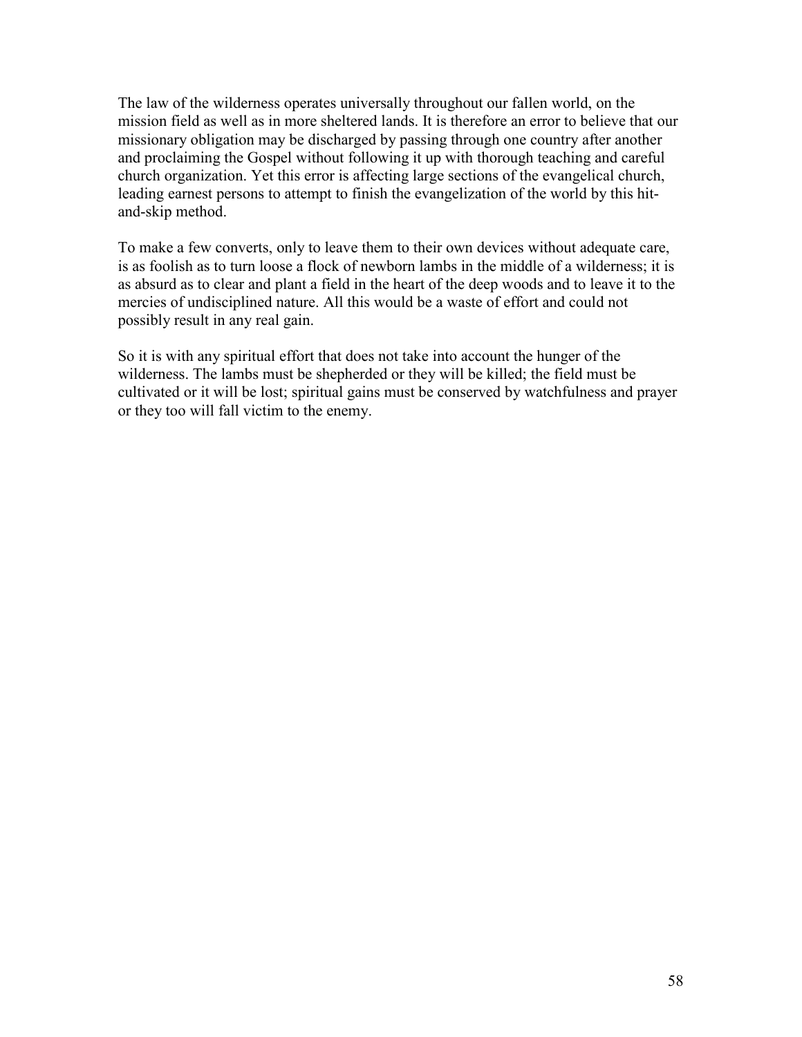The law of the wilderness operates universally throughout our fallen world, on the mission field as well as in more sheltered lands. It is therefore an error to believe that our missionary obligation may be discharged by passing through one country after another and proclaiming the Gospel without following it up with thorough teaching and careful church organization. Yet this error is affecting large sections of the evangelical church, leading earnest persons to attempt to finish the evangelization of the world by this hit-and-skip method.

To make a few converts, only to leave them to their own devices without adequate care, is as foolish as to turn loose a flock of newborn lambs in the middle of a wilderness; it is as absurd as to clear and plant a field in the heart of the deep woods and to leave it to the mercies of undisciplined nature. All this would be a waste of effort and could not possibly result in any real gain.

So it is with any spiritual effort that does not take into account the hunger of the wilderness. The lambs must be shepherded or they will be killed; the field must be cultivated or it will be lost; spiritual gains must be conserved by watchfulness and prayer or they too will fall victim to the enemy.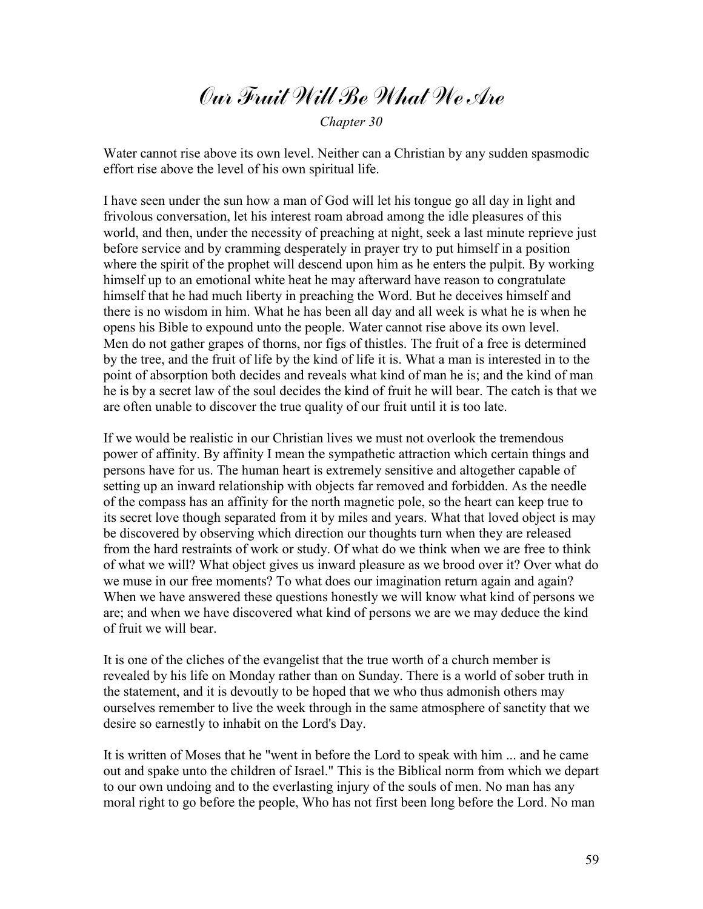# Our Fruit Will Be What We Are

*Chapter 30*

Water cannot rise above its own level. Neither can a Christian by any sudden spasmodic effort rise above the level of his own spiritual life.

I have seen under the sun how a man of God will let his tongue go all day in light and frivolous conversation, let his interest roam abroad among the idle pleasures of this world, and then, under the necessity of preaching at night, seek a last minute reprieve just before service and by cramming desperately in prayer try to put himself in a position where the spirit of the prophet will descend upon him as he enters the pulpit. By working himself up to an emotional white heat he may afterward have reason to congratulate himself that he had much liberty in preaching the Word. But he deceives himself and there is no wisdom in him. What he has been all day and all week is what he is when he opens his Bible to expound unto the people. Water cannot rise above its own level. Men do not gather grapes of thorns, nor figs of thistles. The fruit of a free is determined by the tree, and the fruit of life by the kind of life it is. What a man is interested in to the point of absorption both decides and reveals what kind of man he is; and the kind of man he is by a secret law of the soul decides the kind of fruit he will bear. The catch is that we are often unable to discover the true quality of our fruit until it is too late.

If we would be realistic in our Christian lives we must not overlook the tremendous power of affinity. By affinity I mean the sympathetic attraction which certain things and persons have for us. The human heart is extremely sensitive and altogether capable of setting up an inward relationship with objects far removed and forbidden. As the needle of the compass has an affinity for the north magnetic pole, so the heart can keep true to its secret love though separated from it by miles and years. What that loved object is may be discovered by observing which direction our thoughts turn when they are released from the hard restraints of work or study. Of what do we think when we are free to think of what we will? What object gives us inward pleasure as we brood over it? Over what do we muse in our free moments? To what does our imagination return again and again? When we have answered these questions honestly we will know what kind of persons we are; and when we have discovered what kind of persons we are we may deduce the kind of fruit we will bear.

It is one of the cliches of the evangelist that the true worth of a church member is revealed by his life on Monday rather than on Sunday. There is a world of sober truth in the statement, and it is devoutly to be hoped that we who thus admonish others may ourselves remember to live the week through in the same atmosphere of sanctity that we desire so earnestly to inhabit on the Lord's Day.

It is written of Moses that he "went in before the Lord to speak with him ... and he came out and spake unto the children of Israel." This is the Biblical norm from which we depart to our own undoing and to the everlasting injury of the souls of men. No man has any moral right to go before the people, Who has not first been long before the Lord. No man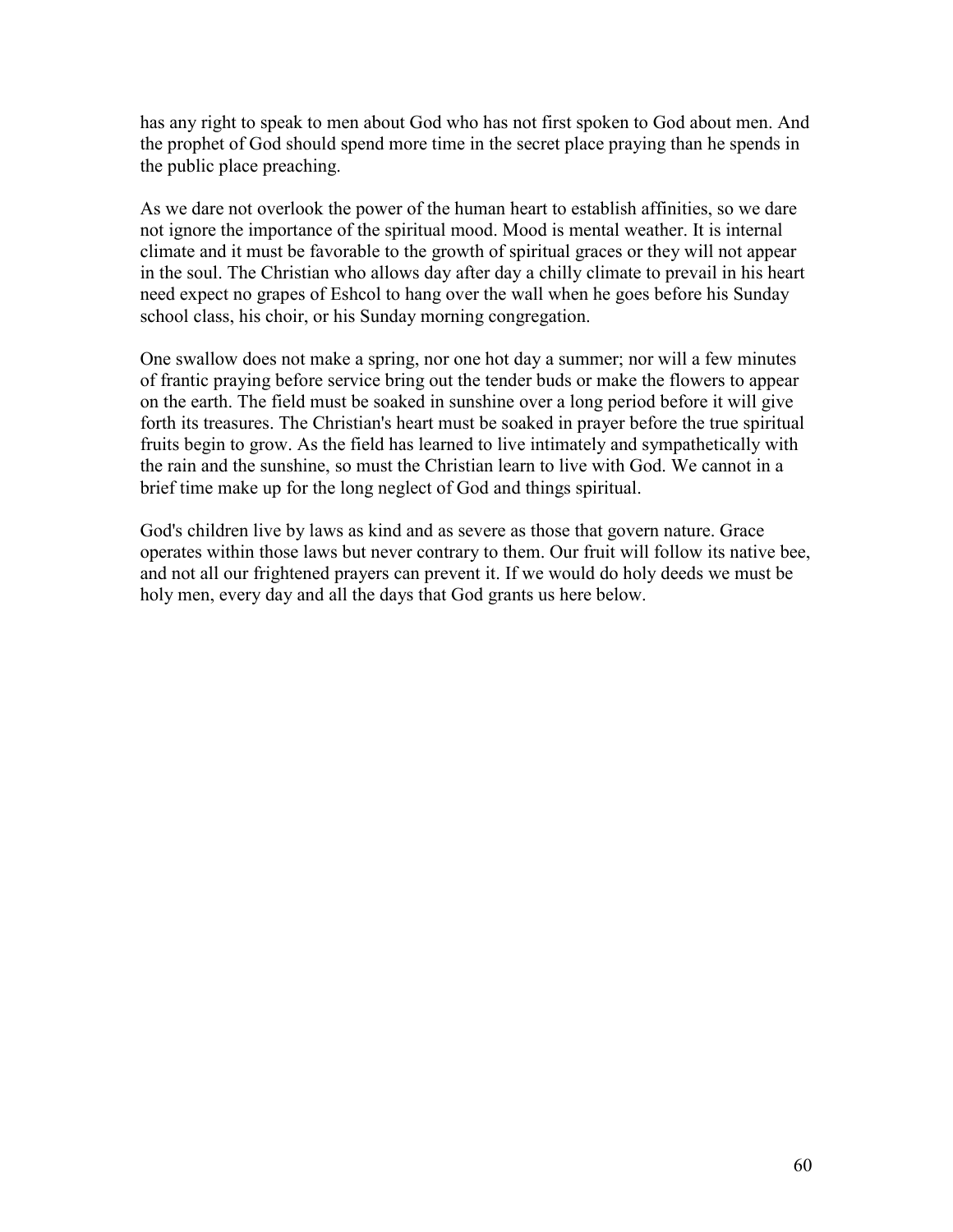has any right to speak to men about God who has not first spoken to God about men. And the prophet of God should spend more time in the secret place praying than he spends in the public place preaching.

As we dare not overlook the power of the human heart to establish affinities, so we dare not ignore the importance of the spiritual mood. Mood is mental weather. It is internal climate and it must be favorable to the growth of spiritual graces or they will not appear in the soul. The Christian who allows day after day a chilly climate to prevail in his heart need expect no grapes of Eshcol to hang over the wall when he goes before his Sunday school class, his choir, or his Sunday morning congregation.

One swallow does not make a spring, nor one hot day a summer; nor will a few minutes of frantic praying before service bring out the tender buds or make the flowers to appear on the earth. The field must be soaked in sunshine over a long period before it will give forth its treasures. The Christian's heart must be soaked in prayer before the true spiritual fruits begin to grow. As the field has learned to live intimately and sympathetically with the rain and the sunshine, so must the Christian learn to live with God. We cannot in a brief time make up for the long neglect of God and things spiritual.

God's children live by laws as kind and as severe as those that govern nature. Grace operates within those laws but never contrary to them. Our fruit will follow its native bee, and not all our frightened prayers can prevent it. If we would do holy deeds we must be holy men, every day and all the days that God grants us here below.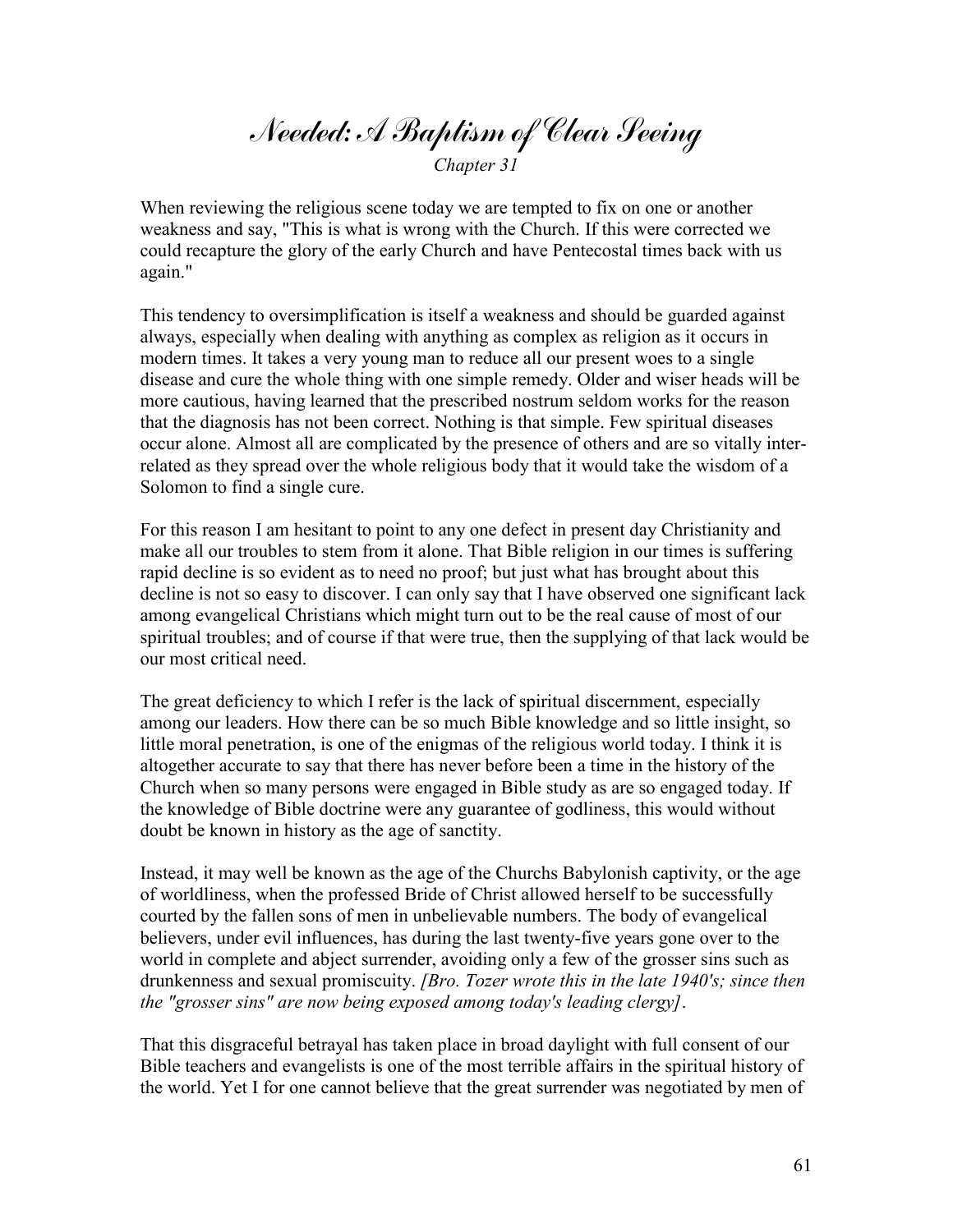# Needed: A Baptism of Clear Seeing

*Chapter 31*

When reviewing the religious scene today we are tempted to fix on one or another weakness and say, "This is what is wrong with the Church. If this were corrected we could recapture the glory of the early Church and have Pentecostal times back with us again."

This tendency to oversimplification is itself a weakness and should be guarded against always, especially when dealing with anything as complex as religion as it occurs in modern times. It takes a very young man to reduce all our present woes to a single disease and cure the whole thing with one simple remedy. Older and wiser heads will be more cautious, having learned that the prescribed nostrum seldom works for the reason that the diagnosis has not been correct. Nothing is that simple. Few spiritual diseases occur alone. Almost all are complicated by the presence of others and are so vitally inter-related as they spread over the whole religious body that it would take the wisdom of a Solomon to find a single cure.

For this reason I am hesitant to point to any one defect in present day Christianity and make all our troubles to stem from it alone. That Bible religion in our times is suffering rapid decline is so evident as to need no proof; but just what has brought about this decline is not so easy to discover. I can only say that I have observed one significant lack among evangelical Christians which might turn out to be the real cause of most of our spiritual troubles; and of course if that were true, then the supplying of that lack would be our most critical need.

The great deficiency to which I refer is the lack of spiritual discernment, especially among our leaders. How there can be so much Bible knowledge and so little insight, so little moral penetration, is one of the enigmas of the religious world today. I think it is altogether accurate to say that there has never before been a time in the history of the Church when so many persons were engaged in Bible study as are so engaged today. If the knowledge of Bible doctrine were any guarantee of godliness, this would without doubt be known in history as the age of sanctity.

Instead, it may well be known as the age of the Churchs Babylonish captivity, or the age of worldliness, when the professed Bride of Christ allowed herself to be successfully courted by the fallen sons of men in unbelievable numbers. The body of evangelical believers, under evil influences, has during the last twenty-five years gone over to the world in complete and abject surrender, avoiding only a few of the grosser sins such as drunkenness and sexual promiscuity. *[Bro. Tozer wrote this in the late 1940's; since then the "grosser sins" are now being exposed among today's leading clergy]*.

That this disgraceful betrayal has taken place in broad daylight with full consent of our Bible teachers and evangelists is one of the most terrible affairs in the spiritual history of the world. Yet I for one cannot believe that the great surrender was negotiated by men of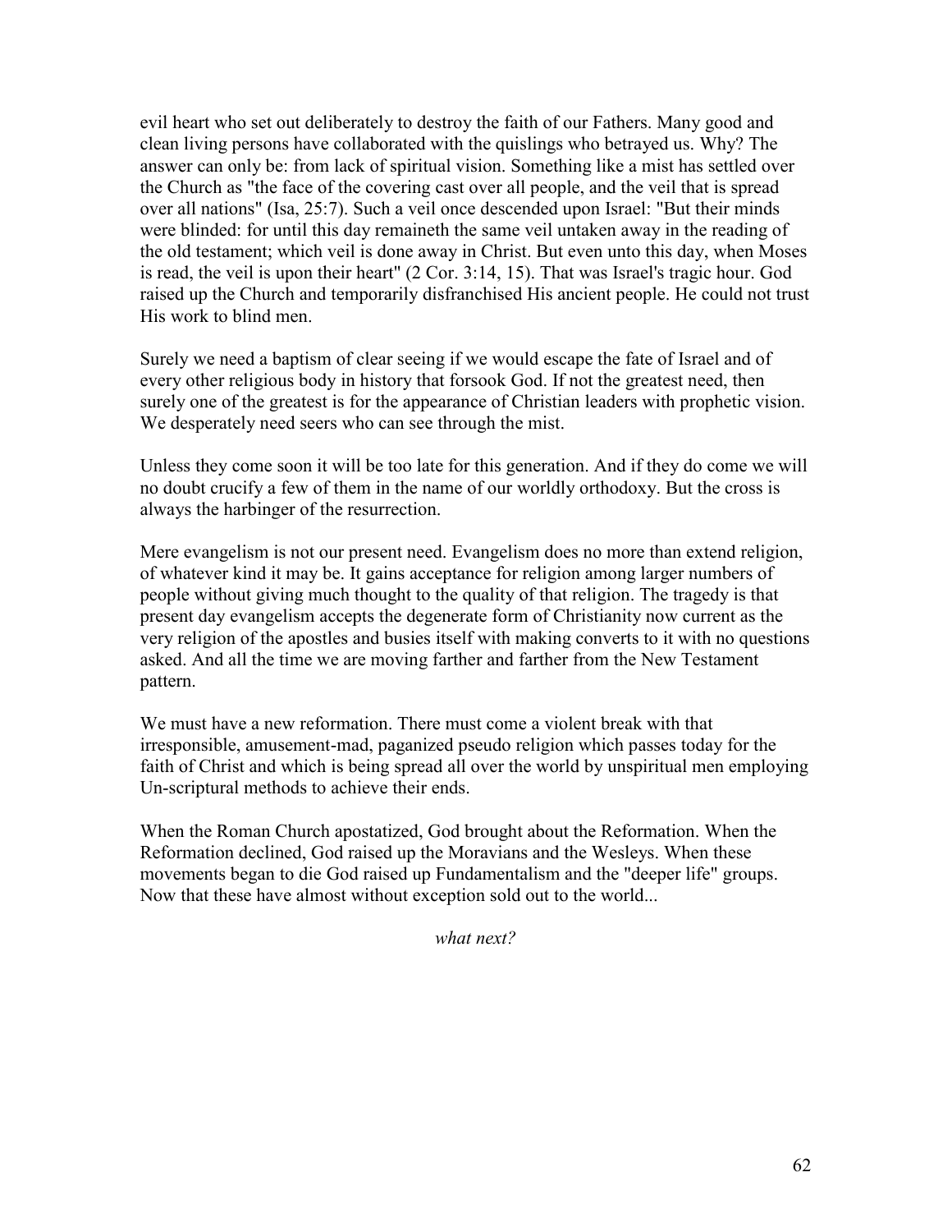evil heart who set out deliberately to destroy the faith of our Fathers. Many good and clean living persons have collaborated with the quislings who betrayed us. Why? The answer can only be: from lack of spiritual vision. Something like a mist has settled over the Church as "the face of the covering cast over all people, and the veil that is spread over all nations" (Isa, 25:7). Such a veil once descended upon Israel: "But their minds were blinded: for until this day remaineth the same veil untaken away in the reading of the old testament; which veil is done away in Christ. But even unto this day, when Moses is read, the veil is upon their heart" (2 Cor. 3:14, 15). That was Israel's tragic hour. God raised up the Church and temporarily disfranchised His ancient people. He could not trust His work to blind men.

Surely we need a baptism of clear seeing if we would escape the fate of Israel and of every other religious body in history that forsook God. If not the greatest need, then surely one of the greatest is for the appearance of Christian leaders with prophetic vision. We desperately need seers who can see through the mist.

Unless they come soon it will be too late for this generation. And if they do come we will no doubt crucify a few of them in the name of our worldly orthodoxy. But the cross is always the harbinger of the resurrection.

Mere evangelism is not our present need. Evangelism does no more than extend religion, of whatever kind it may be. It gains acceptance for religion among larger numbers of people without giving much thought to the quality of that religion. The tragedy is that present day evangelism accepts the degenerate form of Christianity now current as the very religion of the apostles and busies itself with making converts to it with no questions asked. And all the time we are moving farther and farther from the New Testament pattern.

We must have a new reformation. There must come a violent break with that irresponsible, amusement-mad, paganized pseudo religion which passes today for the faith of Christ and which is being spread all over the world by unspiritual men employing Un-scriptural methods to achieve their ends.

When the Roman Church apostatized, God brought about the Reformation. When the Reformation declined, God raised up the Moravians and the Wesleys. When these movements began to die God raised up Fundamentalism and the "deeper life" groups. Now that these have almost without exception sold out to the world...

*what next?*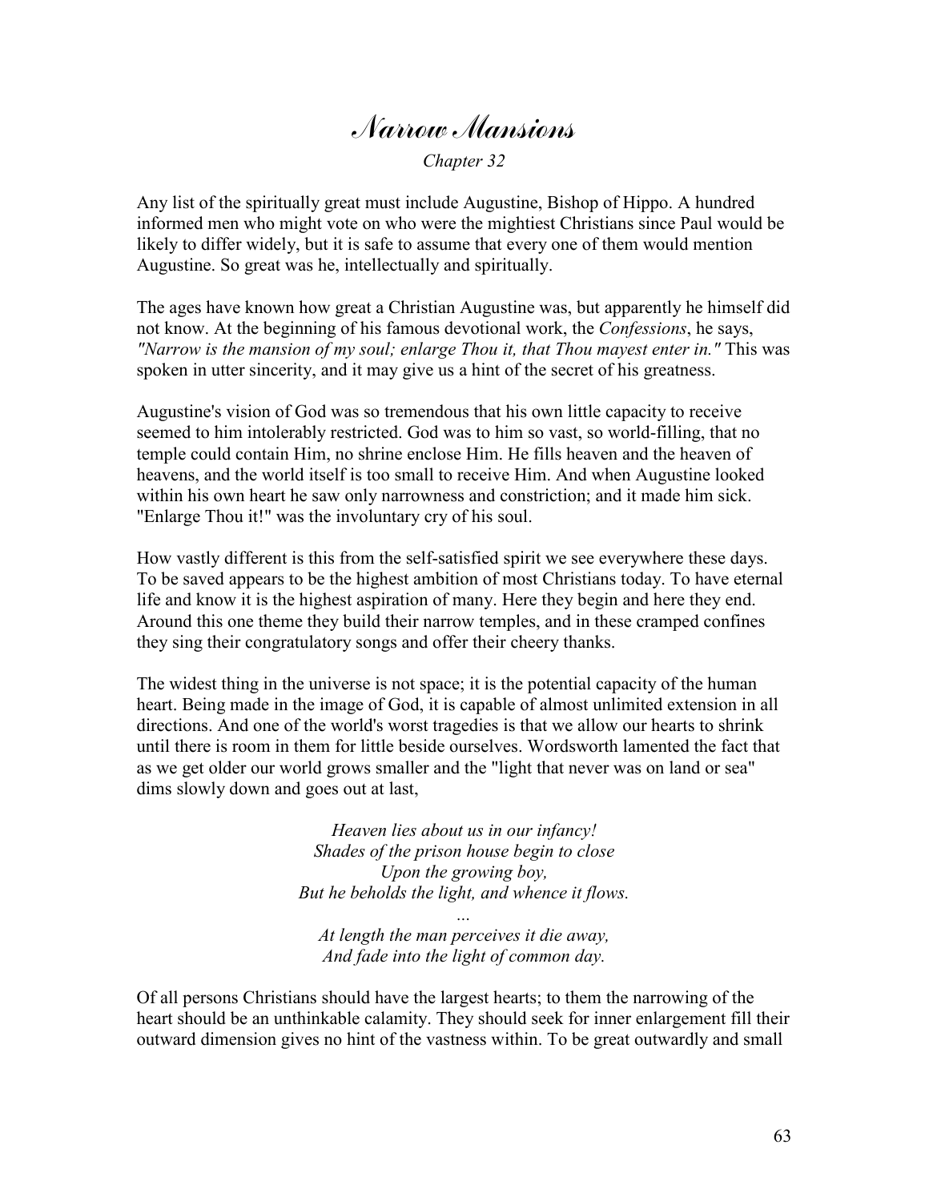# *Narrow Mansions*

*Chapter 32*

Any list of the spiritually great must include Augustine, Bishop of Hippo. A hundred informed men who might vote on who were the mightiest Christians since Paul would be likely to differ widely, but it is safe to assume that every one of them would mention Augustine. So great was he, intellectually and spiritually.

The ages have known how great a Christian Augustine was, but apparently he himself did not know. At the beginning of his famous devotional work, the *Confessions*, he says, *"Narrow is the mansion of my soul; enlarge Thou it, that Thou mayest enter in."* This was spoken in utter sincerity, and it may give us a hint of the secret of his greatness.

Augustine's vision of God was so tremendous that his own little capacity to receive seemed to him intolerably restricted. God was to him so vast, so world-filling, that no temple could contain Him, no shrine enclose Him. He fills heaven and the heaven of heavens, and the world itself is too small to receive Him. And when Augustine looked within his own heart he saw only narrowness and constriction; and it made him sick. "Enlarge Thou it!" was the involuntary cry of his soul.

How vastly different is this from the self-satisfied spirit we see everywhere these days. To be saved appears to be the highest ambition of most Christians today. To have eternal life and know it is the highest aspiration of many. Here they begin and here they end. Around this one theme they build their narrow temples, and in these cramped confines they sing their congratulatory songs and offer their cheery thanks.

The widest thing in the universe is not space; it is the potential capacity of the human heart. Being made in the image of God, it is capable of almost unlimited extension in all directions. And one of the world's worst tragedies is that we allow our hearts to shrink until there is room in them for little beside ourselves. Wordsworth lamented the fact that as we get older our world grows smaller and the "light that never was on land or sea" dims slowly down and goes out at last,

*Heaven lies about us in our infancy!*
*Shades of the prison house begin to close*
*Upon the growing boy,*
*But he beholds the light, and whence it flows.*
*...*
*At length the man perceives it die away,*
*And fade into the light of common day.*

Of all persons Christians should have the largest hearts; to them the narrowing of the heart should be an unthinkable calamity. They should seek for inner enlargement fill their outward dimension gives no hint of the vastness within. To be great outwardly and small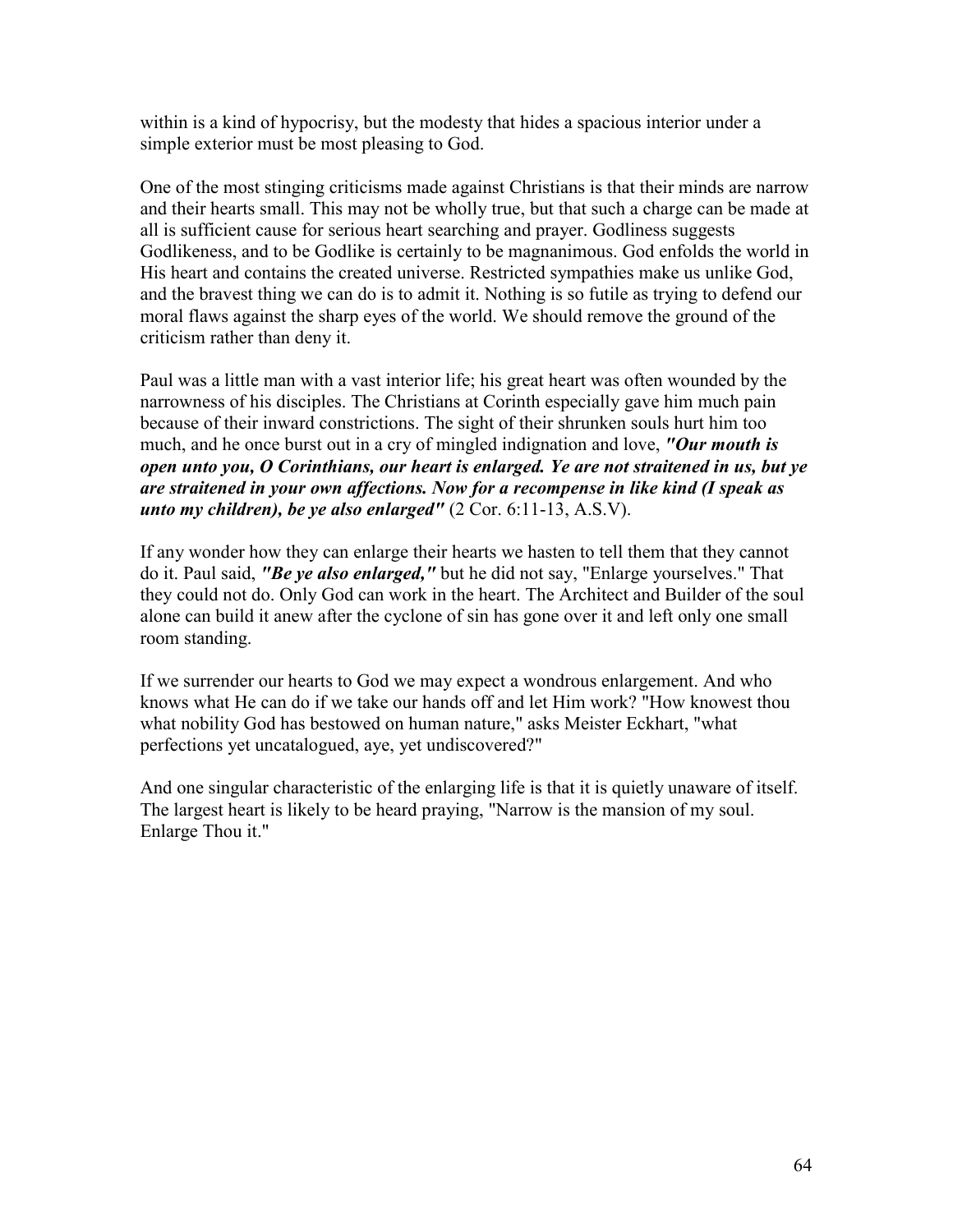within is a kind of hypocrisy, but the modesty that hides a spacious interior under a simple exterior must be most pleasing to God.

One of the most stinging criticisms made against Christians is that their minds are narrow and their hearts small. This may not be wholly true, but that such a charge can be made at all is sufficient cause for serious heart searching and prayer. Godliness suggests Godlikeness, and to be Godlike is certainly to be magnanimous. God enfolds the world in His heart and contains the created universe. Restricted sympathies make us unlike God, and the bravest thing we can do is to admit it. Nothing is so futile as trying to defend our moral flaws against the sharp eyes of the world. We should remove the ground of the criticism rather than deny it.

Paul was a little man with a vast interior life; his great heart was often wounded by the narrowness of his disciples. The Christians at Corinth especially gave him much pain because of their inward constrictions. The sight of their shrunken souls hurt him too much, and he once burst out in a cry of mingled indignation and love, ***"Our mouth is open unto you, O Corinthians, our heart is enlarged. Ye are not straitened in us, but ye are straitened in your own affections. Now for a recompense in like kind (I speak as unto my children), be ye also enlarged"*** (2 Cor. 6:11-13, A.S.V).

If any wonder how they can enlarge their hearts we hasten to tell them that they cannot do it. Paul said, ***"Be ye also enlarged,"*** but he did not say, "Enlarge yourselves." That they could not do. Only God can work in the heart. The Architect and Builder of the soul alone can build it anew after the cyclone of sin has gone over it and left only one small room standing.

If we surrender our hearts to God we may expect a wondrous enlargement. And who knows what He can do if we take our hands off and let Him work? "How knowest thou what nobility God has bestowed on human nature," asks Meister Eckhart, "what perfections yet uncatalogued, aye, yet undiscovered?"

And one singular characteristic of the enlarging life is that it is quietly unaware of itself. The largest heart is likely to be heard praying, "Narrow is the mansion of my soul. Enlarge Thou it."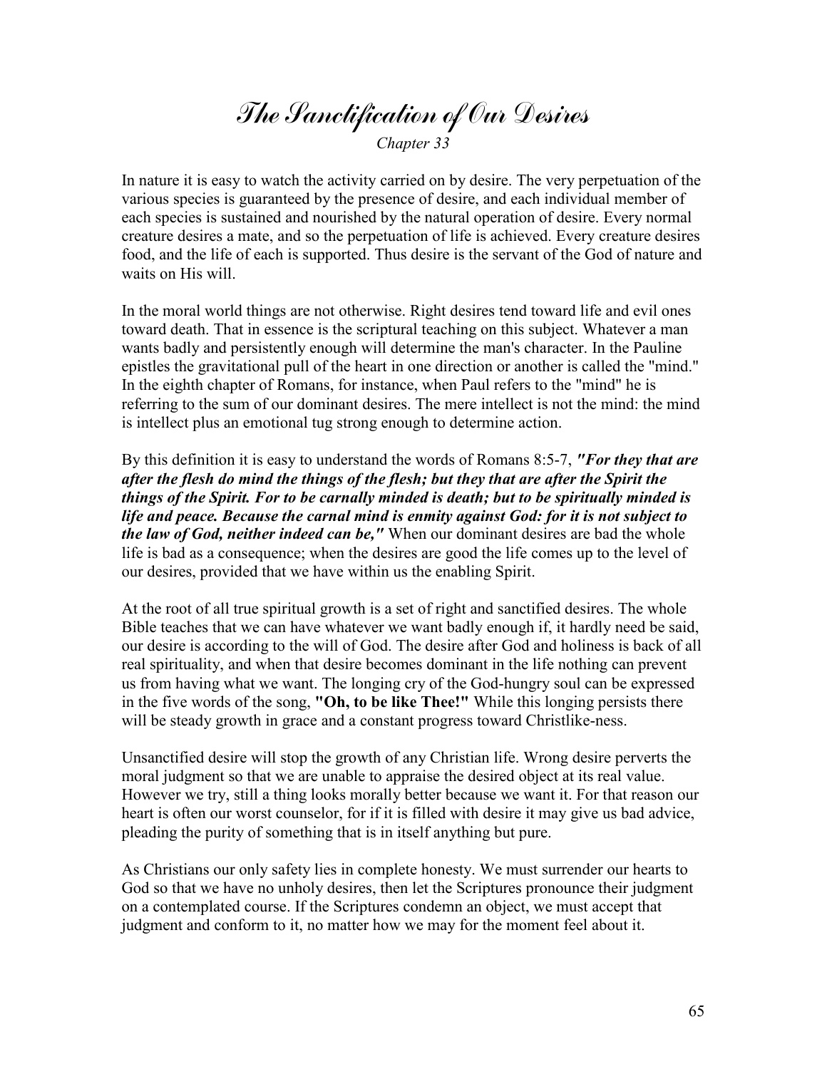# The Sanctification of Our Desires

*Chapter 33*

In nature it is easy to watch the activity carried on by desire. The very perpetuation of the various species is guaranteed by the presence of desire, and each individual member of each species is sustained and nourished by the natural operation of desire. Every normal creature desires a mate, and so the perpetuation of life is achieved. Every creature desires food, and the life of each is supported. Thus desire is the servant of the God of nature and waits on His will.

In the moral world things are not otherwise. Right desires tend toward life and evil ones toward death. That in essence is the scriptural teaching on this subject. Whatever a man wants badly and persistently enough will determine the man's character. In the Pauline epistles the gravitational pull of the heart in one direction or another is called the "mind." In the eighth chapter of Romans, for instance, when Paul refers to the "mind" he is referring to the sum of our dominant desires. The mere intellect is not the mind: the mind is intellect plus an emotional tug strong enough to determine action.

By this definition it is easy to understand the words of Romans 8:5-7, ***"For they that are after the flesh do mind the things of the flesh; but they that are after the Spirit the things of the Spirit. For to be carnally minded is death; but to be spiritually minded is life and peace. Because the carnal mind is enmity against God: for it is not subject to the law of God, neither indeed can be,"*** When our dominant desires are bad the whole life is bad as a consequence; when the desires are good the life comes up to the level of our desires, provided that we have within us the enabling Spirit.

At the root of all true spiritual growth is a set of right and sanctified desires. The whole Bible teaches that we can have whatever we want badly enough if, it hardly need be said, our desire is according to the will of God. The desire after God and holiness is back of all real spirituality, and when that desire becomes dominant in the life nothing can prevent us from having what we want. The longing cry of the God-hungry soul can be expressed in the five words of the song, **"Oh, to be like Thee!"** While this longing persists there will be steady growth in grace and a constant progress toward Christlike-ness.

Unsanctified desire will stop the growth of any Christian life. Wrong desire perverts the moral judgment so that we are unable to appraise the desired object at its real value. However we try, still a thing looks morally better because we want it. For that reason our heart is often our worst counselor, for if it is filled with desire it may give us bad advice, pleading the purity of something that is in itself anything but pure.

As Christians our only safety lies in complete honesty. We must surrender our hearts to God so that we have no unholy desires, then let the Scriptures pronounce their judgment on a contemplated course. If the Scriptures condemn an object, we must accept that judgment and conform to it, no matter how we may for the moment feel about it.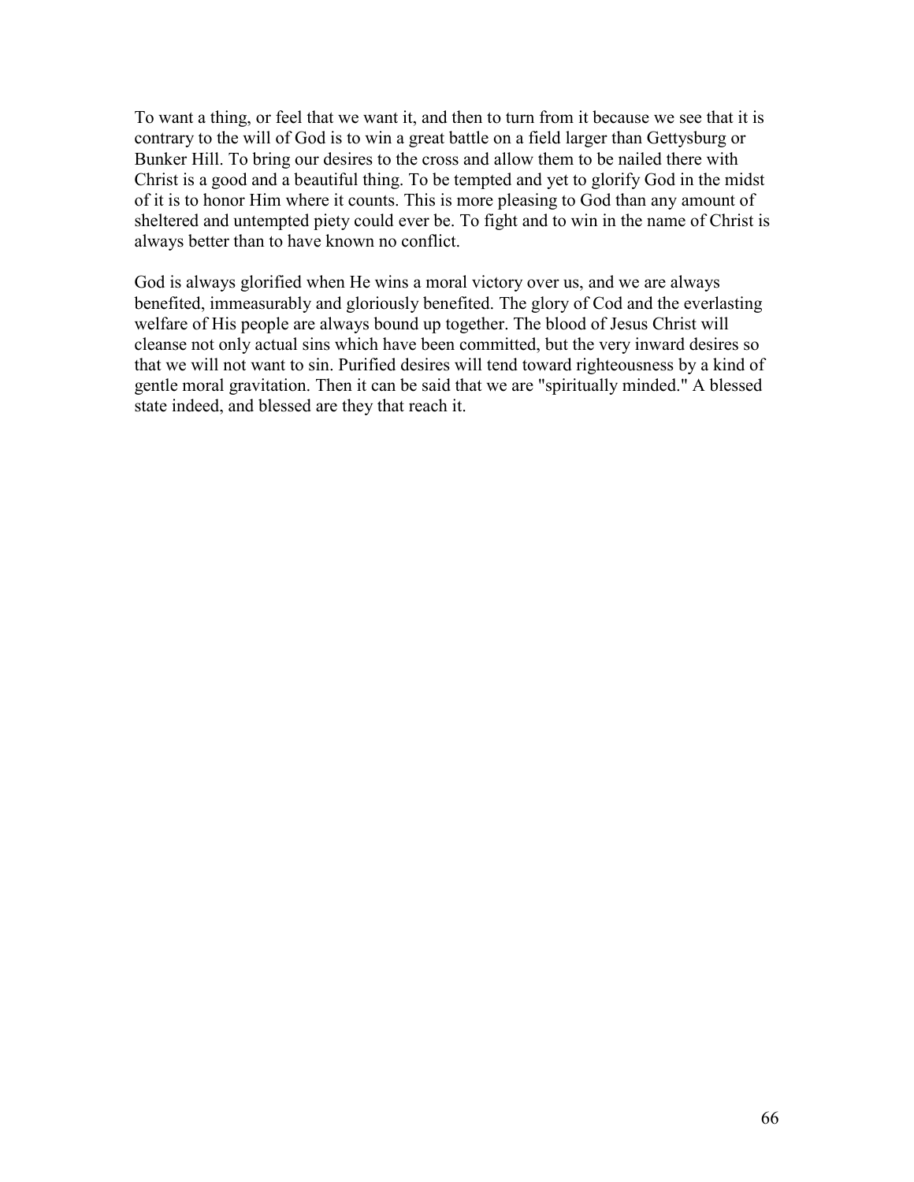To want a thing, or feel that we want it, and then to turn from it because we see that it is contrary to the will of God is to win a great battle on a field larger than Gettysburg or Bunker Hill. To bring our desires to the cross and allow them to be nailed there with Christ is a good and a beautiful thing. To be tempted and yet to glorify God in the midst of it is to honor Him where it counts. This is more pleasing to God than any amount of sheltered and untempted piety could ever be. To fight and to win in the name of Christ is always better than to have known no conflict.

God is always glorified when He wins a moral victory over us, and we are always benefited, immeasurably and gloriously benefited. The glory of Cod and the everlasting welfare of His people are always bound up together. The blood of Jesus Christ will cleanse not only actual sins which have been committed, but the very inward desires so that we will not want to sin. Purified desires will tend toward righteousness by a kind of gentle moral gravitation. Then it can be said that we are "spiritually minded." A blessed state indeed, and blessed are they that reach it.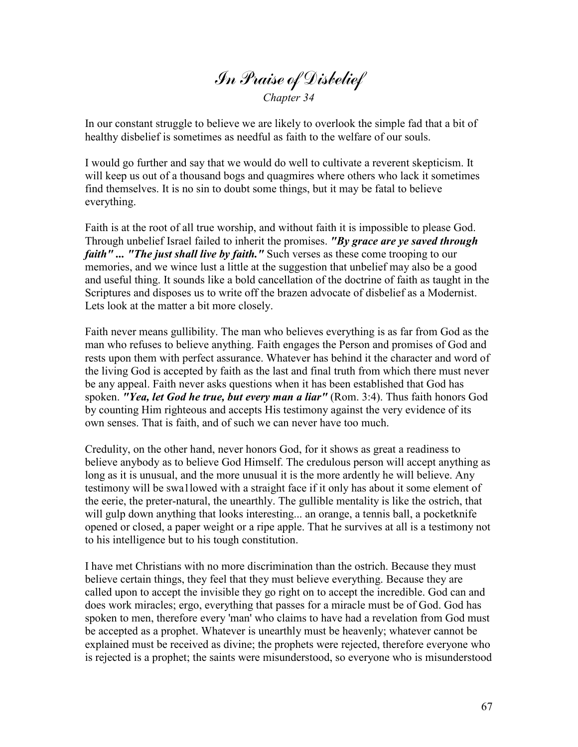# *In Praise of Disbelief*

*Chapter 34*

In our constant struggle to believe we are likely to overlook the simple fad that a bit of healthy disbelief is sometimes as needful as faith to the welfare of our souls.

I would go further and say that we would do well to cultivate a reverent skepticism. It will keep us out of a thousand bogs and quagmires where others who lack it sometimes find themselves. It is no sin to doubt some things, but it may be fatal to believe everything.

Faith is at the root of all true worship, and without faith it is impossible to please God. Through unbelief Israel failed to inherit the promises. ***"By grace are ye saved through faith" ... "The just shall live by faith."*** Such verses as these come trooping to our memories, and we wince lust a little at the suggestion that unbelief may also be a good and useful thing. It sounds like a bold cancellation of the doctrine of faith as taught in the Scriptures and disposes us to write off the brazen advocate of disbelief as a Modernist. Lets look at the matter a bit more closely.

Faith never means gullibility. The man who believes everything is as far from God as the man who refuses to believe anything. Faith engages the Person and promises of God and rests upon them with perfect assurance. Whatever has behind it the character and word of the living God is accepted by faith as the last and final truth from which there must never be any appeal. Faith never asks questions when it has been established that God has spoken. ***"Yea, let God he true, but every man a liar"*** (Rom. 3:4). Thus faith honors God by counting Him righteous and accepts His testimony against the very evidence of its own senses. That is faith, and of such we can never have too much.

Credulity, on the other hand, never honors God, for it shows as great a readiness to believe anybody as to believe God Himself. The credulous person will accept anything as long as it is unusual, and the more unusual it is the more ardently he will believe. Any testimony will be swa1lowed with a straight face if it only has about it some element of the eerie, the preter-natural, the unearthly. The gullible mentality is like the ostrich, that will gulp down anything that looks interesting... an orange, a tennis ball, a pocketknife opened or closed, a paper weight or a ripe apple. That he survives at all is a testimony not to his intelligence but to his tough constitution.

I have met Christians with no more discrimination than the ostrich. Because they must believe certain things, they feel that they must believe everything. Because they are called upon to accept the invisible they go right on to accept the incredible. God can and does work miracles; ergo, everything that passes for a miracle must be of God. God has spoken to men, therefore every 'man' who claims to have had a revelation from God must be accepted as a prophet. Whatever is unearthly must be heavenly; whatever cannot be explained must be received as divine; the prophets were rejected, therefore everyone who is rejected is a prophet; the saints were misunderstood, so everyone who is misunderstood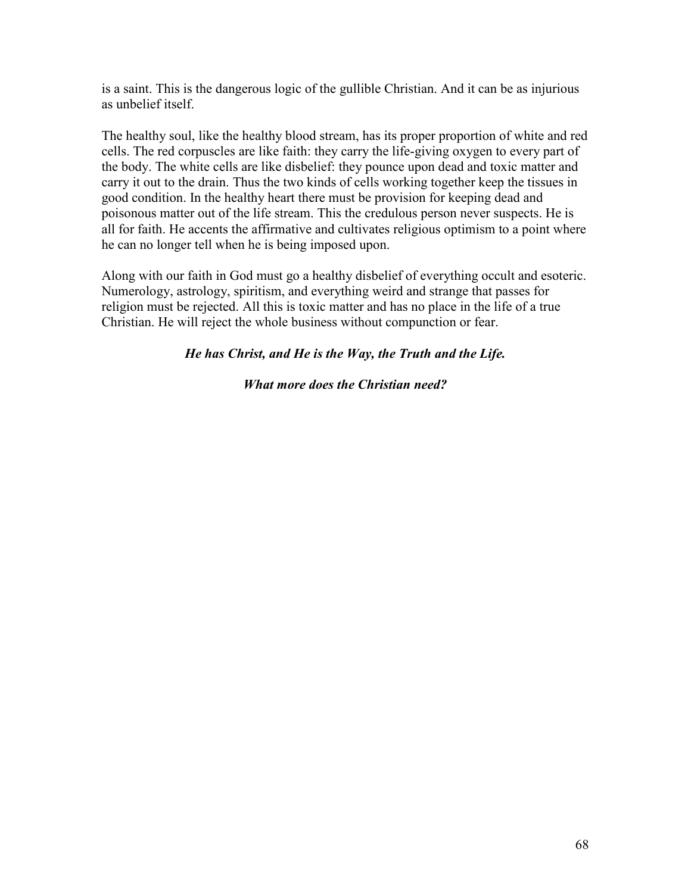is a saint. This is the dangerous logic of the gullible Christian. And it can be as injurious as unbelief itself.

The healthy soul, like the healthy blood stream, has its proper proportion of white and red cells. The red corpuscles are like faith: they carry the life-giving oxygen to every part of the body. The white cells are like disbelief: they pounce upon dead and toxic matter and carry it out to the drain. Thus the two kinds of cells working together keep the tissues in good condition. In the healthy heart there must be provision for keeping dead and poisonous matter out of the life stream. This the credulous person never suspects. He is all for faith. He accents the affirmative and cultivates religious optimism to a point where he can no longer tell when he is being imposed upon.

Along with our faith in God must go a healthy disbelief of everything occult and esoteric. Numerology, astrology, spiritism, and everything weird and strange that passes for religion must be rejected. All this is toxic matter and has no place in the life of a true Christian. He will reject the whole business without compunction or fear.

***He has Christ, and He is the Way, the Truth and the Life.***

***What more does the Christian need?***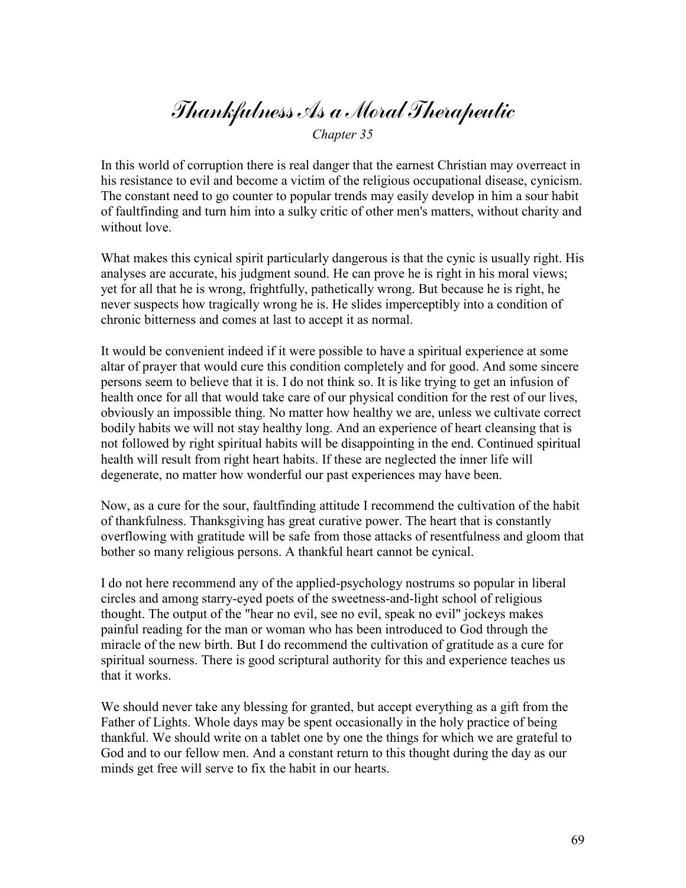# *Thankfulness As a Moral Therapeutic*

*Chapter 35*

In this world of corruption there is real danger that the earnest Christian may overreact in his resistance to evil and become a victim of the religious occupational disease, cynicism. The constant need to go counter to popular trends may easily develop in him a sour habit of faultfinding and turn him into a sulky critic of other men's matters, without charity and without love.

What makes this cynical spirit particularly dangerous is that the cynic is usually right. His analyses are accurate, his judgment sound. He can prove he is right in his moral views; yet for all that he is wrong, frightfully, pathetically wrong. But because he is right, he never suspects how tragically wrong he is. He slides imperceptibly into a condition of chronic bitterness and comes at last to accept it as normal.

It would be convenient indeed if it were possible to have a spiritual experience at some altar of prayer that would cure this condition completely and for good. And some sincere persons seem to believe that it is. I do not think so. It is like trying to get an infusion of health once for all that would take care of our physical condition for the rest of our lives, obviously an impossible thing. No matter how healthy we are, unless we cultivate correct bodily habits we will not stay healthy long. And an experience of heart cleansing that is not followed by right spiritual habits will be disappointing in the end. Continued spiritual health will result from right heart habits. If these are neglected the inner life will degenerate, no matter how wonderful our past experiences may have been.

Now, as a cure for the sour, faultfinding attitude I recommend the cultivation of the habit of thankfulness. Thanksgiving has great curative power. The heart that is constantly overflowing with gratitude will be safe from those attacks of resentfulness and gloom that bother so many religious persons. A thankful heart cannot be cynical.

I do not here recommend any of the applied-psychology nostrums so popular in liberal circles and among starry-eyed poets of the sweetness-and-light school of religious thought. The output of the "hear no evil, see no evil, speak no evil" jockeys makes painful reading for the man or woman who has been introduced to God through the miracle of the new birth. But I do recommend the cultivation of gratitude as a cure for spiritual sourness. There is good scriptural authority for this and experience teaches us that it works.

We should never take any blessing for granted, but accept everything as a gift from the Father of Lights. Whole days may be spent occasionally in the holy practice of being thankful. We should write on a tablet one by one the things for which we are grateful to God and to our fellow men. And a constant return to this thought during the day as our minds get free will serve to fix the habit in our hearts.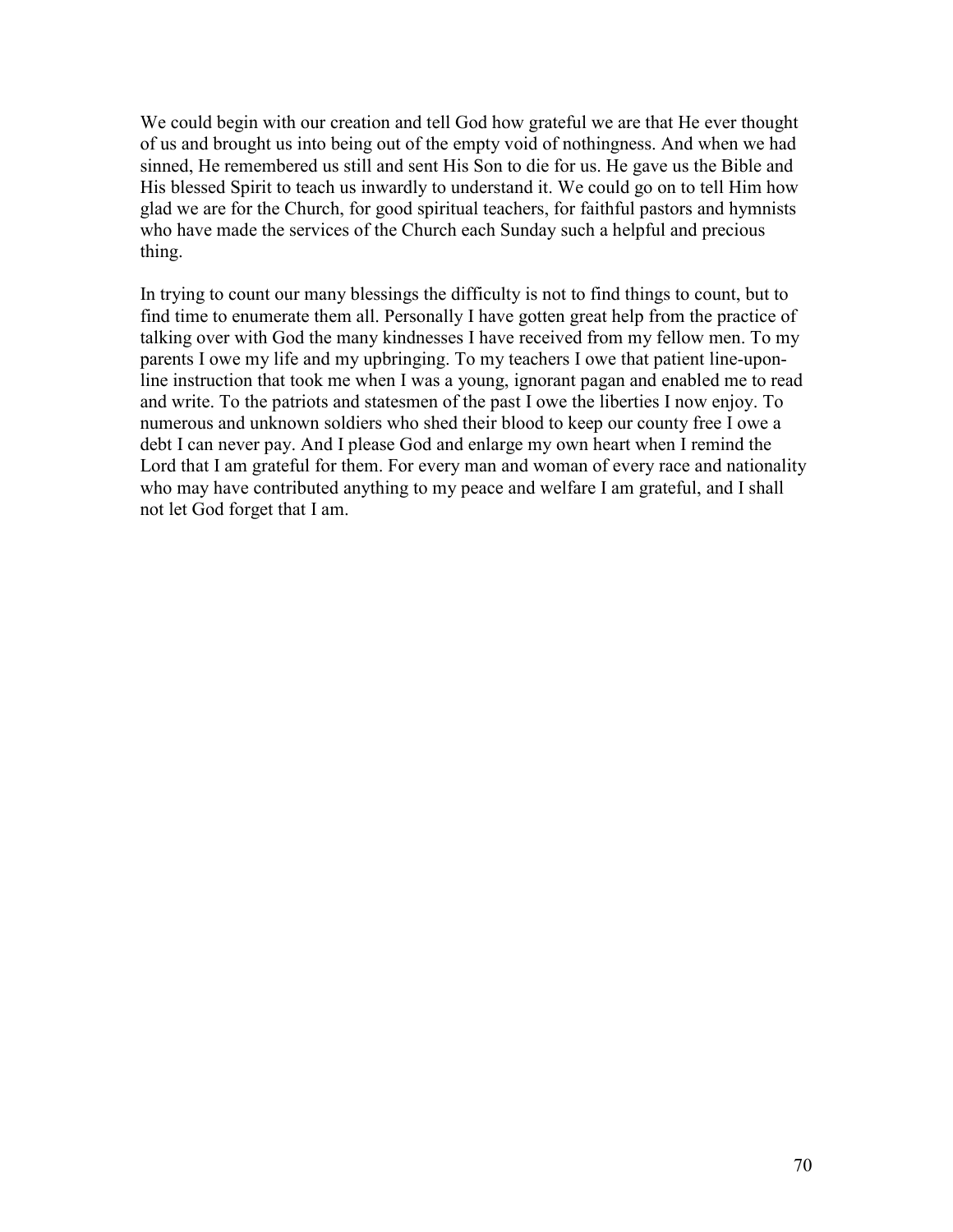We could begin with our creation and tell God how grateful we are that He ever thought of us and brought us into being out of the empty void of nothingness. And when we had sinned, He remembered us still and sent His Son to die for us. He gave us the Bible and His blessed Spirit to teach us inwardly to understand it. We could go on to tell Him how glad we are for the Church, for good spiritual teachers, for faithful pastors and hymnists who have made the services of the Church each Sunday such a helpful and precious thing.

In trying to count our many blessings the difficulty is not to find things to count, but to find time to enumerate them all. Personally I have gotten great help from the practice of talking over with God the many kindnesses I have received from my fellow men. To my parents I owe my life and my upbringing. To my teachers I owe that patient line-upon-line instruction that took me when I was a young, ignorant pagan and enabled me to read and write. To the patriots and statesmen of the past I owe the liberties I now enjoy. To numerous and unknown soldiers who shed their blood to keep our county free I owe a debt I can never pay. And I please God and enlarge my own heart when I remind the Lord that I am grateful for them. For every man and woman of every race and nationality who may have contributed anything to my peace and welfare I am grateful, and I shall not let God forget that I am.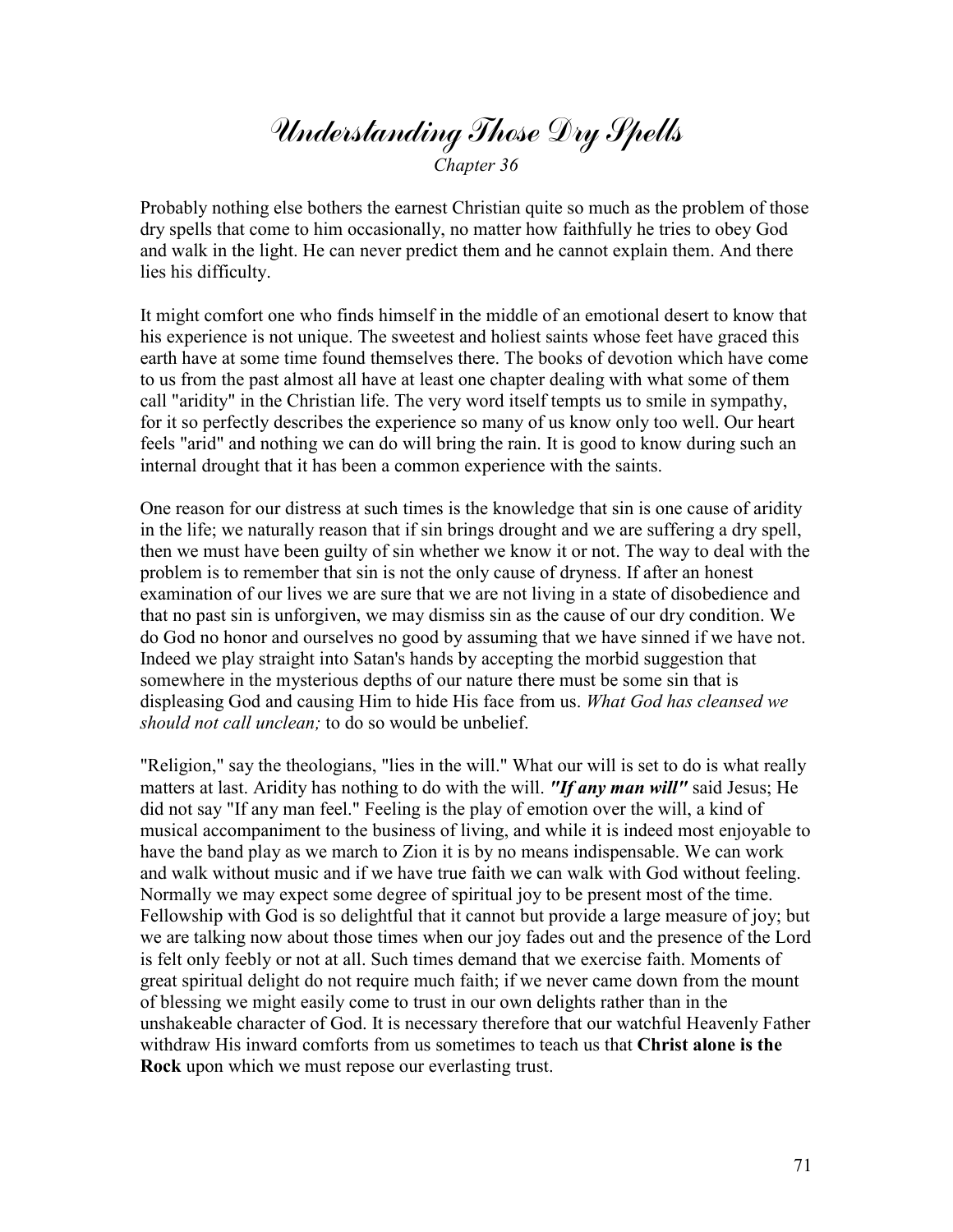# Understanding Those Dry Spells

*Chapter 36*

Probably nothing else bothers the earnest Christian quite so much as the problem of those dry spells that come to him occasionally, no matter how faithfully he tries to obey God and walk in the light. He can never predict them and he cannot explain them. And there lies his difficulty.

It might comfort one who finds himself in the middle of an emotional desert to know that his experience is not unique. The sweetest and holiest saints whose feet have graced this earth have at some time found themselves there. The books of devotion which have come to us from the past almost all have at least one chapter dealing with what some of them call "aridity" in the Christian life. The very word itself tempts us to smile in sympathy, for it so perfectly describes the experience so many of us know only too well. Our heart feels "arid" and nothing we can do will bring the rain. It is good to know during such an internal drought that it has been a common experience with the saints.

One reason for our distress at such times is the knowledge that sin is one cause of aridity in the life; we naturally reason that if sin brings drought and we are suffering a dry spell, then we must have been guilty of sin whether we know it or not. The way to deal with the problem is to remember that sin is not the only cause of dryness. If after an honest examination of our lives we are sure that we are not living in a state of disobedience and that no past sin is unforgiven, we may dismiss sin as the cause of our dry condition. We do God no honor and ourselves no good by assuming that we have sinned if we have not. Indeed we play straight into Satan's hands by accepting the morbid suggestion that somewhere in the mysterious depths of our nature there must be some sin that is displeasing God and causing Him to hide His face from us. *What God has cleansed we should not call unclean;* to do so would be unbelief.

"Religion," say the theologians, "lies in the will." What our will is set to do is what really matters at last. Aridity has nothing to do with the will. ***"If any man will"*** said Jesus; He did not say "If any man feel." Feeling is the play of emotion over the will, a kind of musical accompaniment to the business of living, and while it is indeed most enjoyable to have the band play as we march to Zion it is by no means indispensable. We can work and walk without music and if we have true faith we can walk with God without feeling. Normally we may expect some degree of spiritual joy to be present most of the time. Fellowship with God is so delightful that it cannot but provide a large measure of joy; but we are talking now about those times when our joy fades out and the presence of the Lord is felt only feebly or not at all. Such times demand that we exercise faith. Moments of great spiritual delight do not require much faith; if we never came down from the mount of blessing we might easily come to trust in our own delights rather than in the unshakeable character of God. It is necessary therefore that our watchful Heavenly Father withdraw His inward comforts from us sometimes to teach us that **Christ alone is the Rock** upon which we must repose our everlasting trust.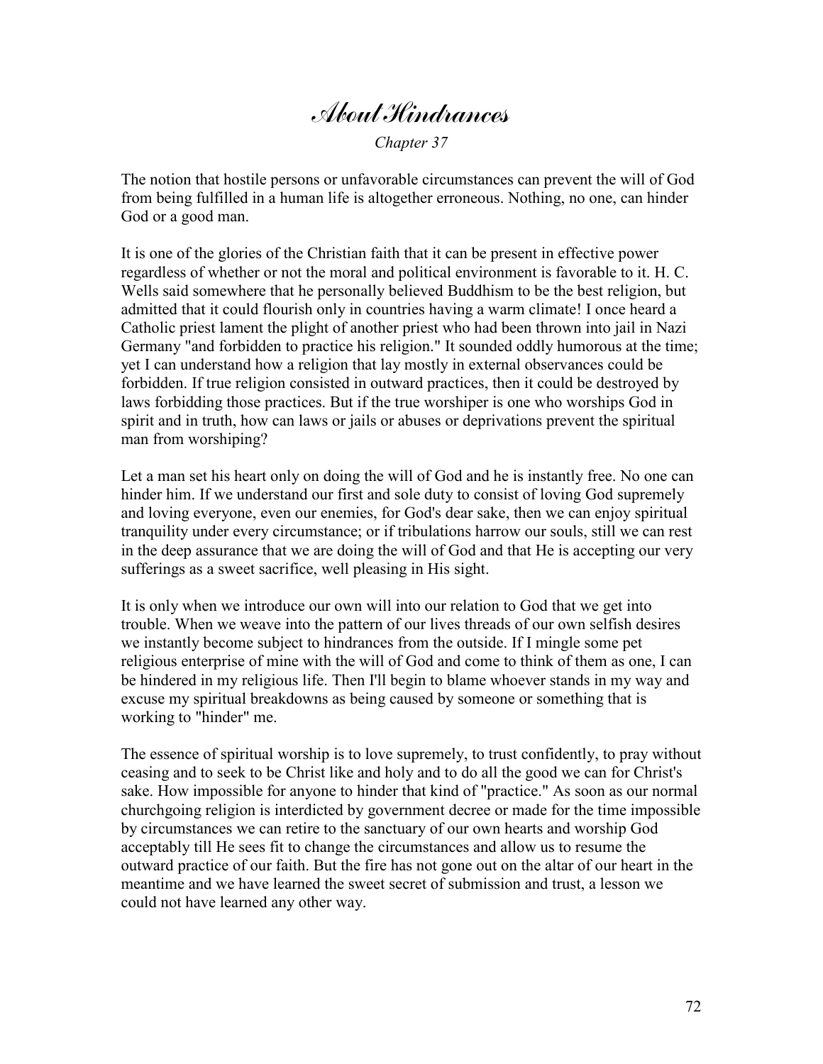# About Hindrances

*Chapter 37*

The notion that hostile persons or unfavorable circumstances can prevent the will of God from being fulfilled in a human life is altogether erroneous. Nothing, no one, can hinder God or a good man.

It is one of the glories of the Christian faith that it can be present in effective power regardless of whether or not the moral and political environment is favorable to it. H. C. Wells said somewhere that he personally believed Buddhism to be the best religion, but admitted that it could flourish only in countries having a warm climate! I once heard a Catholic priest lament the plight of another priest who had been thrown into jail in Nazi Germany "and forbidden to practice his religion." It sounded oddly humorous at the time; yet I can understand how a religion that lay mostly in external observances could be forbidden. If true religion consisted in outward practices, then it could be destroyed by laws forbidding those practices. But if the true worshiper is one who worships God in spirit and in truth, how can laws or jails or abuses or deprivations prevent the spiritual man from worshiping?

Let a man set his heart only on doing the will of God and he is instantly free. No one can hinder him. If we understand our first and sole duty to consist of loving God supremely and loving everyone, even our enemies, for God's dear sake, then we can enjoy spiritual tranquility under every circumstance; or if tribulations harrow our souls, still we can rest in the deep assurance that we are doing the will of God and that He is accepting our very sufferings as a sweet sacrifice, well pleasing in His sight.

It is only when we introduce our own will into our relation to God that we get into trouble. When we weave into the pattern of our lives threads of our own selfish desires we instantly become subject to hindrances from the outside. If I mingle some pet religious enterprise of mine with the will of God and come to think of them as one, I can be hindered in my religious life. Then I'll begin to blame whoever stands in my way and excuse my spiritual breakdowns as being caused by someone or something that is working to "hinder" me.

The essence of spiritual worship is to love supremely, to trust confidently, to pray without ceasing and to seek to be Christ like and holy and to do all the good we can for Christ's sake. How impossible for anyone to hinder that kind of "practice." As soon as our normal churchgoing religion is interdicted by government decree or made for the time impossible by circumstances we can retire to the sanctuary of our own hearts and worship God acceptably till He sees fit to change the circumstances and allow us to resume the outward practice of our faith. But the fire has not gone out on the altar of our heart in the meantime and we have learned the sweet secret of submission and trust, a lesson we could not have learned any other way.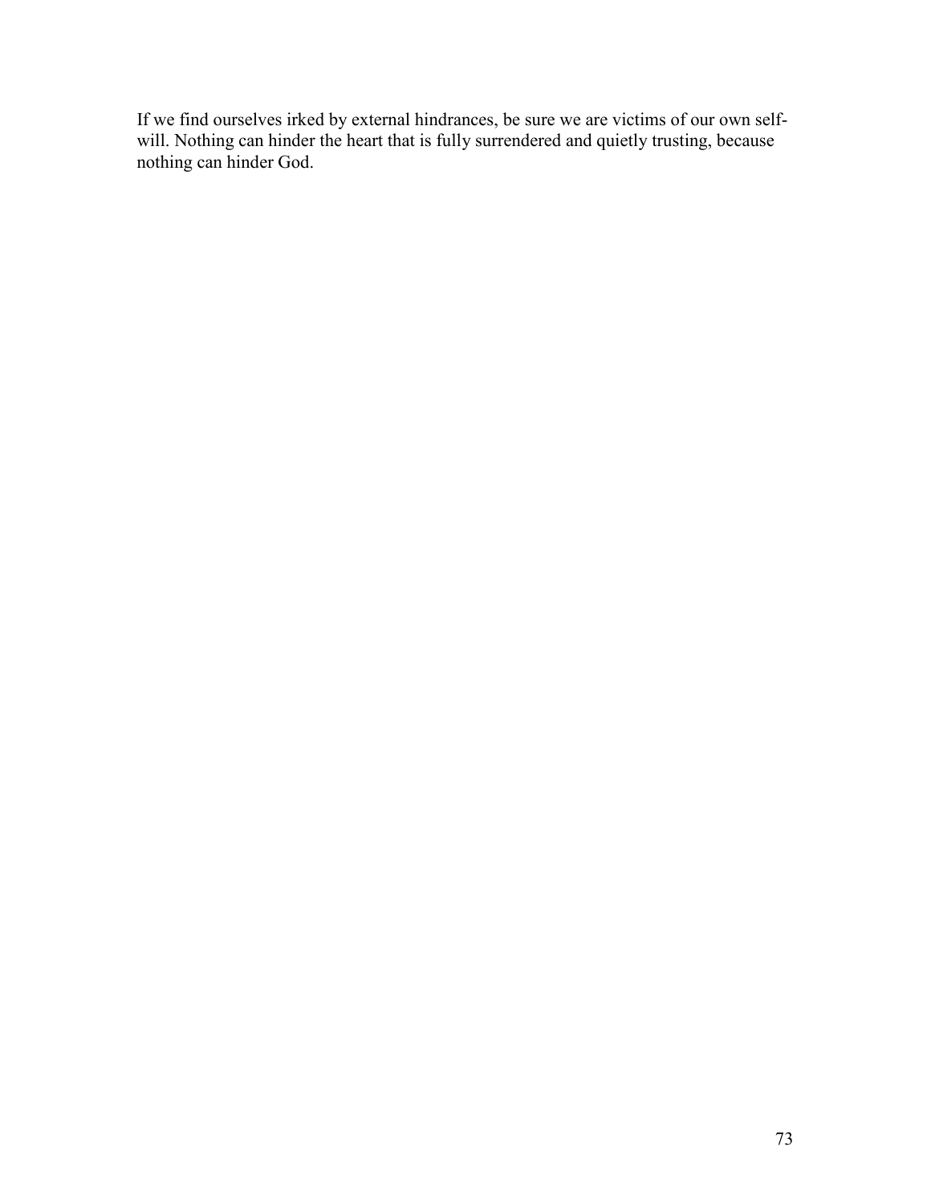If we find ourselves irked by external hindrances, be sure we are victims of our own self-will. Nothing can hinder the heart that is fully surrendered and quietly trusting, because nothing can hinder God.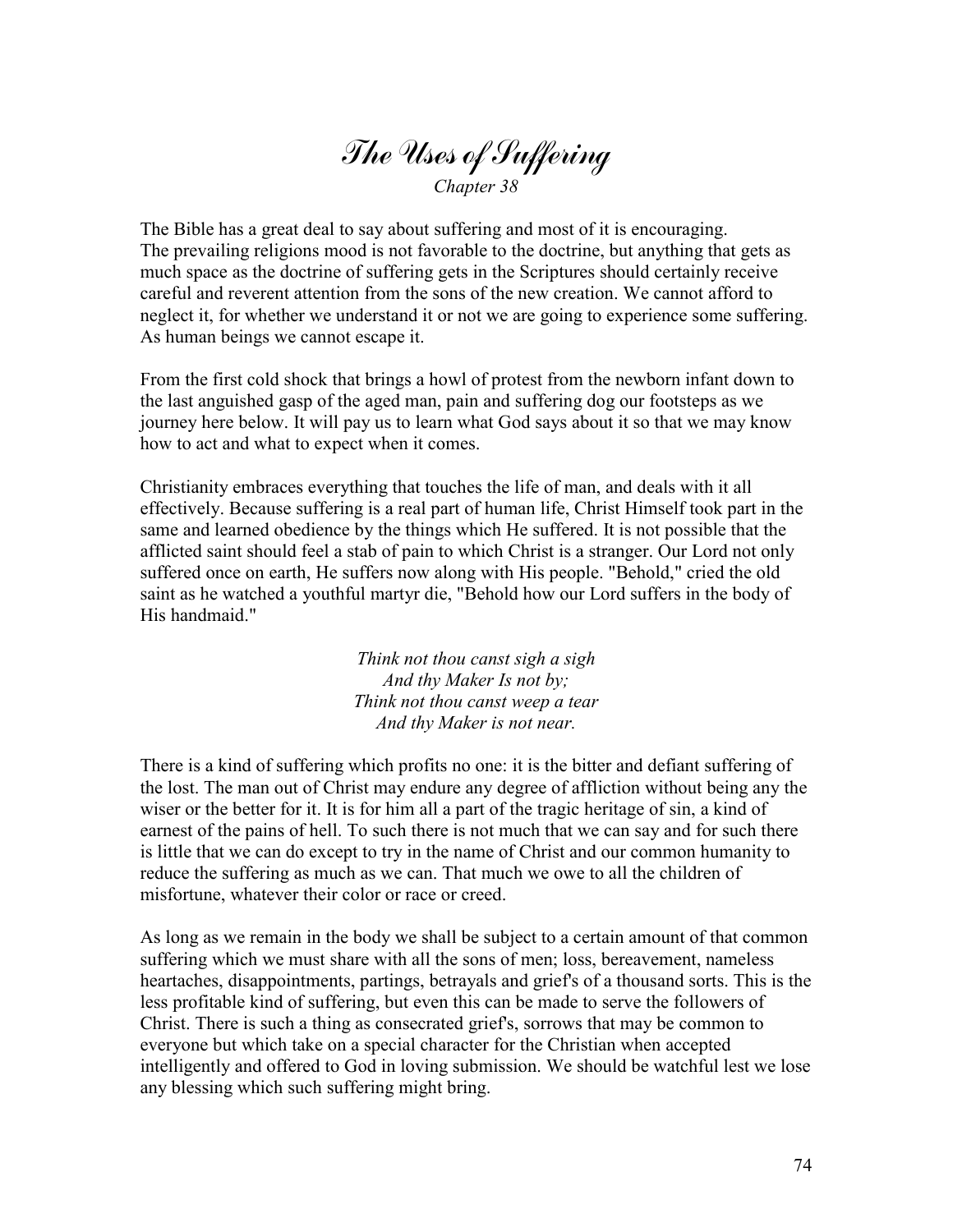# *The Uses of Suffering*

*Chapter 38*

The Bible has a great deal to say about suffering and most of it is encouraging. The prevailing religions mood is not favorable to the doctrine, but anything that gets as much space as the doctrine of suffering gets in the Scriptures should certainly receive careful and reverent attention from the sons of the new creation. We cannot afford to neglect it, for whether we understand it or not we are going to experience some suffering. As human beings we cannot escape it.

From the first cold shock that brings a howl of protest from the newborn infant down to the last anguished gasp of the aged man, pain and suffering dog our footsteps as we journey here below. It will pay us to learn what God says about it so that we may know how to act and what to expect when it comes.

Christianity embraces everything that touches the life of man, and deals with it all effectively. Because suffering is a real part of human life, Christ Himself took part in the same and learned obedience by the things which He suffered. It is not possible that the afflicted saint should feel a stab of pain to which Christ is a stranger. Our Lord not only suffered once on earth, He suffers now along with His people. "Behold," cried the old saint as he watched a youthful martyr die, "Behold how our Lord suffers in the body of His handmaid."

*Think not thou canst sigh a sigh*
*And thy Maker Is not by;*
*Think not thou canst weep a tear*
*And thy Maker is not near.*

There is a kind of suffering which profits no one: it is the bitter and defiant suffering of the lost. The man out of Christ may endure any degree of affliction without being any the wiser or the better for it. It is for him all a part of the tragic heritage of sin, a kind of earnest of the pains of hell. To such there is not much that we can say and for such there is little that we can do except to try in the name of Christ and our common humanity to reduce the suffering as much as we can. That much we owe to all the children of misfortune, whatever their color or race or creed.

As long as we remain in the body we shall be subject to a certain amount of that common suffering which we must share with all the sons of men; loss, bereavement, nameless heartaches, disappointments, partings, betrayals and grief's of a thousand sorts. This is the less profitable kind of suffering, but even this can be made to serve the followers of Christ. There is such a thing as consecrated grief's, sorrows that may be common to everyone but which take on a special character for the Christian when accepted intelligently and offered to God in loving submission. We should be watchful lest we lose any blessing which such suffering might bring.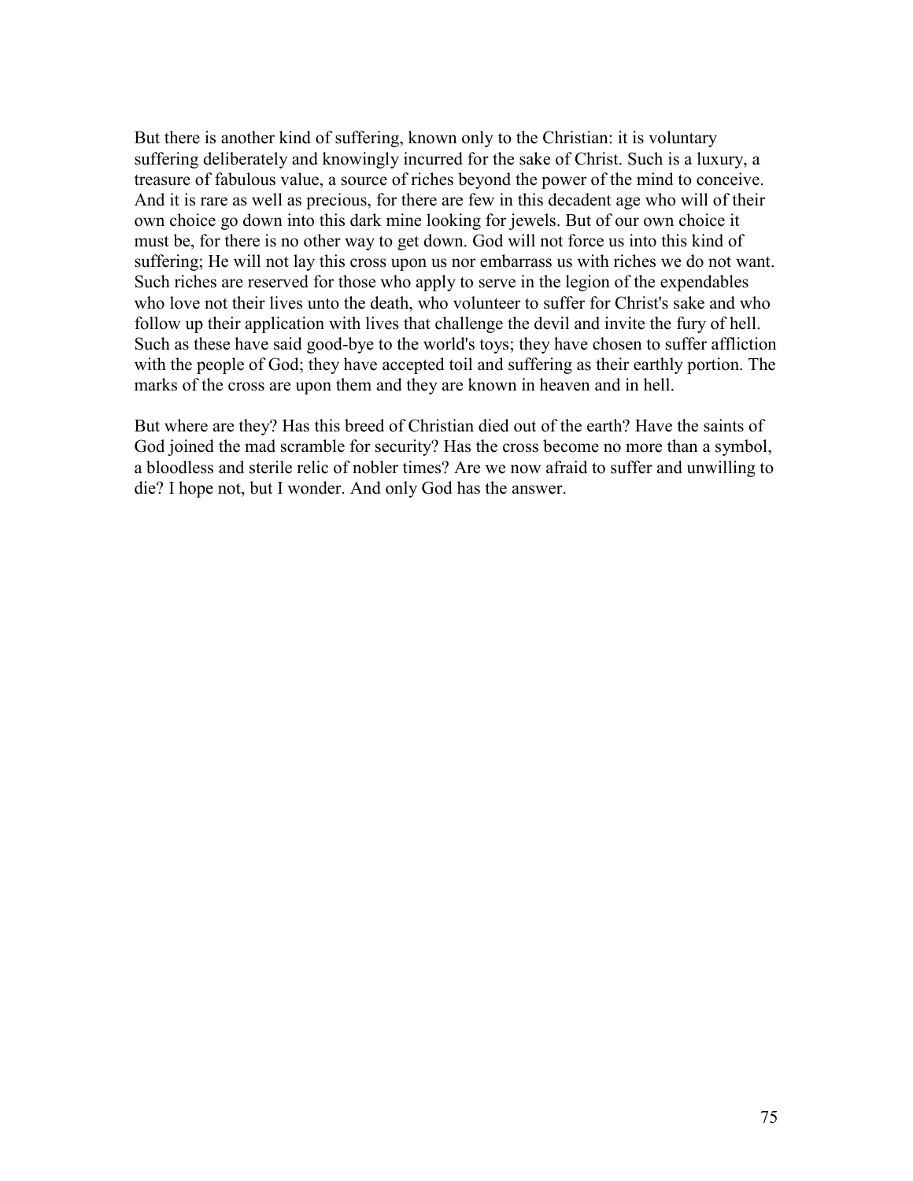But there is another kind of suffering, known only to the Christian: it is voluntary suffering deliberately and knowingly incurred for the sake of Christ. Such is a luxury, a treasure of fabulous value, a source of riches beyond the power of the mind to conceive. And it is rare as well as precious, for there are few in this decadent age who will of their own choice go down into this dark mine looking for jewels. But of our own choice it must be, for there is no other way to get down. God will not force us into this kind of suffering; He will not lay this cross upon us nor embarrass us with riches we do not want. Such riches are reserved for those who apply to serve in the legion of the expendables who love not their lives unto the death, who volunteer to suffer for Christ's sake and who follow up their application with lives that challenge the devil and invite the fury of hell. Such as these have said good-bye to the world's toys; they have chosen to suffer affliction with the people of God; they have accepted toil and suffering as their earthly portion. The marks of the cross are upon them and they are known in heaven and in hell.

But where are they? Has this breed of Christian died out of the earth? Have the saints of God joined the mad scramble for security? Has the cross become no more than a symbol, a bloodless and sterile relic of nobler times? Are we now afraid to suffer and unwilling to die? I hope not, but I wonder. And only God has the answer.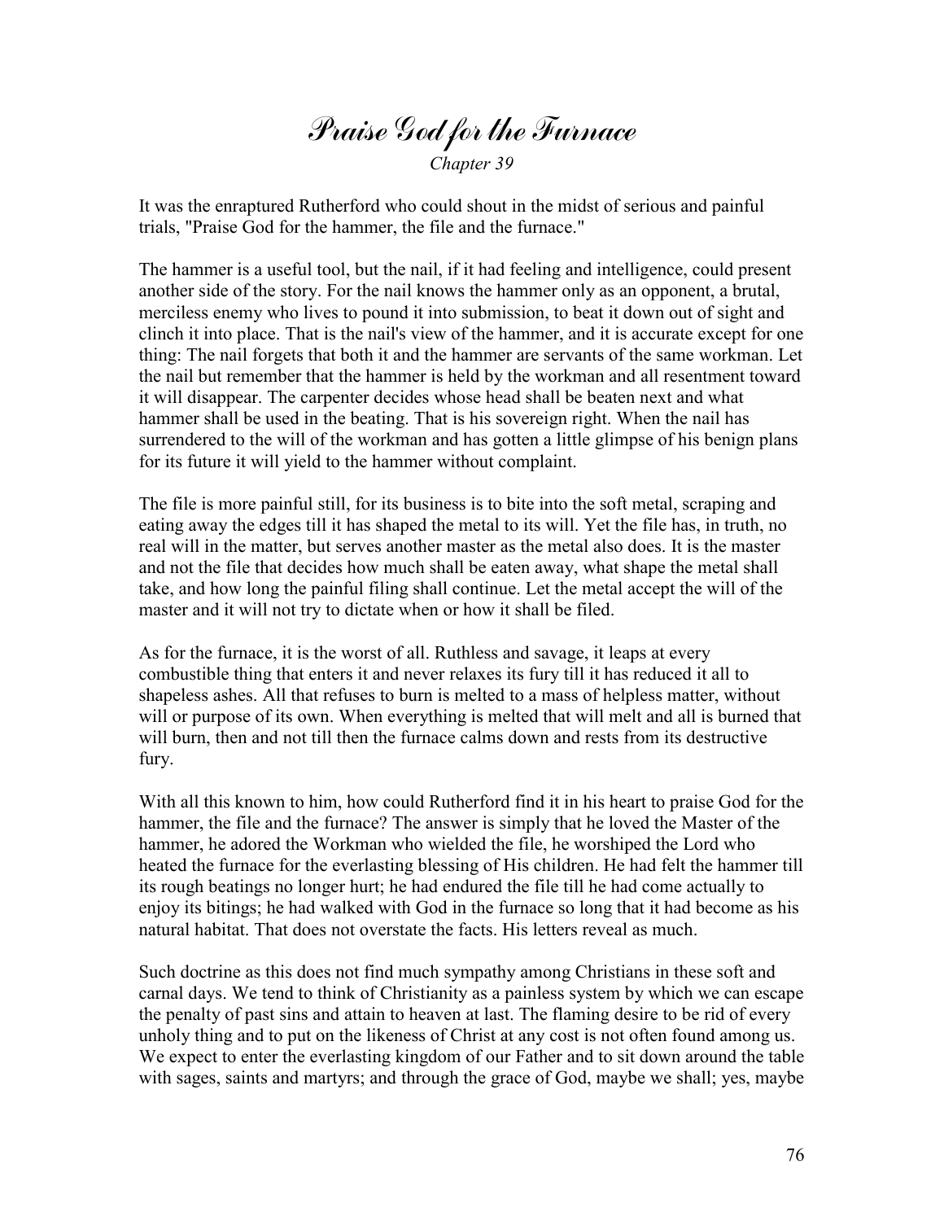# Praise God for the Furnace

*Chapter 39*

It was the enraptured Rutherford who could shout in the midst of serious and painful trials, "Praise God for the hammer, the file and the furnace."

The hammer is a useful tool, but the nail, if it had feeling and intelligence, could present another side of the story. For the nail knows the hammer only as an opponent, a brutal, merciless enemy who lives to pound it into submission, to beat it down out of sight and clinch it into place. That is the nail's view of the hammer, and it is accurate except for one thing: The nail forgets that both it and the hammer are servants of the same workman. Let the nail but remember that the hammer is held by the workman and all resentment toward it will disappear. The carpenter decides whose head shall be beaten next and what hammer shall be used in the beating. That is his sovereign right. When the nail has surrendered to the will of the workman and has gotten a little glimpse of his benign plans for its future it will yield to the hammer without complaint.

The file is more painful still, for its business is to bite into the soft metal, scraping and eating away the edges till it has shaped the metal to its will. Yet the file has, in truth, no real will in the matter, but serves another master as the metal also does. It is the master and not the file that decides how much shall be eaten away, what shape the metal shall take, and how long the painful filing shall continue. Let the metal accept the will of the master and it will not try to dictate when or how it shall be filed.

As for the furnace, it is the worst of all. Ruthless and savage, it leaps at every combustible thing that enters it and never relaxes its fury till it has reduced it all to shapeless ashes. All that refuses to burn is melted to a mass of helpless matter, without will or purpose of its own. When everything is melted that will melt and all is burned that will burn, then and not till then the furnace calms down and rests from its destructive fury.

With all this known to him, how could Rutherford find it in his heart to praise God for the hammer, the file and the furnace? The answer is simply that he loved the Master of the hammer, he adored the Workman who wielded the file, he worshiped the Lord who heated the furnace for the everlasting blessing of His children. He had felt the hammer till its rough beatings no longer hurt; he had endured the file till he had come actually to enjoy its bitings; he had walked with God in the furnace so long that it had become as his natural habitat. That does not overstate the facts. His letters reveal as much.

Such doctrine as this does not find much sympathy among Christians in these soft and carnal days. We tend to think of Christianity as a painless system by which we can escape the penalty of past sins and attain to heaven at last. The flaming desire to be rid of every unholy thing and to put on the likeness of Christ at any cost is not often found among us. We expect to enter the everlasting kingdom of our Father and to sit down around the table with sages, saints and martyrs; and through the grace of God, maybe we shall; yes, maybe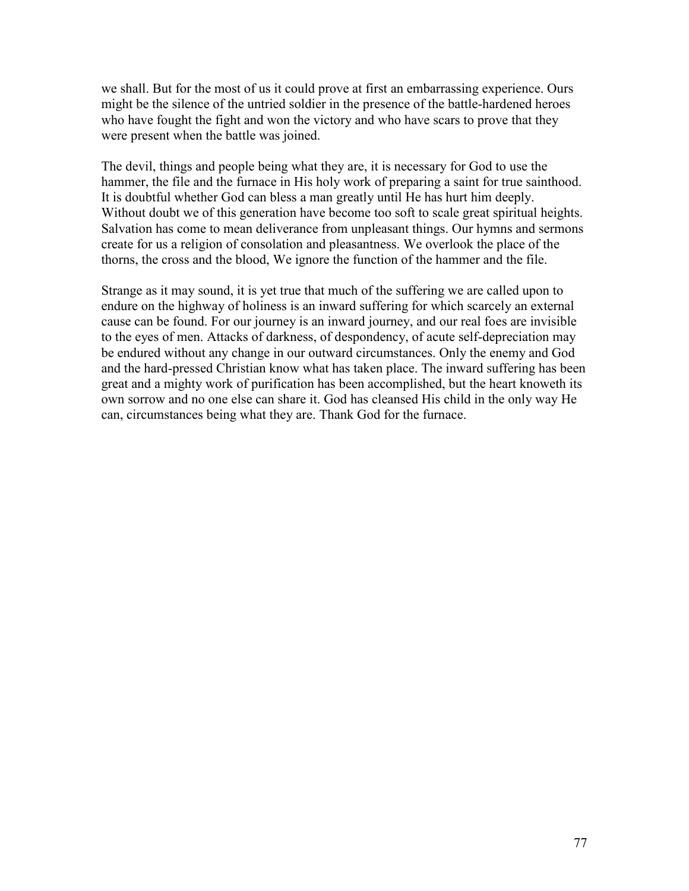we shall. But for the most of us it could prove at first an embarrassing experience. Ours might be the silence of the untried soldier in the presence of the battle-hardened heroes who have fought the fight and won the victory and who have scars to prove that they were present when the battle was joined.

The devil, things and people being what they are, it is necessary for God to use the hammer, the file and the furnace in His holy work of preparing a saint for true sainthood. It is doubtful whether God can bless a man greatly until He has hurt him deeply. Without doubt we of this generation have become too soft to scale great spiritual heights. Salvation has come to mean deliverance from unpleasant things. Our hymns and sermons create for us a religion of consolation and pleasantness. We overlook the place of the thorns, the cross and the blood, We ignore the function of the hammer and the file.

Strange as it may sound, it is yet true that much of the suffering we are called upon to endure on the highway of holiness is an inward suffering for which scarcely an external cause can be found. For our journey is an inward journey, and our real foes are invisible to the eyes of men. Attacks of darkness, of despondency, of acute self-depreciation may be endured without any change in our outward circumstances. Only the enemy and God and the hard-pressed Christian know what has taken place. The inward suffering has been great and a mighty work of purification has been accomplished, but the heart knoweth its own sorrow and no one else can share it. God has cleansed His child in the only way He can, circumstances being what they are. Thank God for the furnace.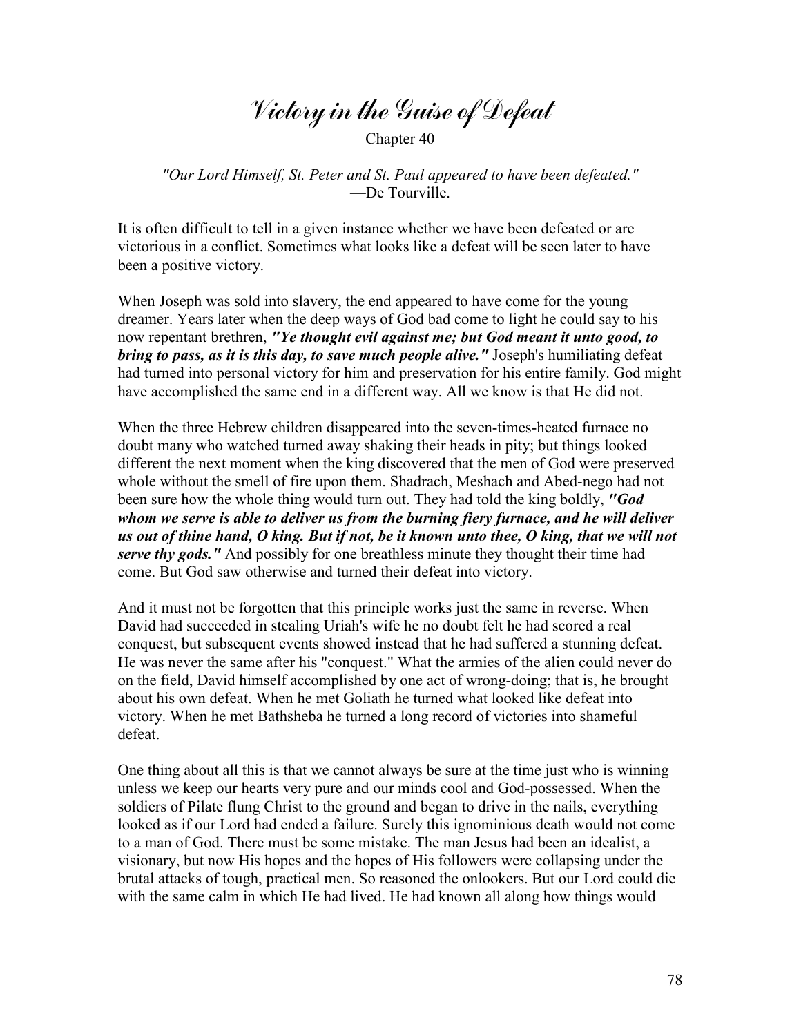# Victory in the Guise of Defeat

Chapter 40

*"Our Lord Himself, St. Peter and St. Paul appeared to have been defeated."*
—De Tourville.

It is often difficult to tell in a given instance whether we have been defeated or are victorious in a conflict. Sometimes what looks like a defeat will be seen later to have been a positive victory.

When Joseph was sold into slavery, the end appeared to have come for the young dreamer. Years later when the deep ways of God bad come to light he could say to his now repentant brethren, ***"Ye thought evil against me; but God meant it unto good, to bring to pass, as it is this day, to save much people alive."*** Joseph's humiliating defeat had turned into personal victory for him and preservation for his entire family. God might have accomplished the same end in a different way. All we know is that He did not.

When the three Hebrew children disappeared into the seven-times-heated furnace no doubt many who watched turned away shaking their heads in pity; but things looked different the next moment when the king discovered that the men of God were preserved whole without the smell of fire upon them. Shadrach, Meshach and Abed-nego had not been sure how the whole thing would turn out. They had told the king boldly, ***"God whom we serve is able to deliver us from the burning fiery furnace, and he will deliver us out of thine hand, O king. But if not, be it known unto thee, O king, that we will not serve thy gods."*** And possibly for one breathless minute they thought their time had come. But God saw otherwise and turned their defeat into victory.

And it must not be forgotten that this principle works just the same in reverse. When David had succeeded in stealing Uriah's wife he no doubt felt he had scored a real conquest, but subsequent events showed instead that he had suffered a stunning defeat. He was never the same after his "conquest." What the armies of the alien could never do on the field, David himself accomplished by one act of wrong-doing; that is, he brought about his own defeat. When he met Goliath he turned what looked like defeat into victory. When he met Bathsheba he turned a long record of victories into shameful defeat.

One thing about all this is that we cannot always be sure at the time just who is winning unless we keep our hearts very pure and our minds cool and God-possessed. When the soldiers of Pilate flung Christ to the ground and began to drive in the nails, everything looked as if our Lord had ended a failure. Surely this ignominious death would not come to a man of God. There must be some mistake. The man Jesus had been an idealist, a visionary, but now His hopes and the hopes of His followers were collapsing under the brutal attacks of tough, practical men. So reasoned the onlookers. But our Lord could die with the same calm in which He had lived. He had known all along how things would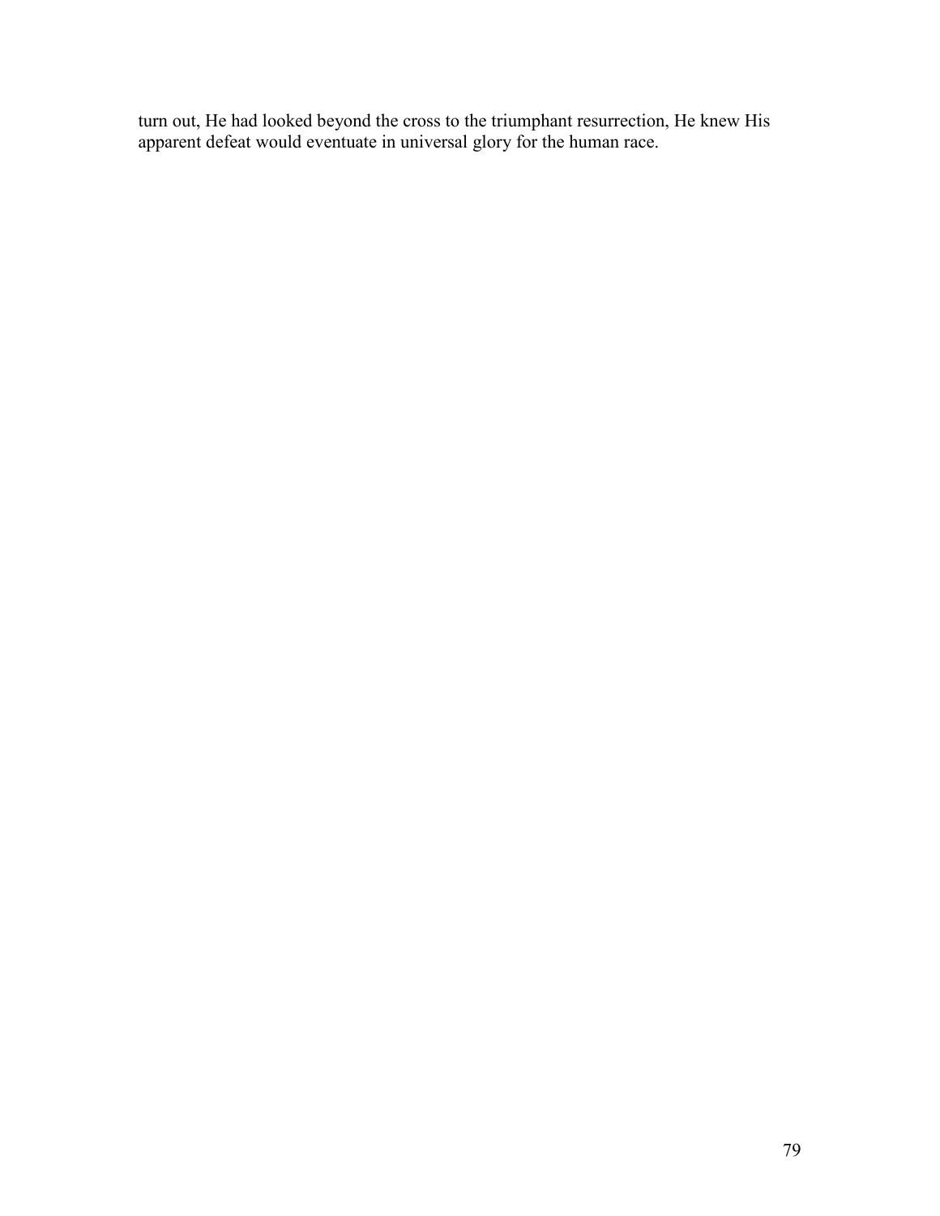turn out, He had looked beyond the cross to the triumphant resurrection, He knew His apparent defeat would eventuate in universal glory for the human race.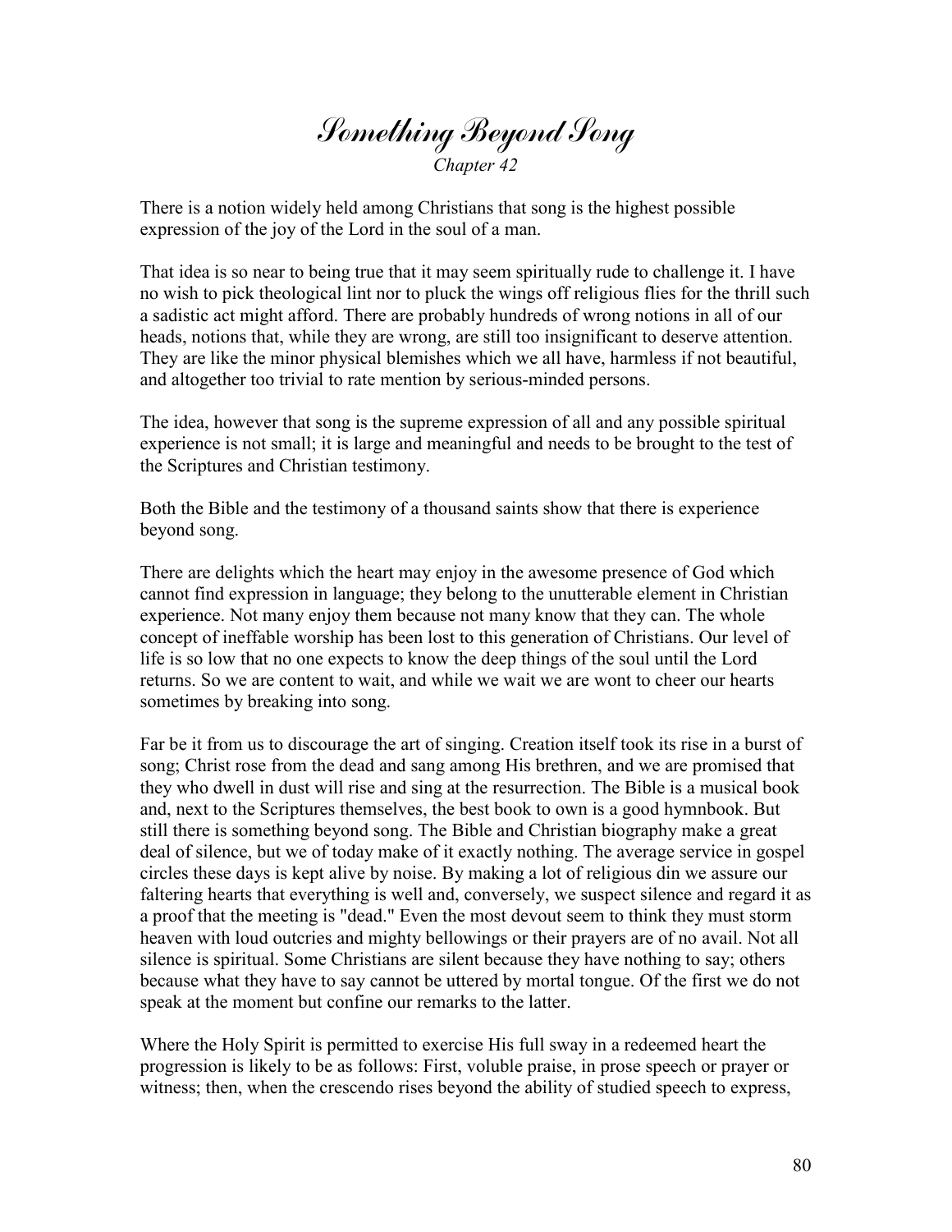# *Something Beyond Song*

*Chapter 42*

There is a notion widely held among Christians that song is the highest possible expression of the joy of the Lord in the soul of a man.

That idea is so near to being true that it may seem spiritually rude to challenge it. I have no wish to pick theological lint nor to pluck the wings off religious flies for the thrill such a sadistic act might afford. There are probably hundreds of wrong notions in all of our heads, notions that, while they are wrong, are still too insignificant to deserve attention. They are like the minor physical blemishes which we all have, harmless if not beautiful, and altogether too trivial to rate mention by serious-minded persons.

The idea, however that song is the supreme expression of all and any possible spiritual experience is not small; it is large and meaningful and needs to be brought to the test of the Scriptures and Christian testimony.

Both the Bible and the testimony of a thousand saints show that there is experience beyond song.

There are delights which the heart may enjoy in the awesome presence of God which cannot find expression in language; they belong to the unutterable element in Christian experience. Not many enjoy them because not many know that they can. The whole concept of ineffable worship has been lost to this generation of Christians. Our level of life is so low that no one expects to know the deep things of the soul until the Lord returns. So we are content to wait, and while we wait we are wont to cheer our hearts sometimes by breaking into song.

Far be it from us to discourage the art of singing. Creation itself took its rise in a burst of song; Christ rose from the dead and sang among His brethren, and we are promised that they who dwell in dust will rise and sing at the resurrection. The Bible is a musical book and, next to the Scriptures themselves, the best book to own is a good hymnbook. But still there is something beyond song. The Bible and Christian biography make a great deal of silence, but we of today make of it exactly nothing. The average service in gospel circles these days is kept alive by noise. By making a lot of religious din we assure our faltering hearts that everything is well and, conversely, we suspect silence and regard it as a proof that the meeting is "dead." Even the most devout seem to think they must storm heaven with loud outcries and mighty bellowings or their prayers are of no avail. Not all silence is spiritual. Some Christians are silent because they have nothing to say; others because what they have to say cannot be uttered by mortal tongue. Of the first we do not speak at the moment but confine our remarks to the latter.

Where the Holy Spirit is permitted to exercise His full sway in a redeemed heart the progression is likely to be as follows: First, voluble praise, in prose speech or prayer or witness; then, when the crescendo rises beyond the ability of studied speech to express,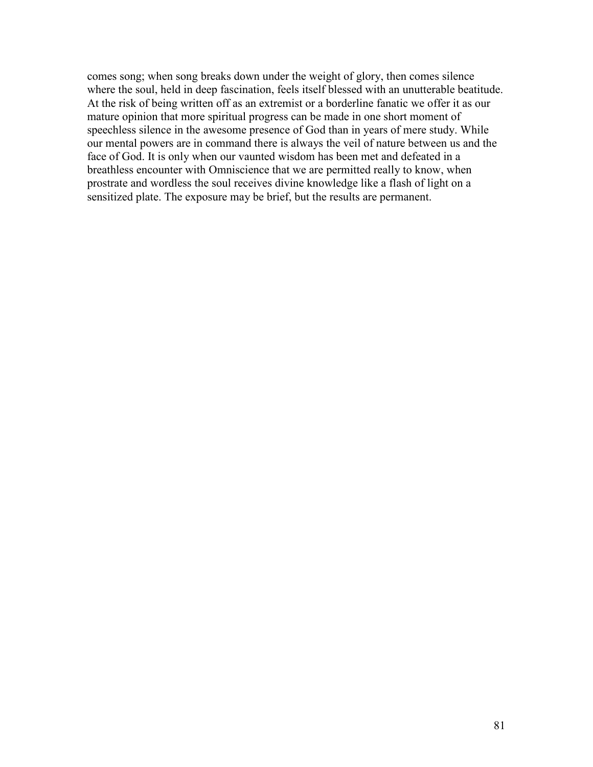comes song; when song breaks down under the weight of glory, then comes silence where the soul, held in deep fascination, feels itself blessed with an unutterable beatitude. At the risk of being written off as an extremist or a borderline fanatic we offer it as our mature opinion that more spiritual progress can be made in one short moment of speechless silence in the awesome presence of God than in years of mere study. While our mental powers are in command there is always the veil of nature between us and the face of God. It is only when our vaunted wisdom has been met and defeated in a breathless encounter with Omniscience that we are permitted really to know, when prostrate and wordless the soul receives divine knowledge like a flash of light on a sensitized plate. The exposure may be brief, but the results are permanent.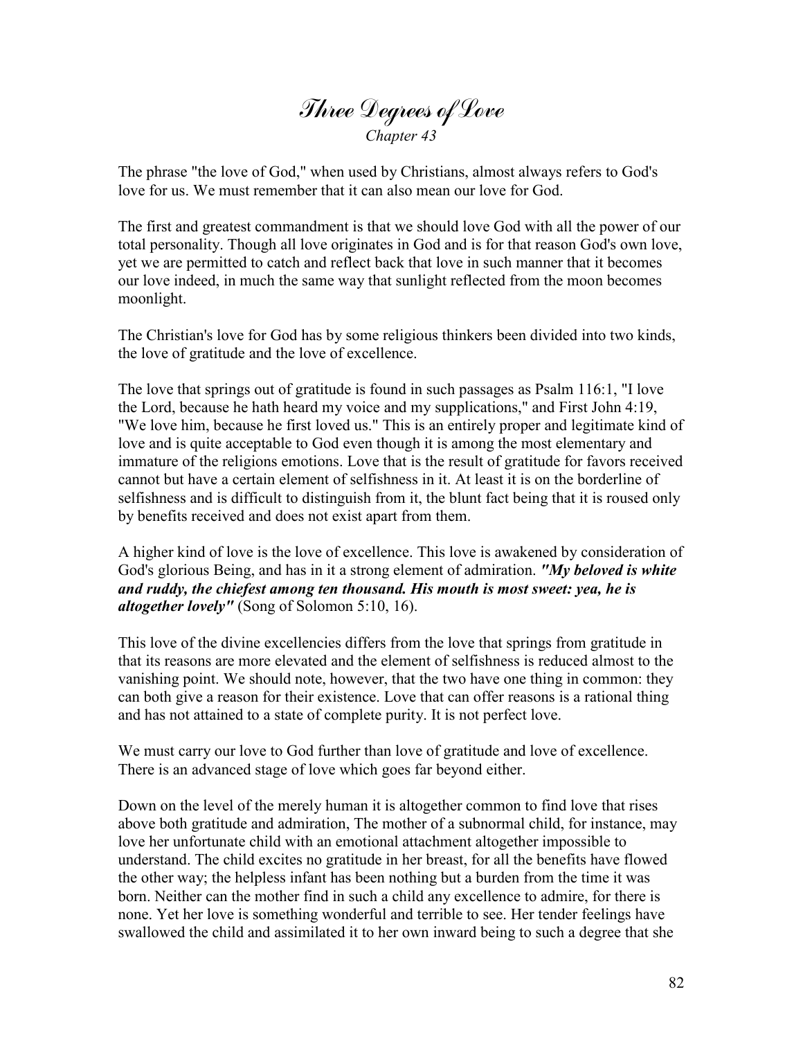# Three Degrees of Love

*Chapter 43*

The phrase "the love of God," when used by Christians, almost always refers to God's love for us. We must remember that it can also mean our love for God.

The first and greatest commandment is that we should love God with all the power of our total personality. Though all love originates in God and is for that reason God's own love, yet we are permitted to catch and reflect back that love in such manner that it becomes our love indeed, in much the same way that sunlight reflected from the moon becomes moonlight.

The Christian's love for God has by some religious thinkers been divided into two kinds, the love of gratitude and the love of excellence.

The love that springs out of gratitude is found in such passages as Psalm 116:1, "I love the Lord, because he hath heard my voice and my supplications," and First John 4:19, "We love him, because he first loved us." This is an entirely proper and legitimate kind of love and is quite acceptable to God even though it is among the most elementary and immature of the religions emotions. Love that is the result of gratitude for favors received cannot but have a certain element of selfishness in it. At least it is on the borderline of selfishness and is difficult to distinguish from it, the blunt fact being that it is roused only by benefits received and does not exist apart from them.

A higher kind of love is the love of excellence. This love is awakened by consideration of God's glorious Being, and has in it a strong element of admiration. ***"My beloved is white and ruddy, the chiefest among ten thousand. His mouth is most sweet: yea, he is altogether lovely"*** (Song of Solomon 5:10, 16).

This love of the divine excellencies differs from the love that springs from gratitude in that its reasons are more elevated and the element of selfishness is reduced almost to the vanishing point. We should note, however, that the two have one thing in common: they can both give a reason for their existence. Love that can offer reasons is a rational thing and has not attained to a state of complete purity. It is not perfect love.

We must carry our love to God further than love of gratitude and love of excellence. There is an advanced stage of love which goes far beyond either.

Down on the level of the merely human it is altogether common to find love that rises above both gratitude and admiration, The mother of a subnormal child, for instance, may love her unfortunate child with an emotional attachment altogether impossible to understand. The child excites no gratitude in her breast, for all the benefits have flowed the other way; the helpless infant has been nothing but a burden from the time it was born. Neither can the mother find in such a child any excellence to admire, for there is none. Yet her love is something wonderful and terrible to see. Her tender feelings have swallowed the child and assimilated it to her own inward being to such a degree that she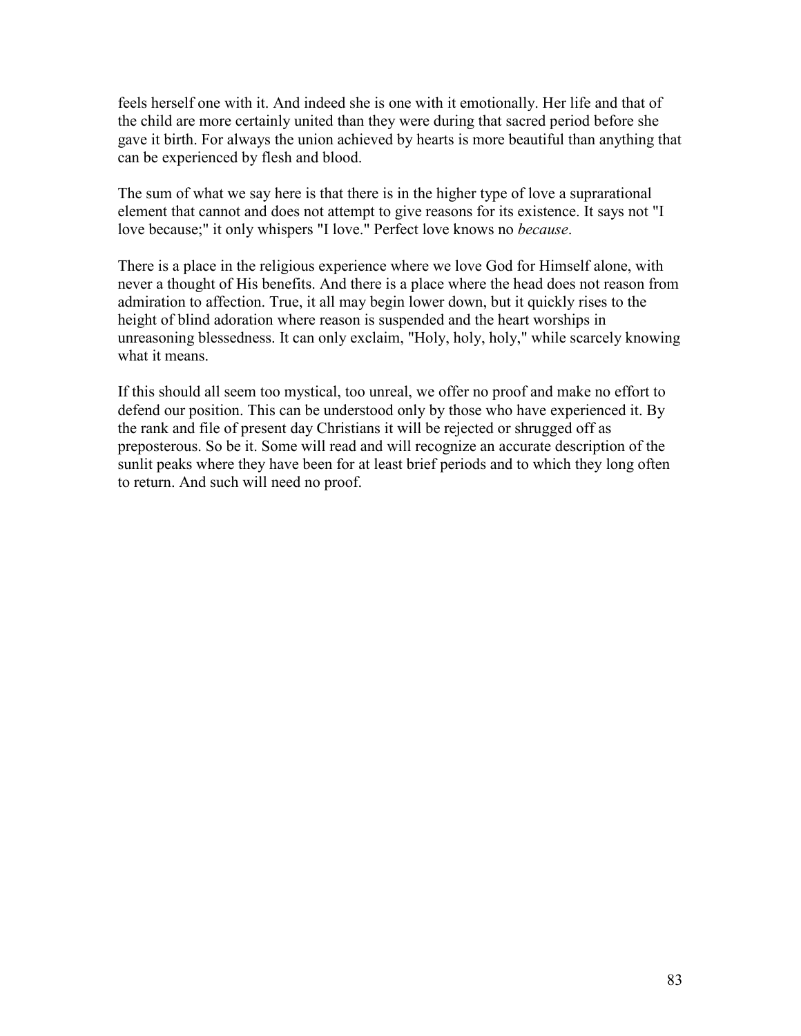feels herself one with it. And indeed she is one with it emotionally. Her life and that of the child are more certainly united than they were during that sacred period before she gave it birth. For always the union achieved by hearts is more beautiful than anything that can be experienced by flesh and blood.

The sum of what we say here is that there is in the higher type of love a suprarational element that cannot and does not attempt to give reasons for its existence. It says not "I love because;" it only whispers "I love." Perfect love knows no *because*.

There is a place in the religious experience where we love God for Himself alone, with never a thought of His benefits. And there is a place where the head does not reason from admiration to affection. True, it all may begin lower down, but it quickly rises to the height of blind adoration where reason is suspended and the heart worships in unreasoning blessedness. It can only exclaim, "Holy, holy, holy," while scarcely knowing what it means.

If this should all seem too mystical, too unreal, we offer no proof and make no effort to defend our position. This can be understood only by those who have experienced it. By the rank and file of present day Christians it will be rejected or shrugged off as preposterous. So be it. Some will read and will recognize an accurate description of the sunlit peaks where they have been for at least brief periods and to which they long often to return. And such will need no proof.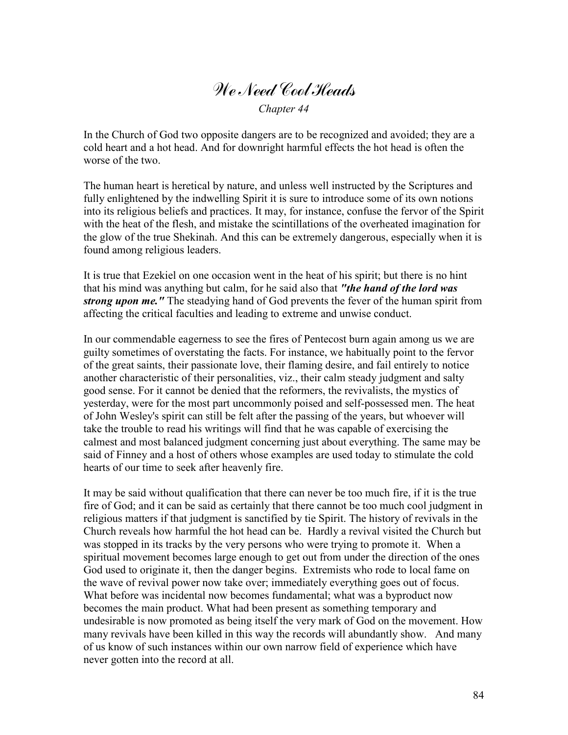# We Need Cool Heads

*Chapter 44*

In the Church of God two opposite dangers are to be recognized and avoided; they are a cold heart and a hot head. And for downright harmful effects the hot head is often the worse of the two.

The human heart is heretical by nature, and unless well instructed by the Scriptures and fully enlightened by the indwelling Spirit it is sure to introduce some of its own notions into its religious beliefs and practices. It may, for instance, confuse the fervor of the Spirit with the heat of the flesh, and mistake the scintillations of the overheated imagination for the glow of the true Shekinah. And this can be extremely dangerous, especially when it is found among religious leaders.

It is true that Ezekiel on one occasion went in the heat of his spirit; but there is no hint that his mind was anything but calm, for he said also that ***"the hand of the lord was strong upon me."*** The steadying hand of God prevents the fever of the human spirit from affecting the critical faculties and leading to extreme and unwise conduct.

In our commendable eagerness to see the fires of Pentecost burn again among us we are guilty sometimes of overstating the facts. For instance, we habitually point to the fervor of the great saints, their passionate love, their flaming desire, and fail entirely to notice another characteristic of their personalities, viz., their calm steady judgment and salty good sense. For it cannot be denied that the reformers, the revivalists, the mystics of yesterday, were for the most part uncommonly poised and self-possessed men. The heat of John Wesley's spirit can still be felt after the passing of the years, but whoever will take the trouble to read his writings will find that he was capable of exercising the calmest and most balanced judgment concerning just about everything. The same may be said of Finney and a host of others whose examples are used today to stimulate the cold hearts of our time to seek after heavenly fire.

It may be said without qualification that there can never be too much fire, if it is the true fire of God; and it can be said as certainly that there cannot be too much cool judgment in religious matters if that judgment is sanctified by tie Spirit. The history of revivals in the Church reveals how harmful the hot head can be. Hardly a revival visited the Church but was stopped in its tracks by the very persons who were trying to promote it. When a spiritual movement becomes large enough to get out from under the direction of the ones God used to originate it, then the danger begins. Extremists who rode to local fame on the wave of revival power now take over; immediately everything goes out of focus. What before was incidental now becomes fundamental; what was a byproduct now becomes the main product. What had been present as something temporary and undesirable is now promoted as being itself the very mark of God on the movement. How many revivals have been killed in this way the records will abundantly show. And many of us know of such instances within our own narrow field of experience which have never gotten into the record at all.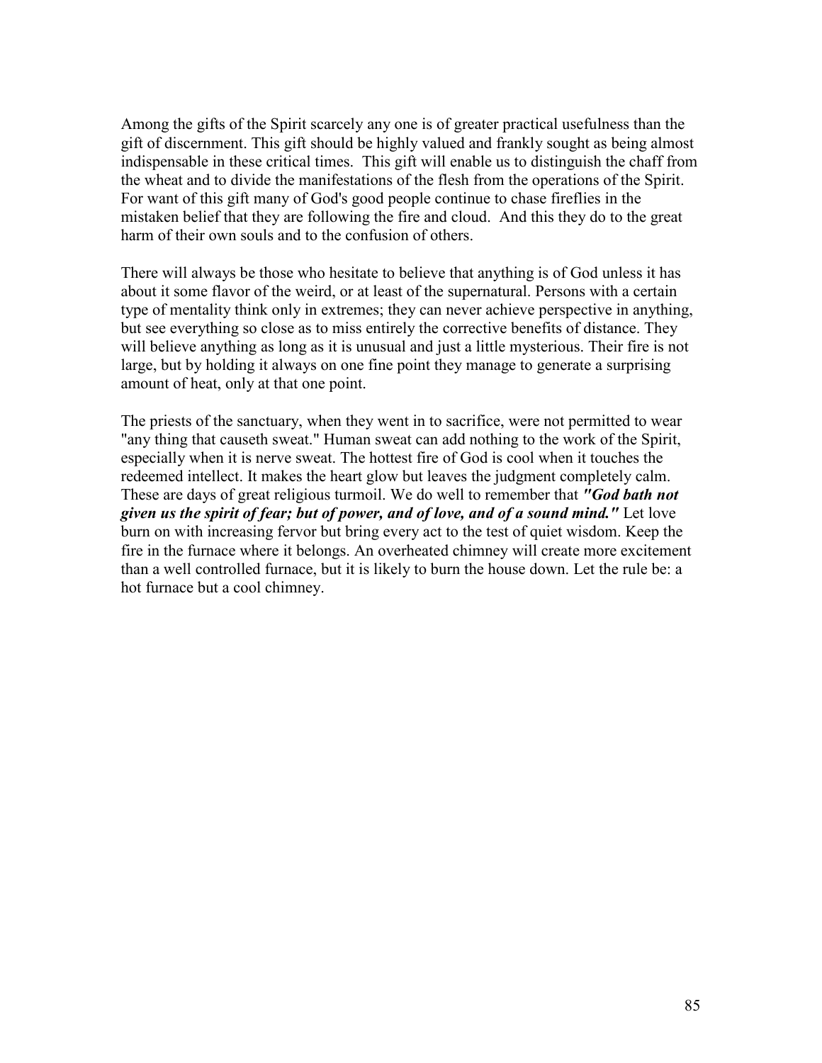Among the gifts of the Spirit scarcely any one is of greater practical usefulness than the gift of discernment. This gift should be highly valued and frankly sought as being almost indispensable in these critical times. This gift will enable us to distinguish the chaff from the wheat and to divide the manifestations of the flesh from the operations of the Spirit. For want of this gift many of God's good people continue to chase fireflies in the mistaken belief that they are following the fire and cloud. And this they do to the great harm of their own souls and to the confusion of others.

There will always be those who hesitate to believe that anything is of God unless it has about it some flavor of the weird, or at least of the supernatural. Persons with a certain type of mentality think only in extremes; they can never achieve perspective in anything, but see everything so close as to miss entirely the corrective benefits of distance. They will believe anything as long as it is unusual and just a little mysterious. Their fire is not large, but by holding it always on one fine point they manage to generate a surprising amount of heat, only at that one point.

The priests of the sanctuary, when they went in to sacrifice, were not permitted to wear "any thing that causeth sweat." Human sweat can add nothing to the work of the Spirit, especially when it is nerve sweat. The hottest fire of God is cool when it touches the redeemed intellect. It makes the heart glow but leaves the judgment completely calm. These are days of great religious turmoil. We do well to remember that ***"God hath not given us the spirit of fear; but of power, and of love, and of a sound mind."*** Let love burn on with increasing fervor but bring every act to the test of quiet wisdom. Keep the fire in the furnace where it belongs. An overheated chimney will create more excitement than a well controlled furnace, but it is likely to burn the house down. Let the rule be: a hot furnace but a cool chimney.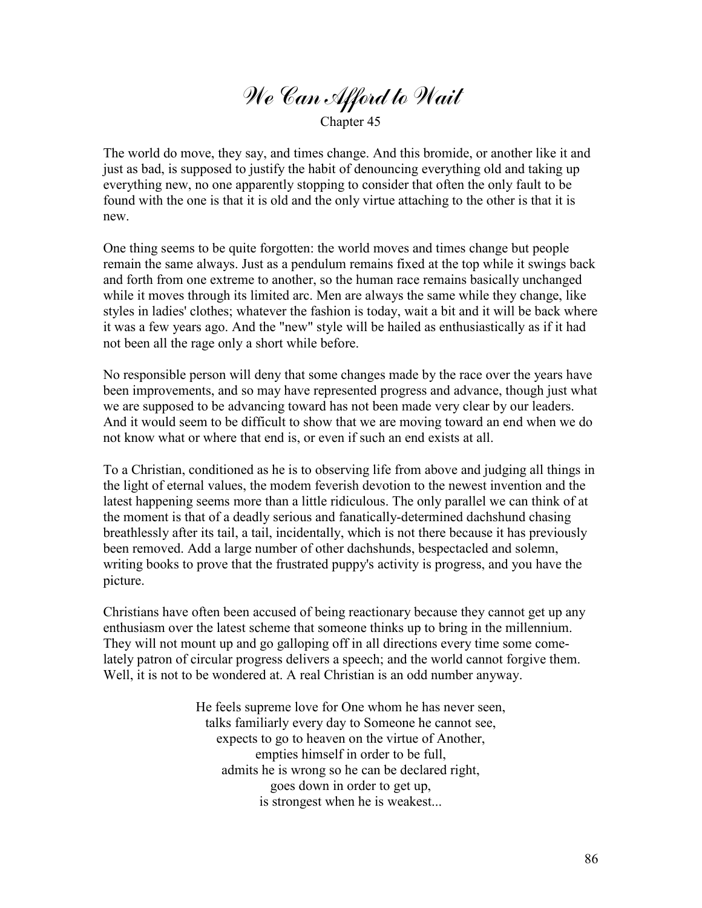# We Can Afford to Wait

Chapter 45

The world do move, they say, and times change. And this bromide, or another like it and just as bad, is supposed to justify the habit of denouncing everything old and taking up everything new, no one apparently stopping to consider that often the only fault to be found with the one is that it is old and the only virtue attaching to the other is that it is new.

One thing seems to be quite forgotten: the world moves and times change but people remain the same always. Just as a pendulum remains fixed at the top while it swings back and forth from one extreme to another, so the human race remains basically unchanged while it moves through its limited arc. Men are always the same while they change, like styles in ladies' clothes; whatever the fashion is today, wait a bit and it will be back where it was a few years ago. And the "new" style will be hailed as enthusiastically as if it had not been all the rage only a short while before.

No responsible person will deny that some changes made by the race over the years have been improvements, and so may have represented progress and advance, though just what we are supposed to be advancing toward has not been made very clear by our leaders. And it would seem to be difficult to show that we are moving toward an end when we do not know what or where that end is, or even if such an end exists at all.

To a Christian, conditioned as he is to observing life from above and judging all things in the light of eternal values, the modem feverish devotion to the newest invention and the latest happening seems more than a little ridiculous. The only parallel we can think of at the moment is that of a deadly serious and fanatically-determined dachshund chasing breathlessly after its tail, a tail, incidentally, which is not there because it has previously been removed. Add a large number of other dachshunds, bespectacled and solemn, writing books to prove that the frustrated puppy's activity is progress, and you have the picture.

Christians have often been accused of being reactionary because they cannot get up any enthusiasm over the latest scheme that someone thinks up to bring in the millennium. They will not mount up and go galloping off in all directions every time some come-lately patron of circular progress delivers a speech; and the world cannot forgive them. Well, it is not to be wondered at. A real Christian is an odd number anyway.

He feels supreme love for One whom he has never seen,  
talks familiarly every day to Someone he cannot see,  
expects to go to heaven on the virtue of Another,  
empties himself in order to be full,  
admits he is wrong so he can be declared right,  
goes down in order to get up,  
is strongest when he is weakest...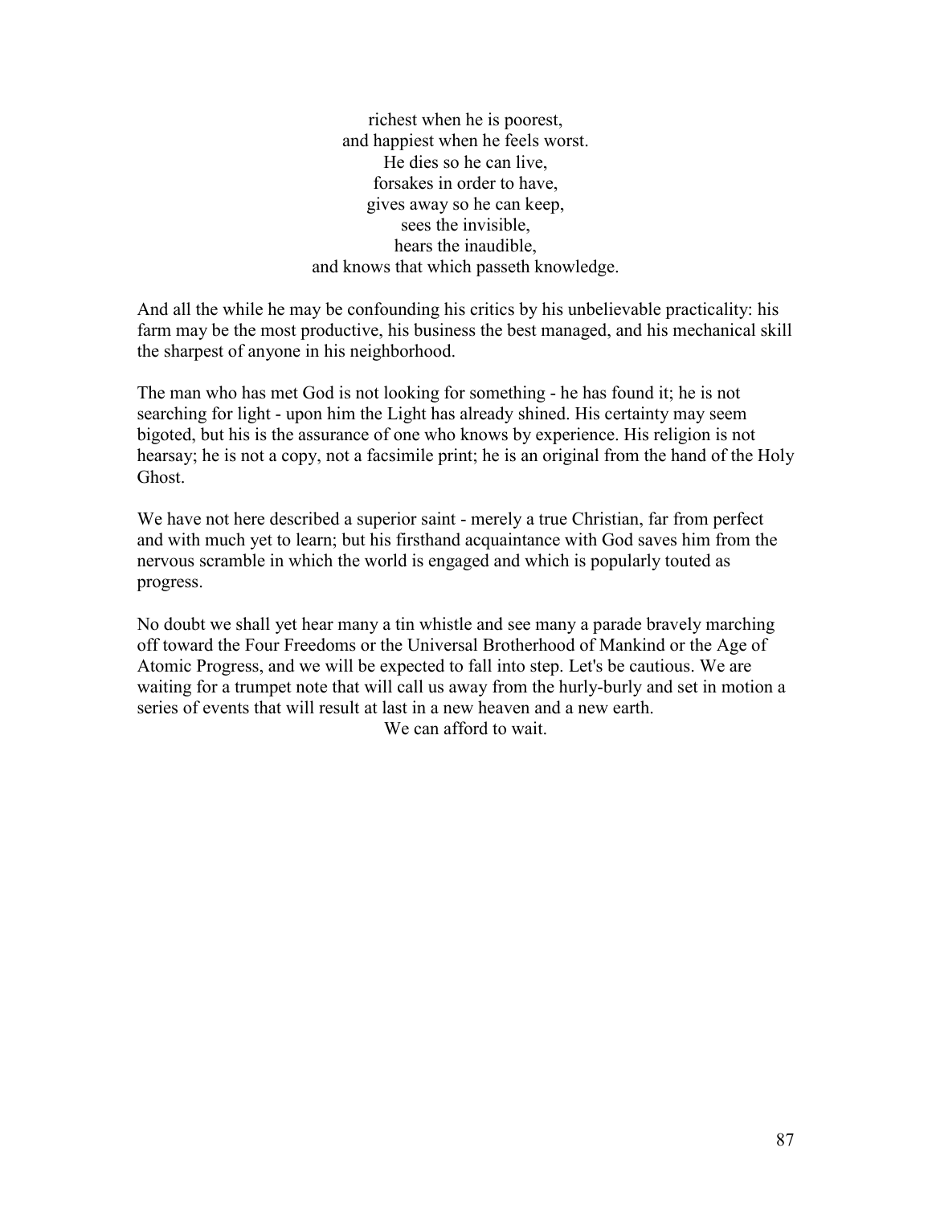richest when he is poorest,  
and happiest when he feels worst.  
He dies so he can live,  
forsakes in order to have,  
gives away so he can keep,  
sees the invisible,  
hears the inaudible,  
and knows that which passeth knowledge.

And all the while he may be confounding his critics by his unbelievable practicality: his farm may be the most productive, his business the best managed, and his mechanical skill the sharpest of anyone in his neighborhood.

The man who has met God is not looking for something - he has found it; he is not searching for light - upon him the Light has already shined. His certainty may seem bigoted, but his is the assurance of one who knows by experience. His religion is not hearsay; he is not a copy, not a facsimile print; he is an original from the hand of the Holy Ghost.

We have not here described a superior saint - merely a true Christian, far from perfect and with much yet to learn; but his firsthand acquaintance with God saves him from the nervous scramble in which the world is engaged and which is popularly touted as progress.

No doubt we shall yet hear many a tin whistle and see many a parade bravely marching off toward the Four Freedoms or the Universal Brotherhood of Mankind or the Age of Atomic Progress, and we will be expected to fall into step. Let's be cautious. We are waiting for a trumpet note that will call us away from the hurly-burly and set in motion a series of events that will result at last in a new heaven and a new earth.

We can afford to wait.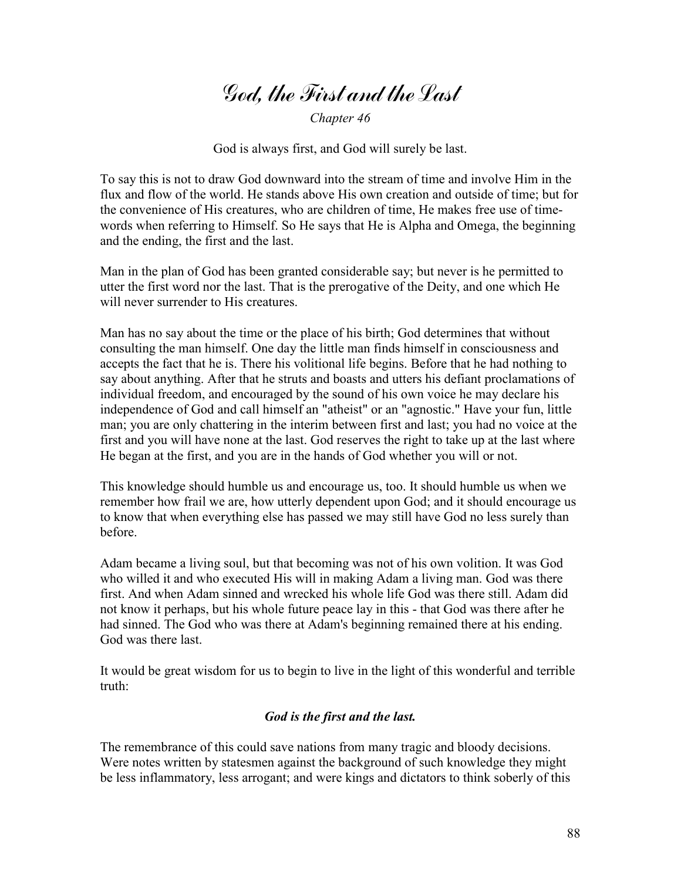# God, the First and the Last

*Chapter 46*

God is always first, and God will surely be last.

To say this is not to draw God downward into the stream of time and involve Him in the flux and flow of the world. He stands above His own creation and outside of time; but for the convenience of His creatures, who are children of time, He makes free use of time-words when referring to Himself. So He says that He is Alpha and Omega, the beginning and the ending, the first and the last.

Man in the plan of God has been granted considerable say; but never is he permitted to utter the first word nor the last. That is the prerogative of the Deity, and one which He will never surrender to His creatures.

Man has no say about the time or the place of his birth; God determines that without consulting the man himself. One day the little man finds himself in consciousness and accepts the fact that he is. There his volitional life begins. Before that he had nothing to say about anything. After that he struts and boasts and utters his defiant proclamations of individual freedom, and encouraged by the sound of his own voice he may declare his independence of God and call himself an "atheist" or an "agnostic." Have your fun, little man; you are only chattering in the interim between first and last; you had no voice at the first and you will have none at the last. God reserves the right to take up at the last where He began at the first, and you are in the hands of God whether you will or not.

This knowledge should humble us and encourage us, too. It should humble us when we remember how frail we are, how utterly dependent upon God; and it should encourage us to know that when everything else has passed we may still have God no less surely than before.

Adam became a living soul, but that becoming was not of his own volition. It was God who willed it and who executed His will in making Adam a living man. God was there first. And when Adam sinned and wrecked his whole life God was there still. Adam did not know it perhaps, but his whole future peace lay in this - that God was there after he had sinned. The God who was there at Adam's beginning remained there at his ending. God was there last.

It would be great wisdom for us to begin to live in the light of this wonderful and terrible truth:

***God is the first and the last.***

The remembrance of this could save nations from many tragic and bloody decisions. Were notes written by statesmen against the background of such knowledge they might be less inflammatory, less arrogant; and were kings and dictators to think soberly of this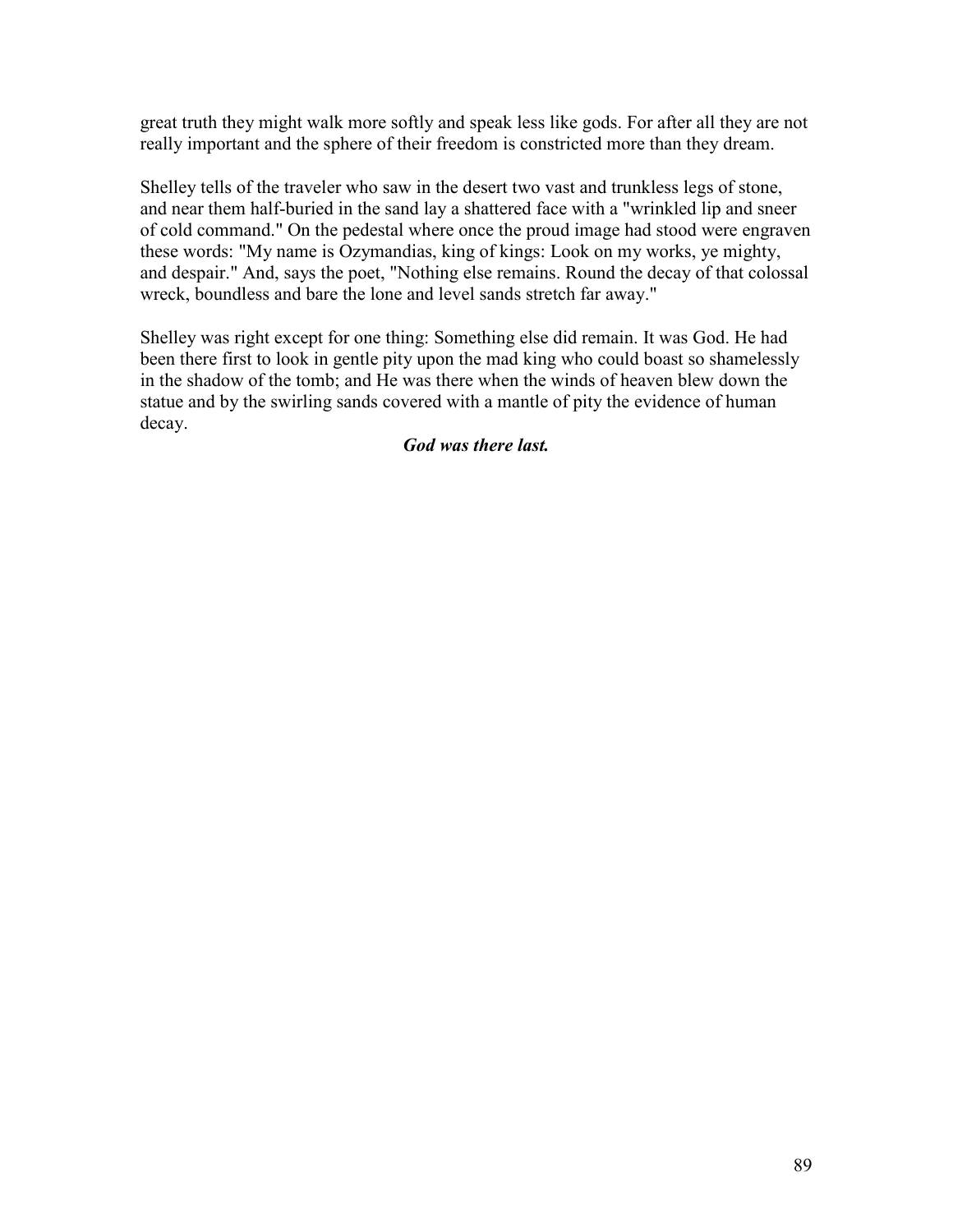great truth they might walk more softly and speak less like gods. For after all they are not really important and the sphere of their freedom is constricted more than they dream.

Shelley tells of the traveler who saw in the desert two vast and trunkless legs of stone, and near them half-buried in the sand lay a shattered face with a "wrinkled lip and sneer of cold command." On the pedestal where once the proud image had stood were engraven these words: "My name is Ozymandias, king of kings: Look on my works, ye mighty, and despair." And, says the poet, "Nothing else remains. Round the decay of that colossal wreck, boundless and bare the lone and level sands stretch far away."

Shelley was right except for one thing: Something else did remain. It was God. He had been there first to look in gentle pity upon the mad king who could boast so shamelessly in the shadow of the tomb; and He was there when the winds of heaven blew down the statue and by the swirling sands covered with a mantle of pity the evidence of human decay.

***God was there last.***